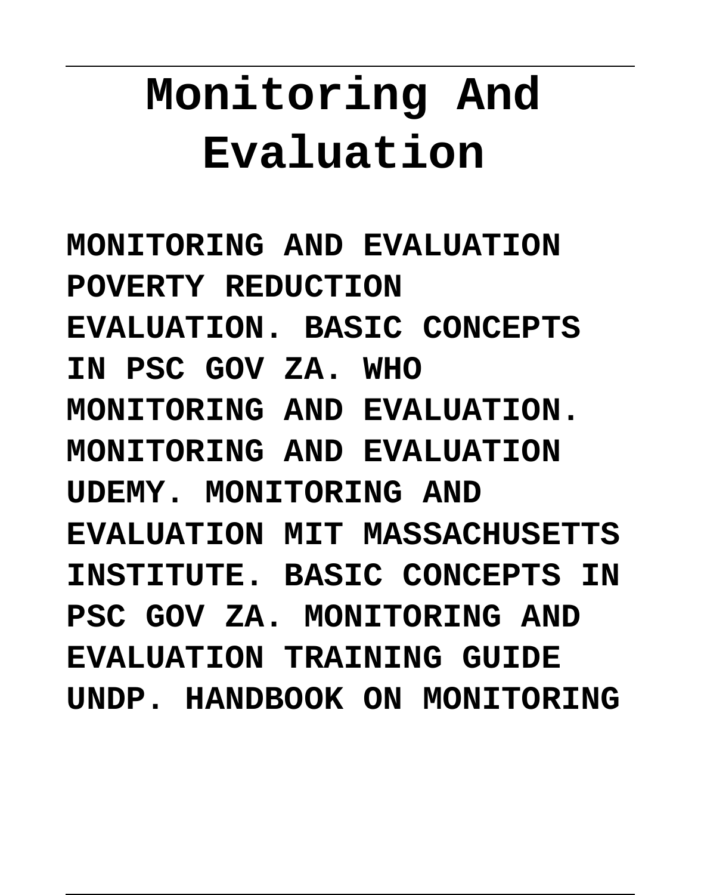# Monitoring And Evaluation

**MONITORING AND EVALUATION POVERTY REDUCTION EVALUATION. BASIC CONCEPTS IN PSC GOV ZA. WHO MONITORING AND EVALUATION. MONITORING AND EVALUATION UDEMY. MONITORING AND EVALUATION MIT MASSACHUSETTS INSTITUTE. BASIC CONCEPTS IN PSC GOV ZA. MONITORING AND EVALUATION TRAINING GUIDE UNDP. HANDBOOK ON MONITORING**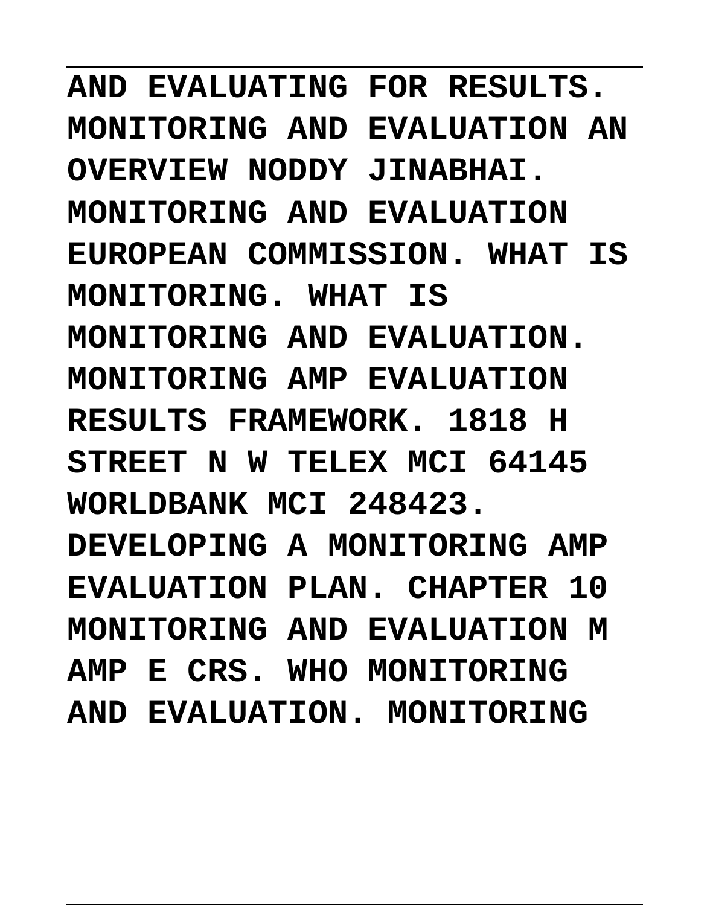**AND EVALUATING FOR RESULTS. MONITORING AND EVALUATION AN OVERVIEW NODDY JINABHAI. MONITORING AND EVALUATION EUROPEAN COMMISSION. WHAT IS MONITORING. WHAT IS MONITORING AND EVALUATION. MONITORING AMP EVALUATION RESULTS FRAMEWORK. 1818 H STREET N W TELEX MCI 64145 WORLDBANK MCI 248423. DEVELOPING A MONITORING AMP EVALUATION PLAN. CHAPTER 10 MONITORING AND EVALUATION M AMP E CRS. WHO MONITORING AND EVALUATION. MONITORING**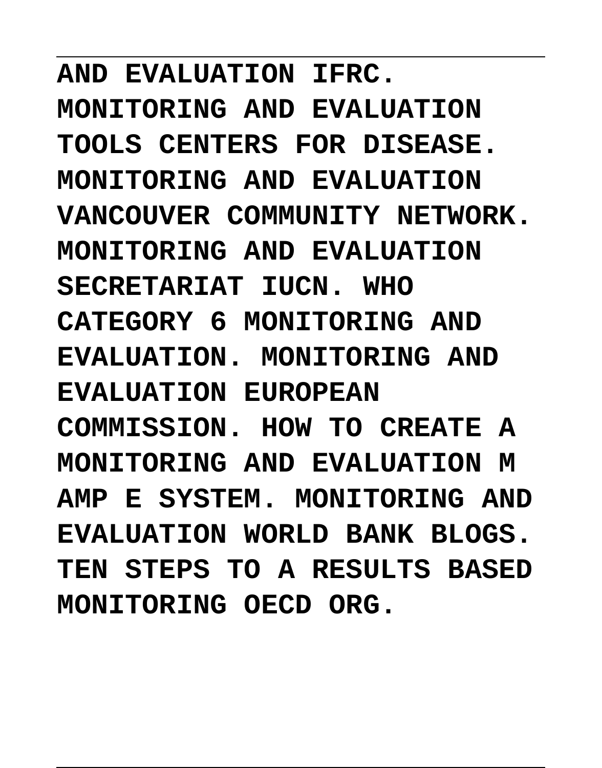**AND EVALUATION IFRC. MONITORING AND EVALUATION TOOLS CENTERS FOR DISEASE. MONITORING AND EVALUATION VANCOUVER COMMUNITY NETWORK. MONITORING AND EVALUATION SECRETARIAT IUCN. WHO CATEGORY 6 MONITORING AND EVALUATION. MONITORING AND EVALUATION EUROPEAN COMMISSION. HOW TO CREATE A MONITORING AND EVALUATION M AMP E SYSTEM. MONITORING AND EVALUATION WORLD BANK BLOGS. TEN STEPS TO A RESULTS BASED MONITORING OECD ORG.**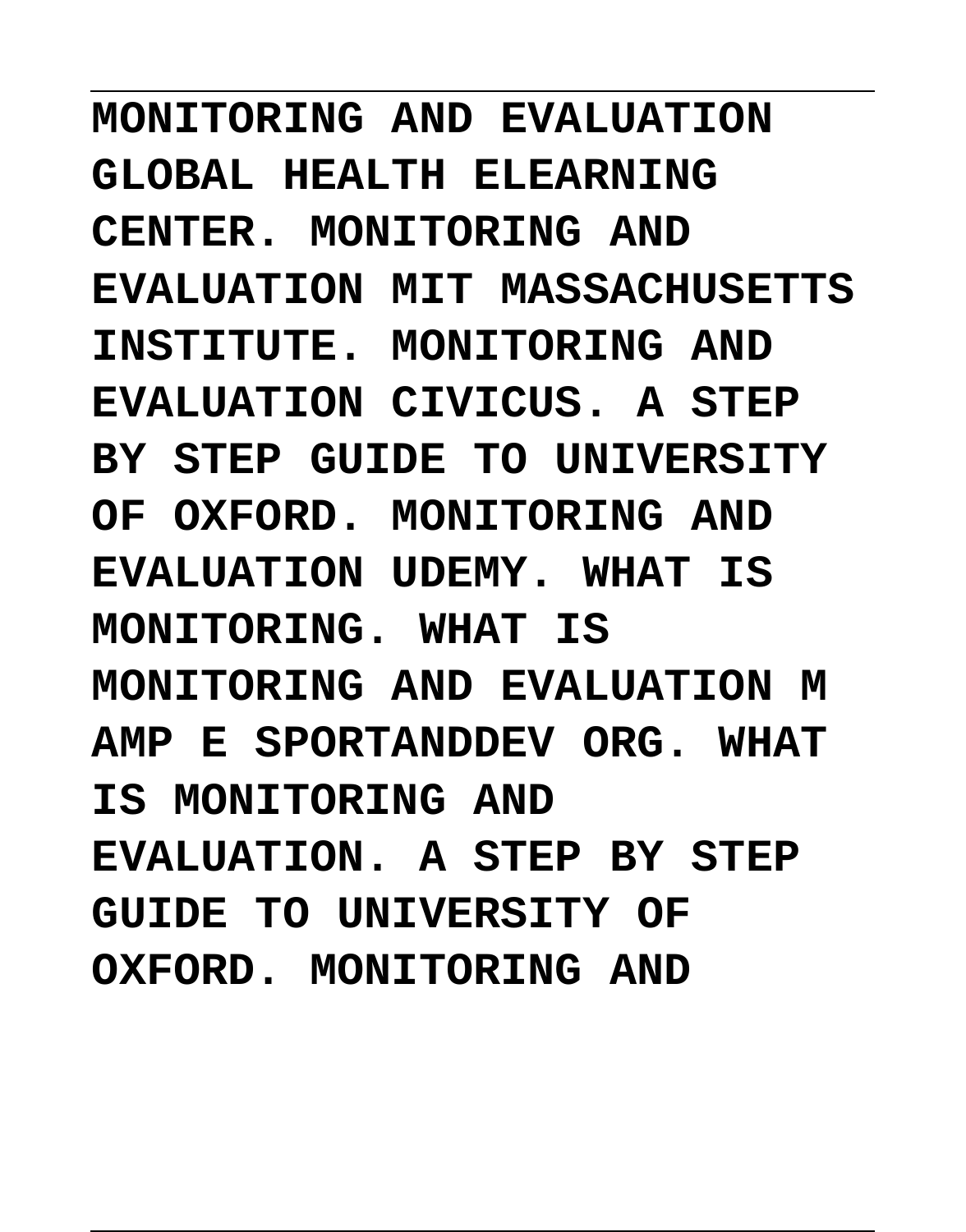**MONITORING AND EVALUATION GLOBAL HEALTH ELEARNING CENTER. MONITORING AND EVALUATION MIT MASSACHUSETTS INSTITUTE. MONITORING AND EVALUATION CIVICUS. A STEP BY STEP GUIDE TO UNIVERSITY OF OXFORD. MONITORING AND EVALUATION UDEMY. WHAT IS MONITORING. WHAT IS MONITORING AND EVALUATION M AMP E SPORTANDDEV ORG. WHAT IS MONITORING AND EVALUATION. A STEP BY STEP GUIDE TO UNIVERSITY OF OXFORD. MONITORING AND**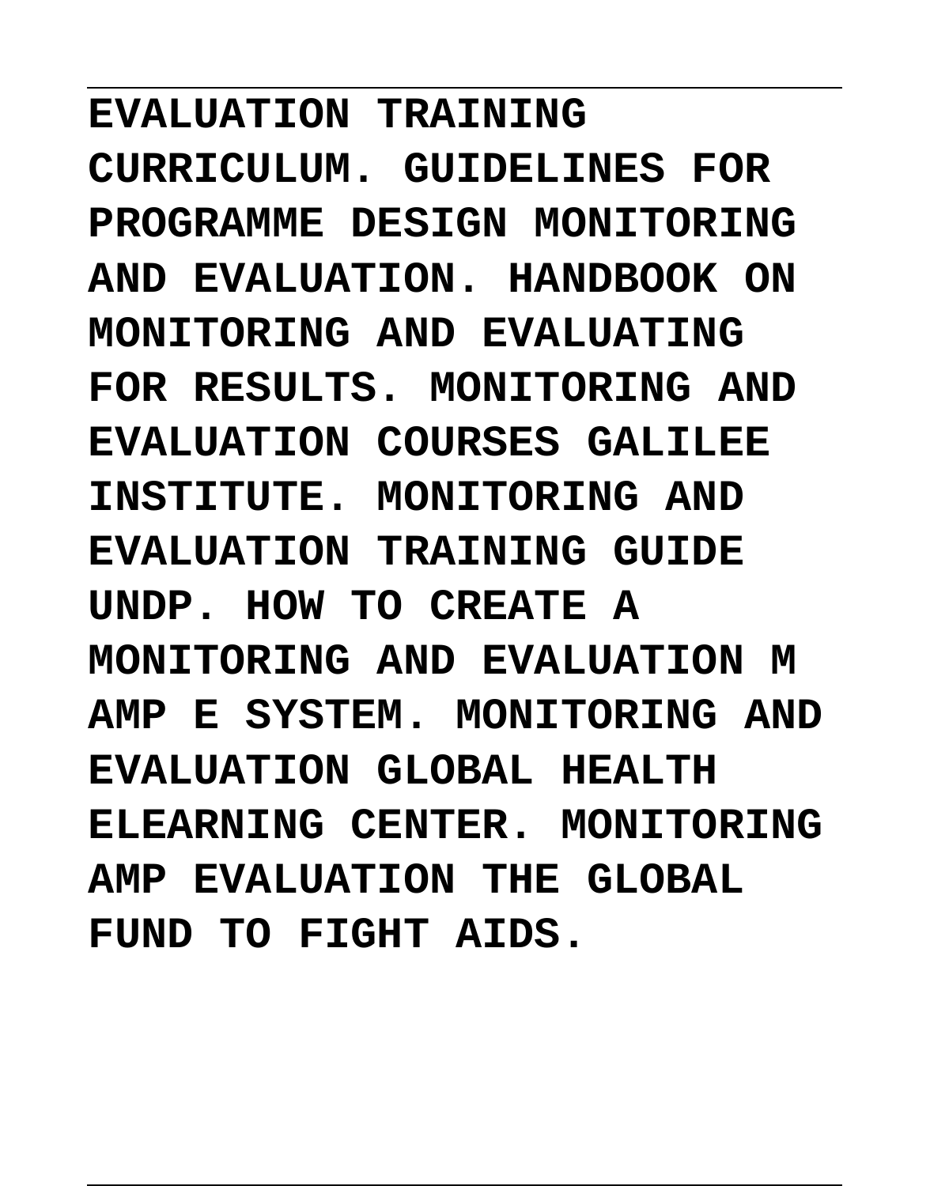**EVALUATION TRAINING CURRICULUM. GUIDELINES FOR PROGRAMME DESIGN MONITORING AND EVALUATION. HANDBOOK ON MONITORING AND EVALUATING FOR RESULTS. MONITORING AND EVALUATION COURSES GALILEE INSTITUTE. MONITORING AND EVALUATION TRAINING GUIDE UNDP. HOW TO CREATE A MONITORING AND EVALUATION M AMP E SYSTEM. MONITORING AND EVALUATION GLOBAL HEALTH ELEARNING CENTER. MONITORING AMP EVALUATION THE GLOBAL FUND TO FIGHT AIDS.**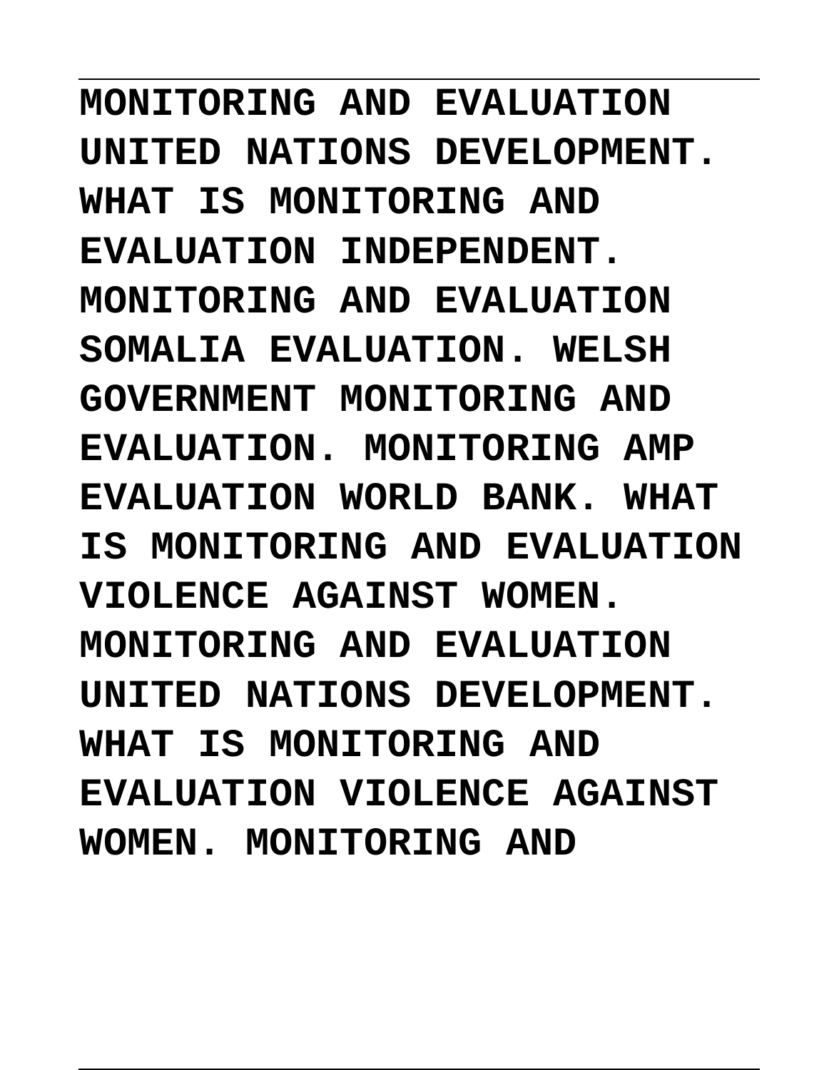**MONITORING AND EVALUATION UNITED NATIONS DEVELOPMENT. WHAT IS MONITORING AND EVALUATION INDEPENDENT. MONITORING AND EVALUATION SOMALIA EVALUATION. WELSH GOVERNMENT MONITORING AND EVALUATION. MONITORING AMP EVALUATION WORLD BANK. WHAT IS MONITORING AND EVALUATION VIOLENCE AGAINST WOMEN. MONITORING AND EVALUATION UNITED NATIONS DEVELOPMENT. WHAT IS MONITORING AND EVALUATION VIOLENCE AGAINST WOMEN. MONITORING AND**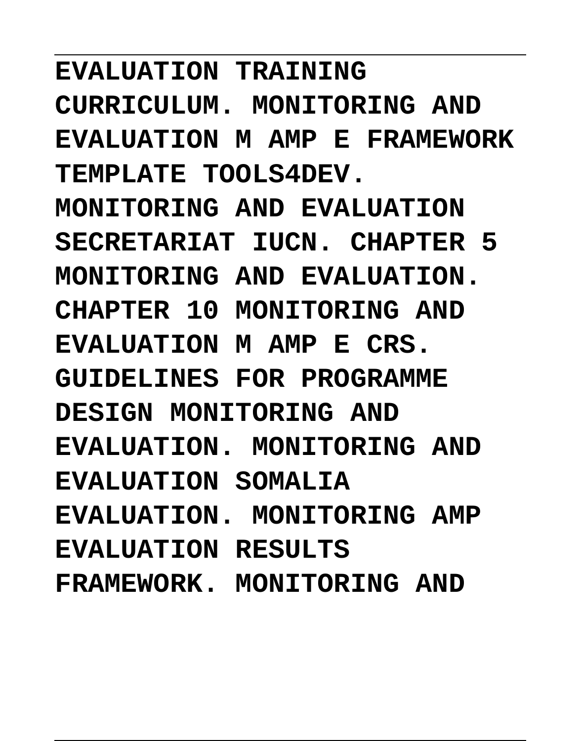**EVALUATION TRAINING CURRICULUM. MONITORING AND EVALUATION M AMP E FRAMEWORK TEMPLATE TOOLS4DEV. MONITORING AND EVALUATION SECRETARIAT IUCN. CHAPTER 5 MONITORING AND EVALUATION. CHAPTER 10 MONITORING AND EVALUATION M AMP E CRS. GUIDELINES FOR PROGRAMME DESIGN MONITORING AND EVALUATION. MONITORING AND EVALUATION SOMALIA EVALUATION. MONITORING AMP EVALUATION RESULTS FRAMEWORK. MONITORING AND**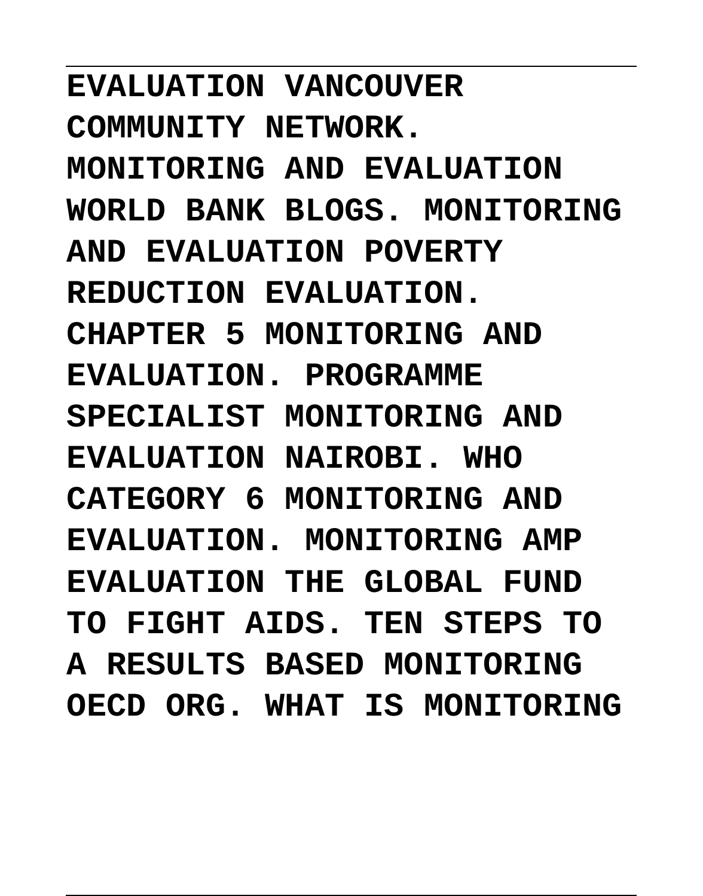**EVALUATION VANCOUVER COMMUNITY NETWORK. MONITORING AND EVALUATION WORLD BANK BLOGS. MONITORING AND EVALUATION POVERTY REDUCTION EVALUATION. CHAPTER 5 MONITORING AND EVALUATION. PROGRAMME SPECIALIST MONITORING AND EVALUATION NAIROBI. WHO CATEGORY 6 MONITORING AND EVALUATION. MONITORING AMP EVALUATION THE GLOBAL FUND TO FIGHT AIDS. TEN STEPS TO A RESULTS BASED MONITORING OECD ORG. WHAT IS MONITORING**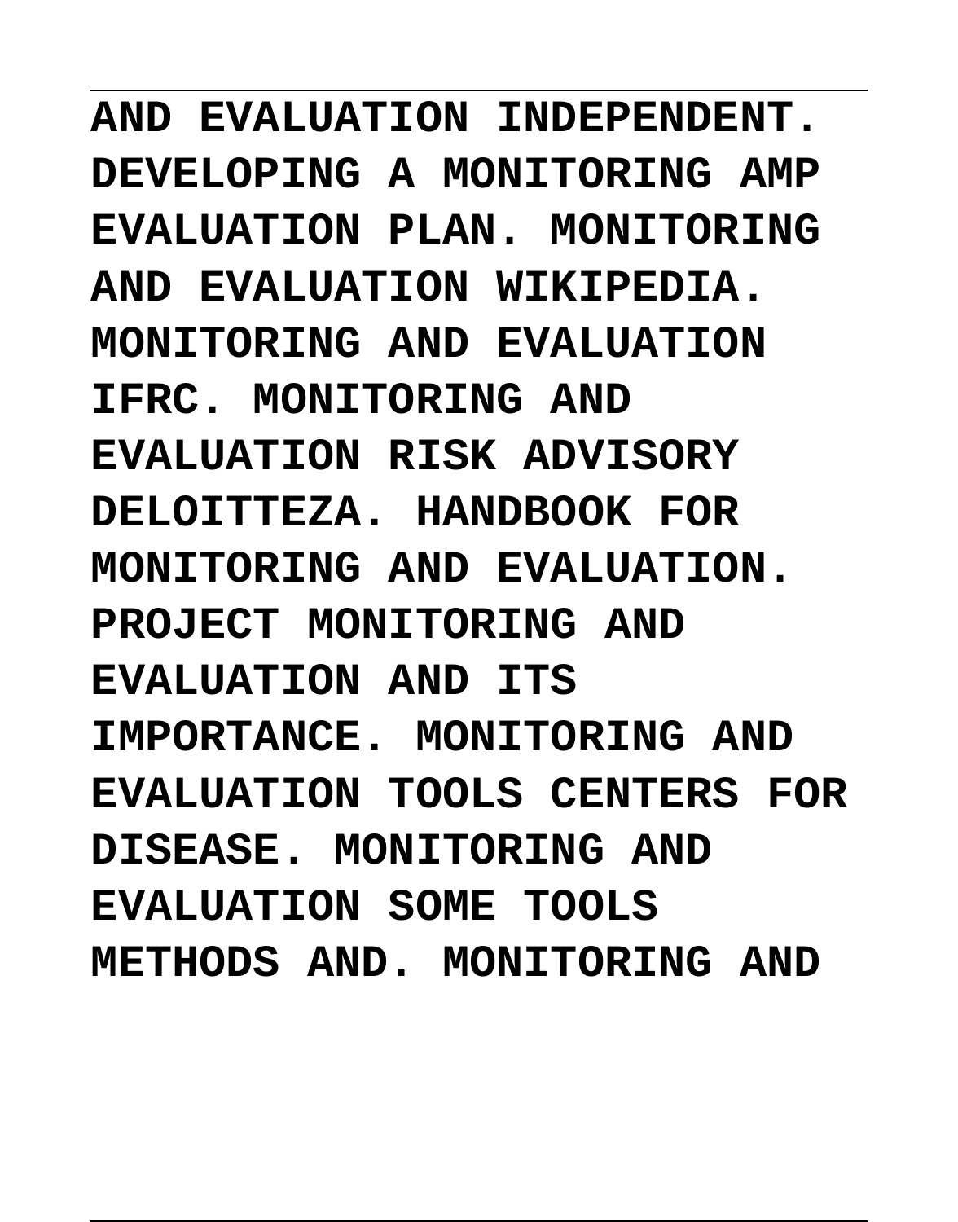**AND EVALUATION INDEPENDENT. DEVELOPING A MONITORING AMP EVALUATION PLAN. MONITORING AND EVALUATION WIKIPEDIA. MONITORING AND EVALUATION IFRC. MONITORING AND EVALUATION RISK ADVISORY DELOITTEZA. HANDBOOK FOR MONITORING AND EVALUATION. PROJECT MONITORING AND EVALUATION AND ITS IMPORTANCE. MONITORING AND EVALUATION TOOLS CENTERS FOR DISEASE. MONITORING AND EVALUATION SOME TOOLS METHODS AND. MONITORING AND**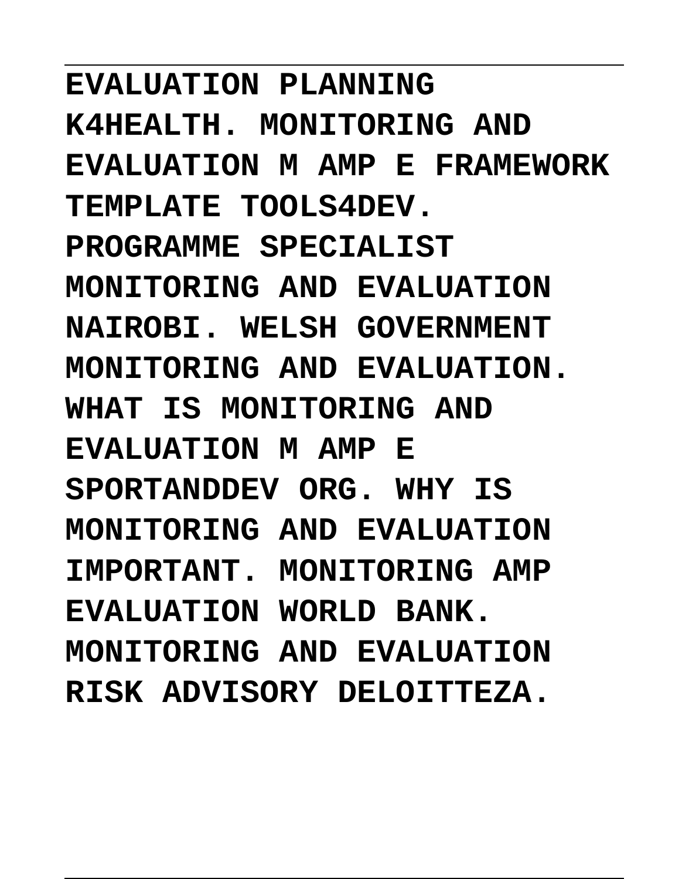**EVALUATION PLANNING K4HEALTH. MONITORING AND EVALUATION M AMP E FRAMEWORK TEMPLATE TOOLS4DEV. PROGRAMME SPECIALIST MONITORING AND EVALUATION NAIROBI. WELSH GOVERNMENT MONITORING AND EVALUATION. WHAT IS MONITORING AND EVALUATION M AMP E SPORTANDDEV ORG. WHY IS MONITORING AND EVALUATION IMPORTANT. MONITORING AMP EVALUATION WORLD BANK. MONITORING AND EVALUATION RISK ADVISORY DELOITTEZA.**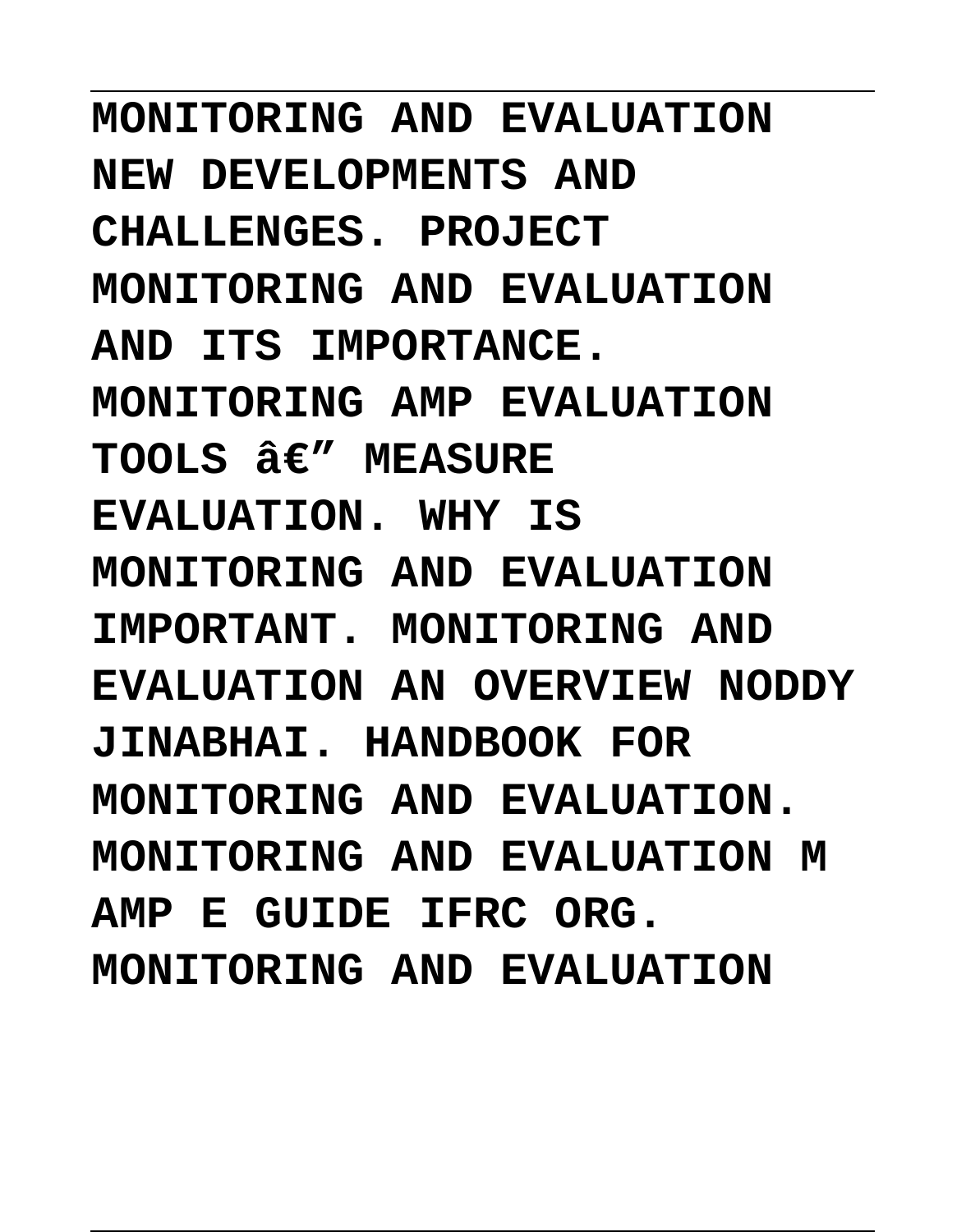**MONITORING AND EVALUATION NEW DEVELOPMENTS AND CHALLENGES. PROJECT MONITORING AND EVALUATION AND ITS IMPORTANCE. MONITORING AMP EVALUATION TOOLS â€" MEASURE EVALUATION. WHY IS MONITORING AND EVALUATION IMPORTANT. MONITORING AND EVALUATION AN OVERVIEW NODDY JINABHAI. HANDBOOK FOR MONITORING AND EVALUATION. MONITORING AND EVALUATION M AMP E GUIDE IFRC ORG. MONITORING AND EVALUATION**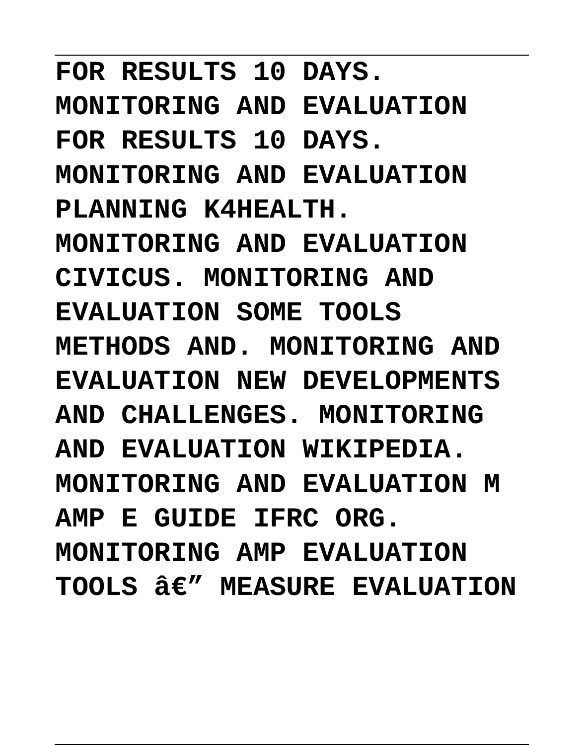FOR RESULTS 10 DAYS. MONITORING AND EVALUATION FOR RESULTS 10 DAYS. MONITORING AND EVALUATION PLANNING K4HEALTH. MONITORING AND EVALUATION CIVICUS. MONITORING AND EVALUATION SOME TOOLS METHODS AND. MONITORING AND EVALUATION NEW DEVELOPMENTS AND CHALLENGES. MONITORING AND EVALUATION WIKIPEDIA. MONITORING AND EVALUATION M AMP E GUIDE IFRC ORG. MONITORING AMP EVALUATION TOOLS â€" MEASURE EVALUATION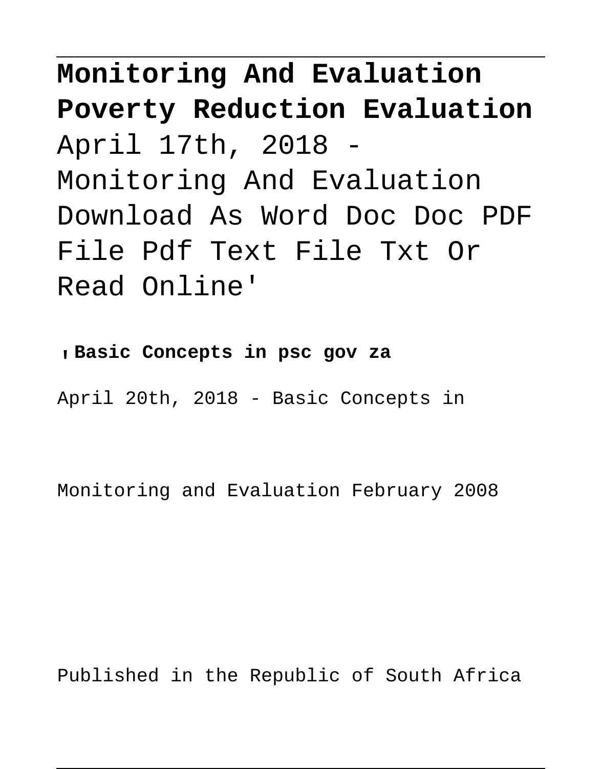**Monitoring And Evaluation Poverty Reduction Evaluation**
April 17th, 2018 - Monitoring And Evaluation Download As Word Doc Doc PDF File Pdf Text File Txt Or Read Online'

'**Basic Concepts in psc gov za**

April 20th, 2018 - Basic Concepts in

Monitoring and Evaluation February 2008

Published in the Republic of South Africa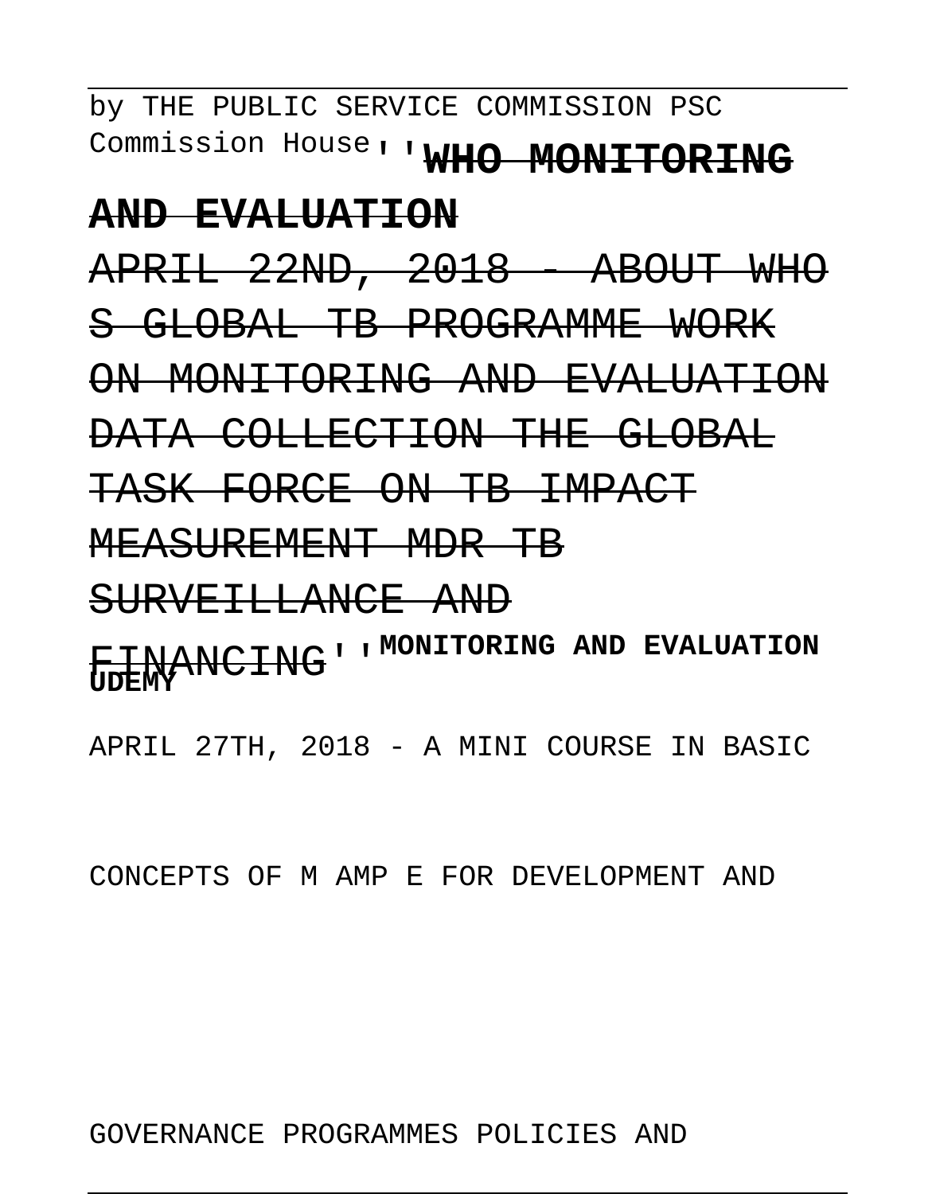by THE PUBLIC SERVICE COMMISSION PSC Commission House''**WHO MONITORING AND EVALUATION**

APRIL 22ND, 2018 - ABOUT WHO S GLOBAL TB PROGRAMME WORK ON MONITORING AND EVALUATION DATA COLLECTION THE GLOBAL TASK FORCE ON TB IMPACT MEASUREMENT MDR TB SURVEILLANCE AND FINANCING''**MONITORING AND EVALUATION UDEMY**

APRIL 27TH, 2018 - A MINI COURSE IN BASIC CONCEPTS OF M AMP E FOR DEVELOPMENT AND GOVERNANCE PROGRAMMES POLICIES AND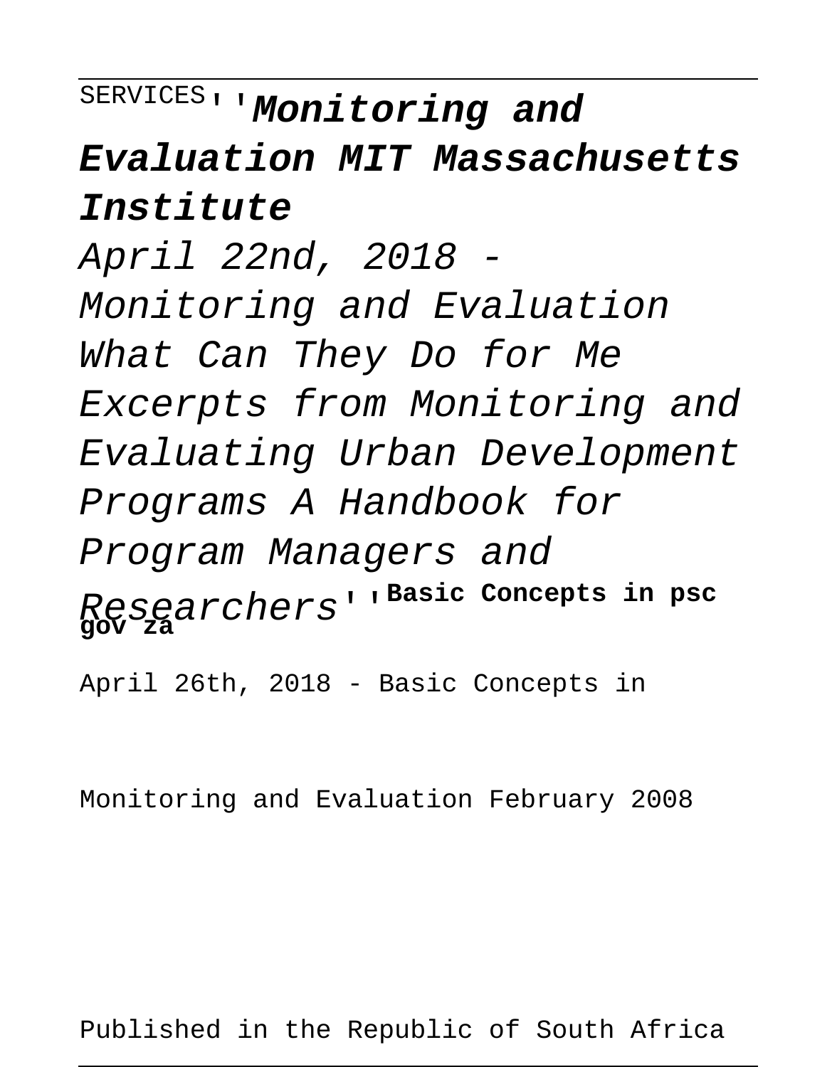SERVICES''**_Monitoring and Evaluation MIT Massachusetts Institute_**

*April 22nd, 2018 - Monitoring and Evaluation What Can They Do for Me Excerpts from Monitoring and Evaluating Urban Development Programs A Handbook for Program Managers and Researchers*''**Basic Concepts in psc gov za**

April 26th, 2018 - Basic Concepts in

Monitoring and Evaluation February 2008

Published in the Republic of South Africa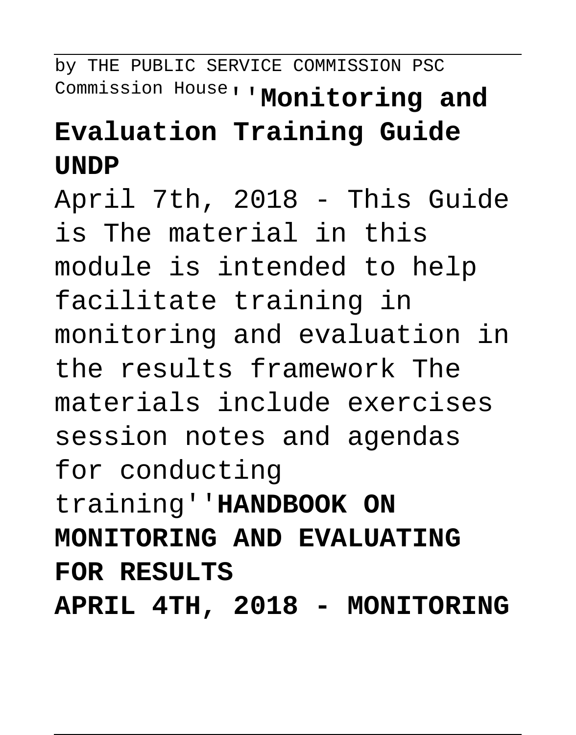by THE PUBLIC SERVICE COMMISSION PSC Commission House''**Monitoring and Evaluation Training Guide UNDP**

April 7th, 2018 - This Guide is The material in this module is intended to help facilitate training in monitoring and evaluation in the results framework The materials include exercises session notes and agendas for conducting training''**HANDBOOK ON MONITORING AND EVALUATING FOR RESULTS**

**APRIL 4TH, 2018 - MONITORING**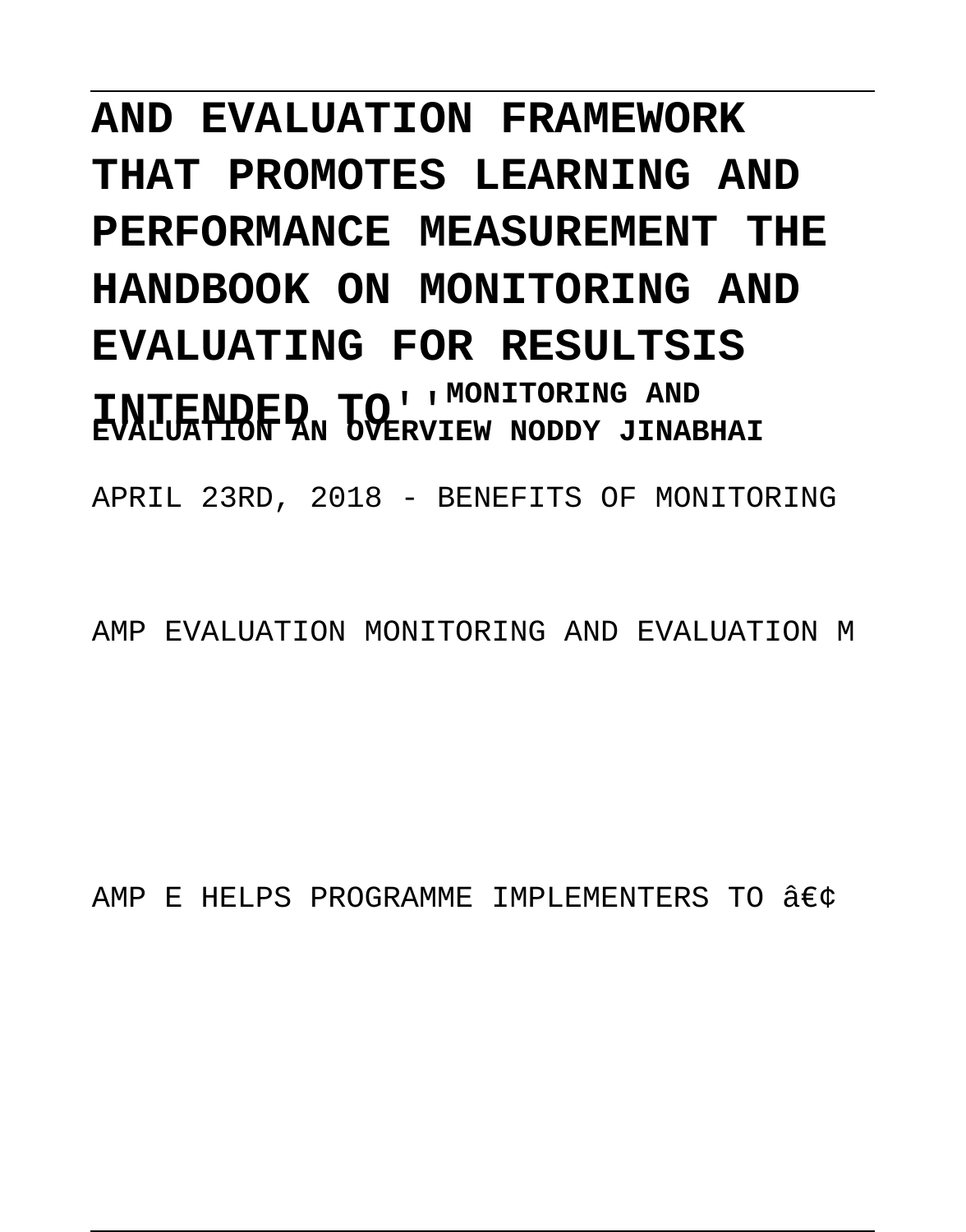**AND EVALUATION FRAMEWORK THAT PROMOTES LEARNING AND PERFORMANCE MEASUREMENT THE HANDBOOK ON MONITORING AND EVALUATING FOR RESULTSIS INTENDED TO**''**MONITORING AND EVALUATION AN OVERVIEW NODDY JINABHAI**

APRIL 23RD, 2018 - BENEFITS OF MONITORING

AMP EVALUATION MONITORING AND EVALUATION M

AMP E HELPS PROGRAMME IMPLEMENTERS TO â€¢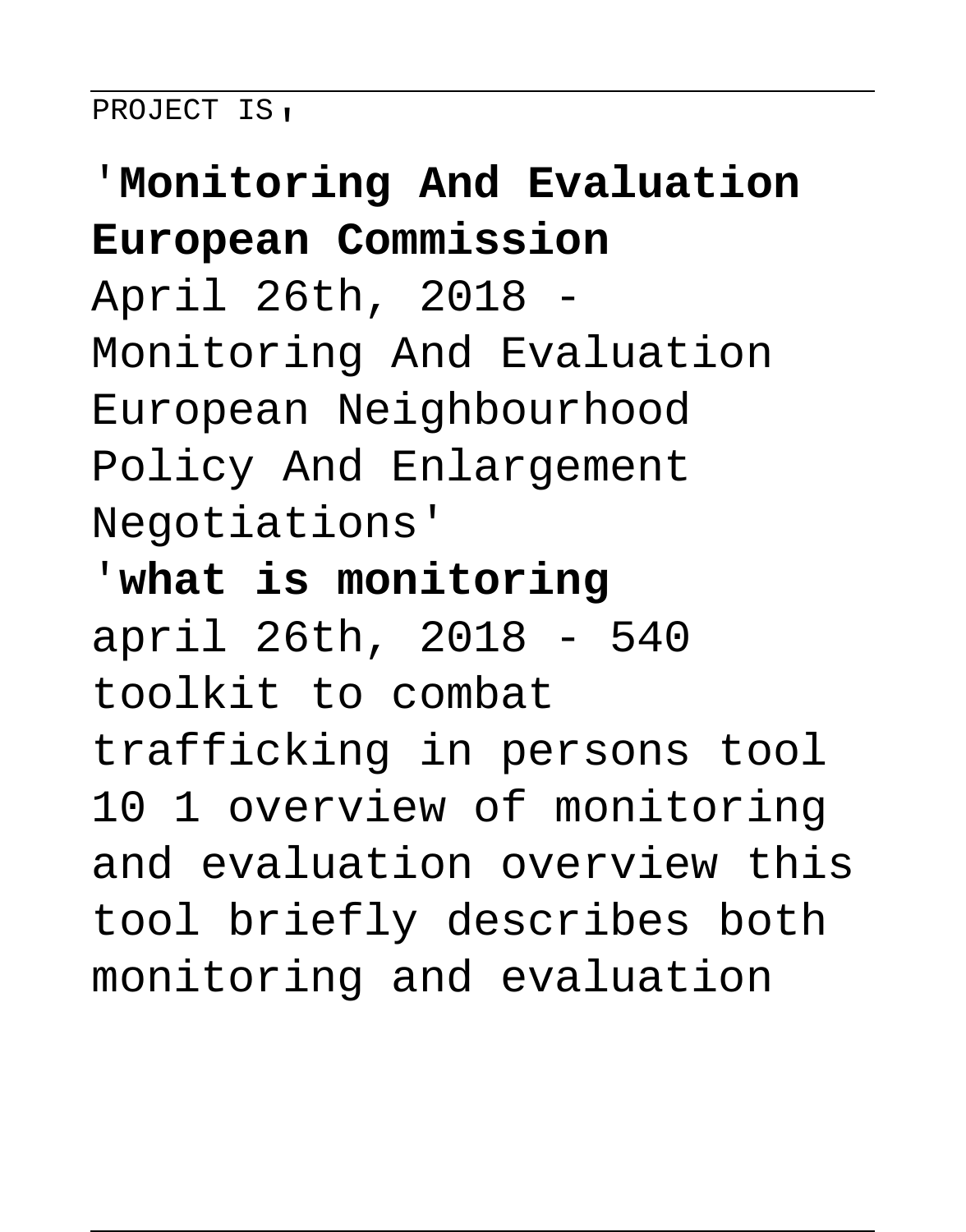PROJECT IS'

'**Monitoring And Evaluation European Commission**

April 26th, 2018 - Monitoring And Evaluation European Neighbourhood Policy And Enlargement Negotiations'

'**what is monitoring**

april 26th, 2018 - 540 toolkit to combat trafficking in persons tool 10 1 overview of monitoring and evaluation overview this tool briefly describes both monitoring and evaluation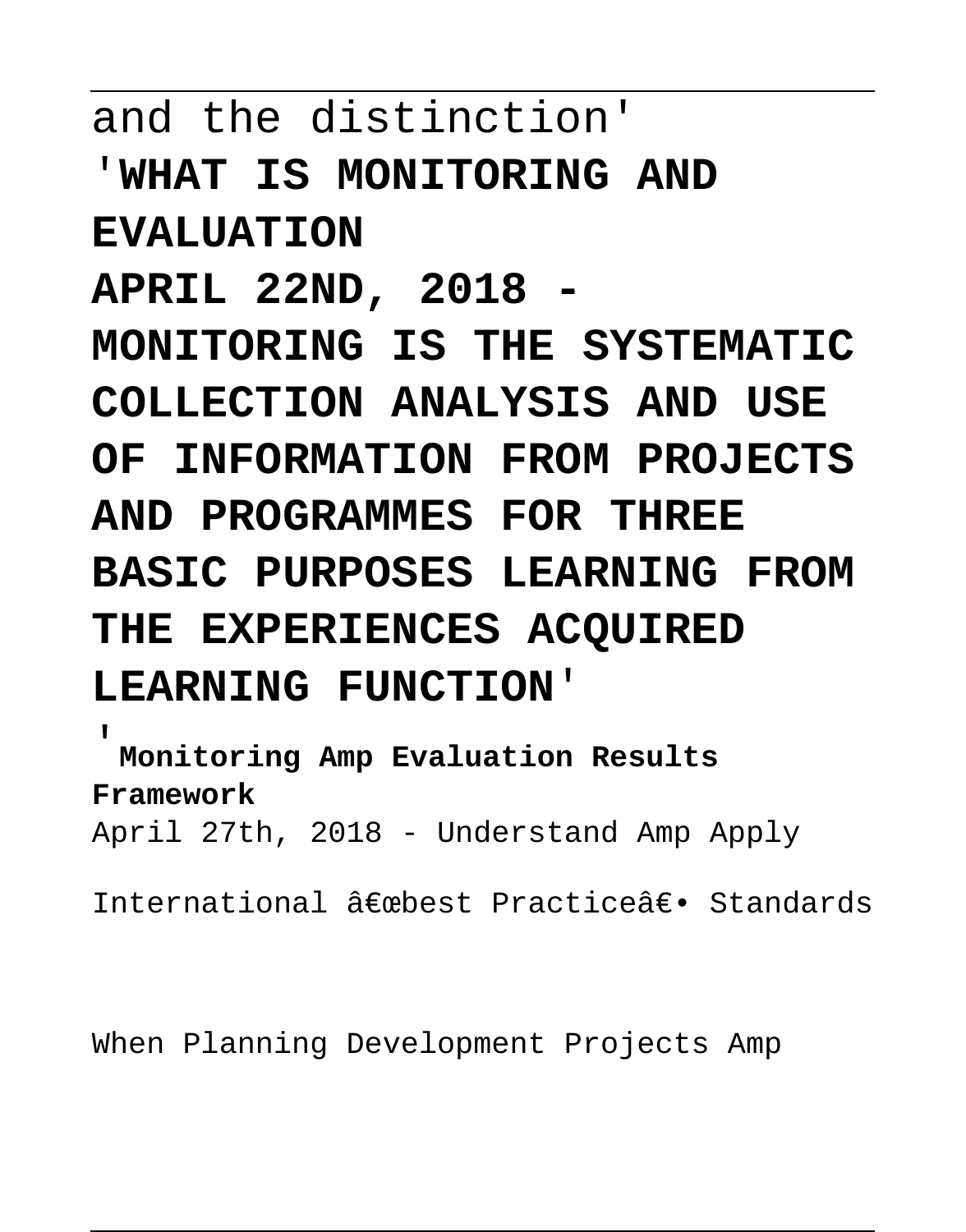and the distinction'

'**WHAT IS MONITORING AND EVALUATION**

**APRIL 22ND, 2018 - MONITORING IS THE SYSTEMATIC COLLECTION ANALYSIS AND USE OF INFORMATION FROM PROJECTS AND PROGRAMMES FOR THREE BASIC PURPOSES LEARNING FROM THE EXPERIENCES ACQUIRED LEARNING FUNCTION**'

'**Monitoring Amp Evaluation Results Framework**

April 27th, 2018 - Understand Amp Apply International â€œbest Practiceâ€• Standards

When Planning Development Projects Amp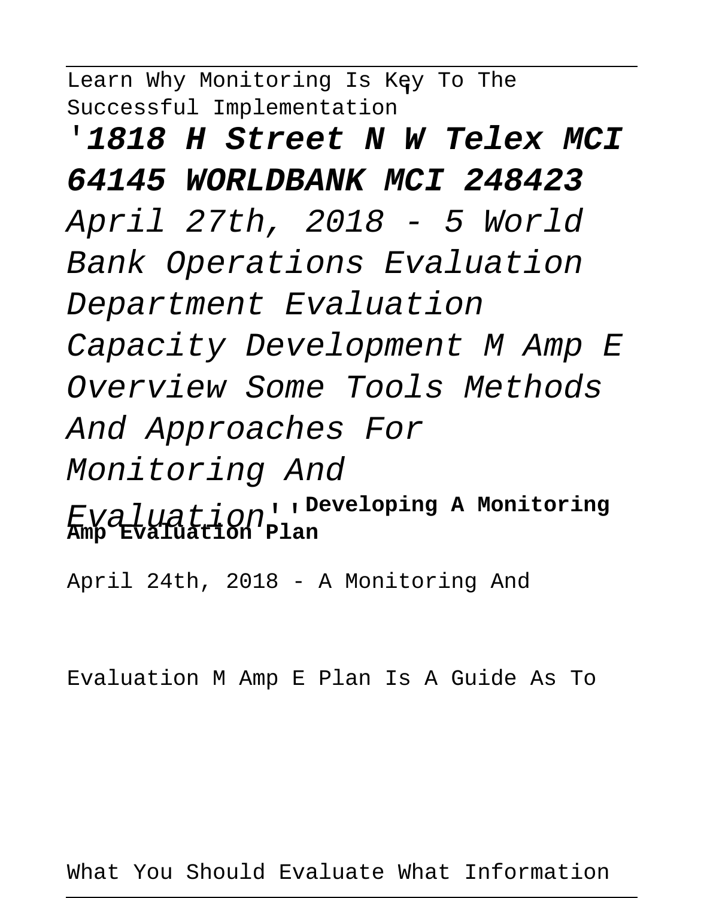Learn Why Monitoring Is Key To The Successful Implementation'

'**1818 H Street N W Telex MCI 64145 WORLDBANK MCI 248423**

*April 27th, 2018 - 5 World Bank Operations Evaluation Department Evaluation Capacity Development M Amp E Overview Some Tools Methods And Approaches For Monitoring And Evaluation*''**Developing A Monitoring Amp Evaluation Plan**

April 24th, 2018 - A Monitoring And Evaluation M Amp E Plan Is A Guide As To What You Should Evaluate What Information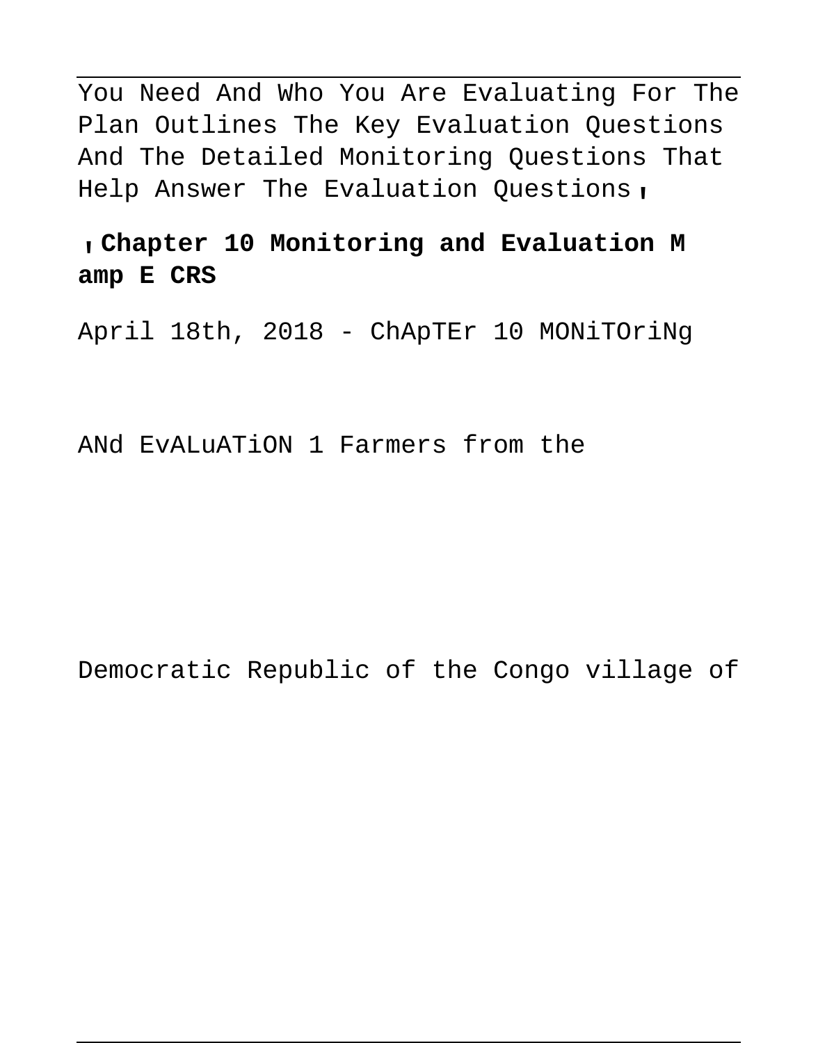You Need And Who You Are Evaluating For The Plan Outlines The Key Evaluation Questions And The Detailed Monitoring Questions That Help Answer The Evaluation Questions'

'**Chapter 10 Monitoring and Evaluation M amp E CRS**

April 18th, 2018 - ChApTEr 10 MONiTOriNg

ANd EvALuATiON 1 Farmers from the

Democratic Republic of the Congo village of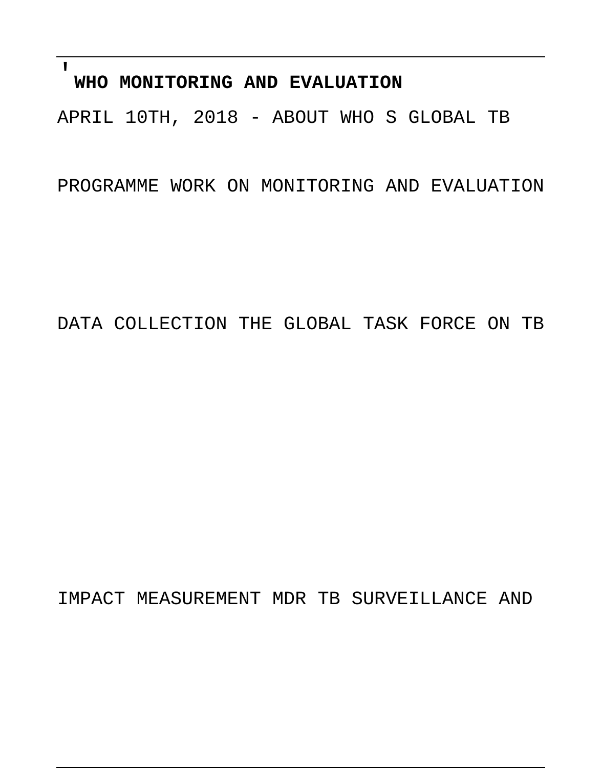'**WHO MONITORING AND EVALUATION**

APRIL 10TH, 2018 - ABOUT WHO S GLOBAL TB

PROGRAMME WORK ON MONITORING AND EVALUATION

DATA COLLECTION THE GLOBAL TASK FORCE ON TB

IMPACT MEASUREMENT MDR TB SURVEILLANCE AND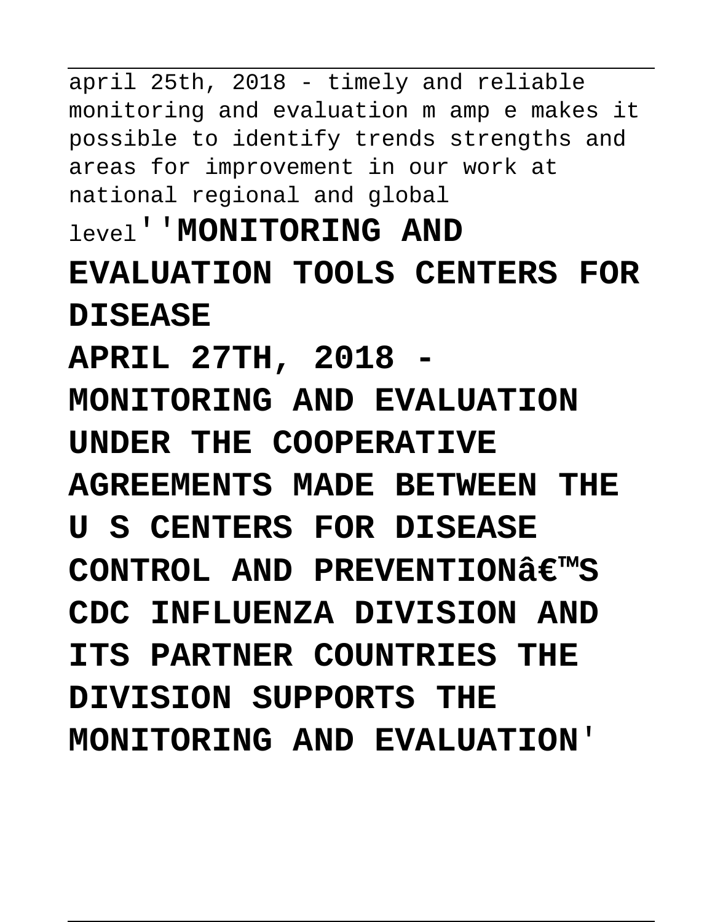april 25th, 2018 - timely and reliable monitoring and evaluation m amp e makes it possible to identify trends strengths and areas for improvement in our work at national regional and global level''**MONITORING AND EVALUATION TOOLS CENTERS FOR DISEASE**

**APRIL 27TH, 2018 - MONITORING AND EVALUATION UNDER THE COOPERATIVE AGREEMENTS MADE BETWEEN THE U S CENTERS FOR DISEASE CONTROL AND PREVENTIONâ€™S CDC INFLUENZA DIVISION AND ITS PARTNER COUNTRIES THE DIVISION SUPPORTS THE MONITORING AND EVALUATION'**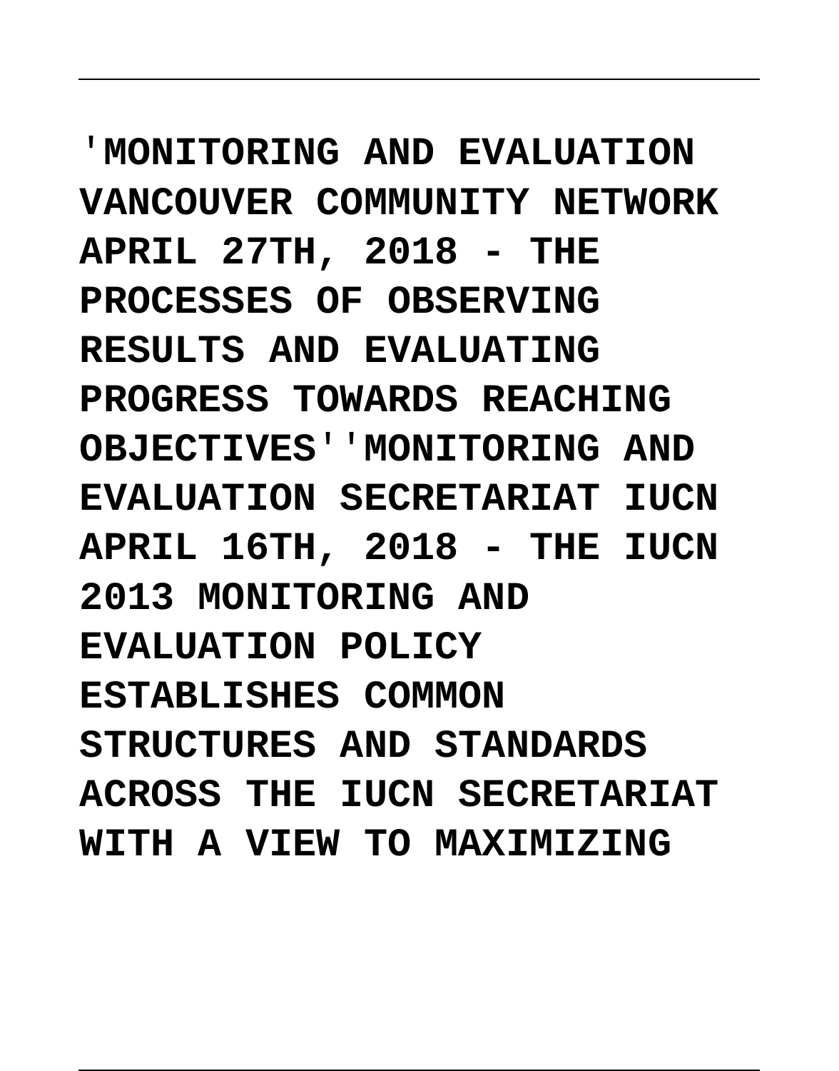**'MONITORING AND EVALUATION VANCOUVER COMMUNITY NETWORK APRIL 27TH, 2018 - THE PROCESSES OF OBSERVING RESULTS AND EVALUATING PROGRESS TOWARDS REACHING OBJECTIVES''MONITORING AND EVALUATION SECRETARIAT IUCN APRIL 16TH, 2018 - THE IUCN 2013 MONITORING AND EVALUATION POLICY ESTABLISHES COMMON STRUCTURES AND STANDARDS ACROSS THE IUCN SECRETARIAT WITH A VIEW TO MAXIMIZING**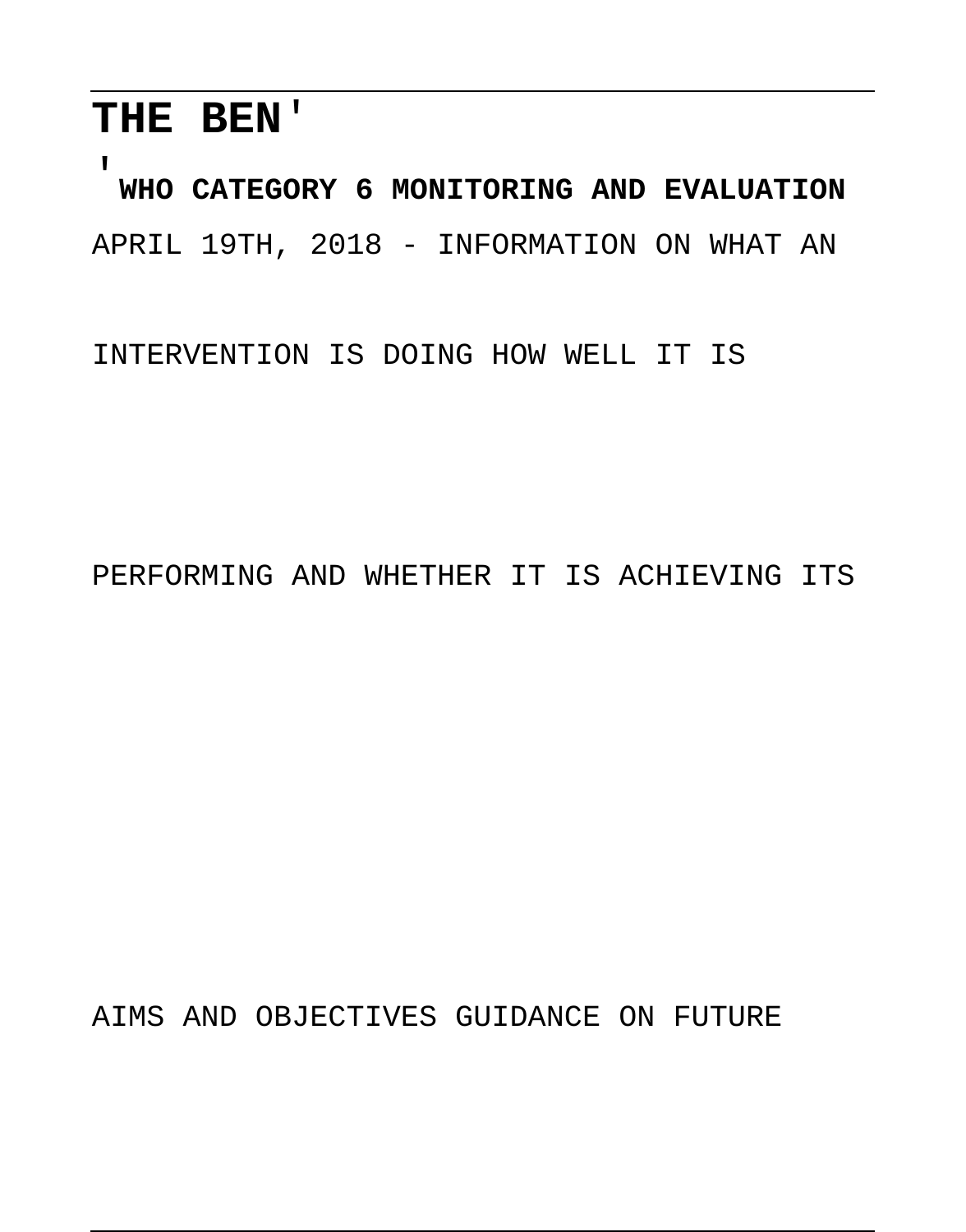## THE BEN'

'**WHO CATEGORY 6 MONITORING AND EVALUATION**

APRIL 19TH, 2018 - INFORMATION ON WHAT AN INTERVENTION IS DOING HOW WELL IT IS PERFORMING AND WHETHER IT IS ACHIEVING ITS AIMS AND OBJECTIVES GUIDANCE ON FUTURE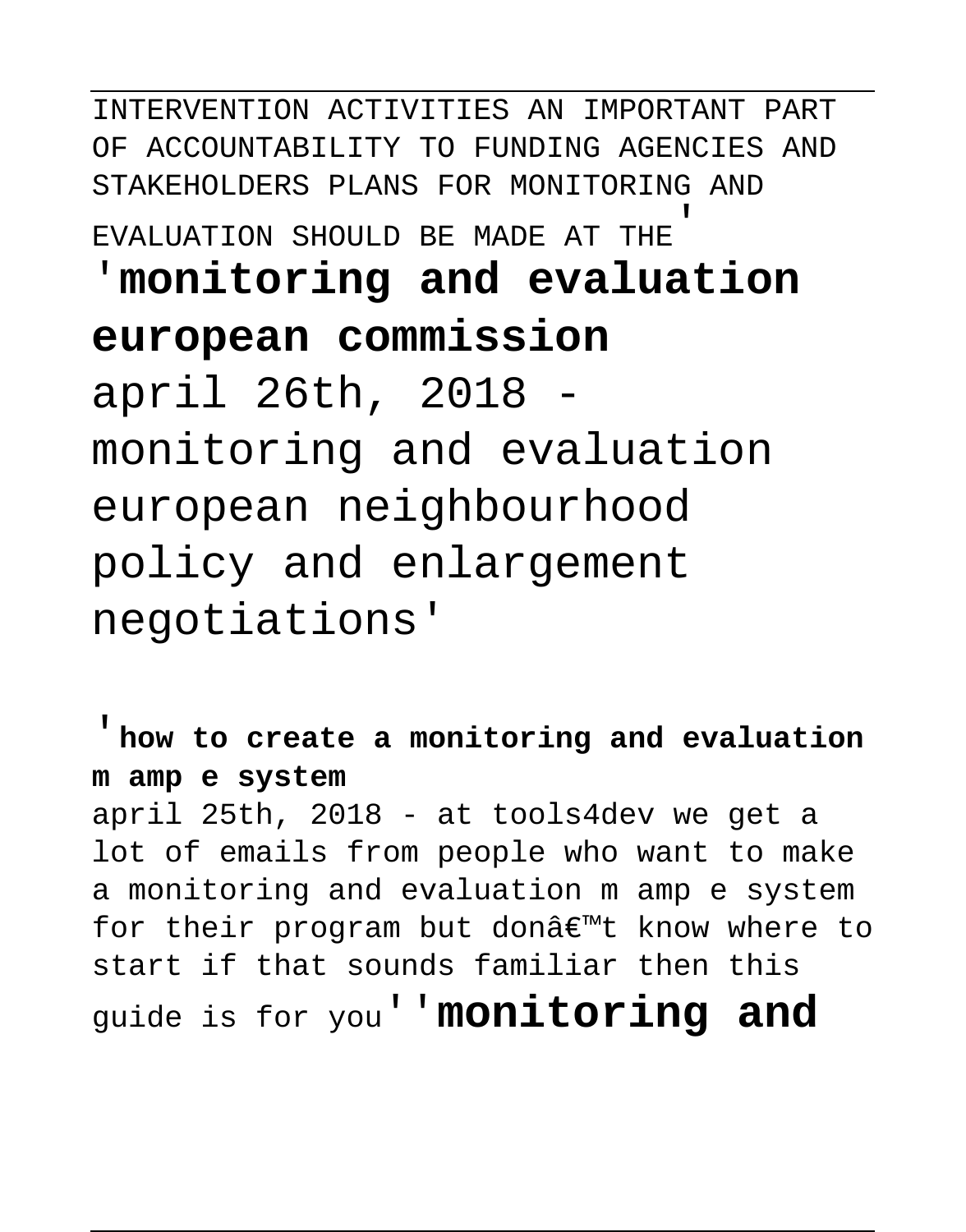INTERVENTION ACTIVITIES AN IMPORTANT PART OF ACCOUNTABILITY TO FUNDING AGENCIES AND STAKEHOLDERS PLANS FOR MONITORING AND EVALUATION SHOULD BE MADE AT THE'

## 'monitoring and evaluation european commission

april 26th, 2018 - monitoring and evaluation european neighbourhood policy and enlargement negotiations'

'**how to create a monitoring and evaluation m amp e system**

april 25th, 2018 - at tools4dev we get a lot of emails from people who want to make a monitoring and evaluation m amp e system for their program but donâ€™t know where to start if that sounds familiar then this guide is for you''**monitoring and**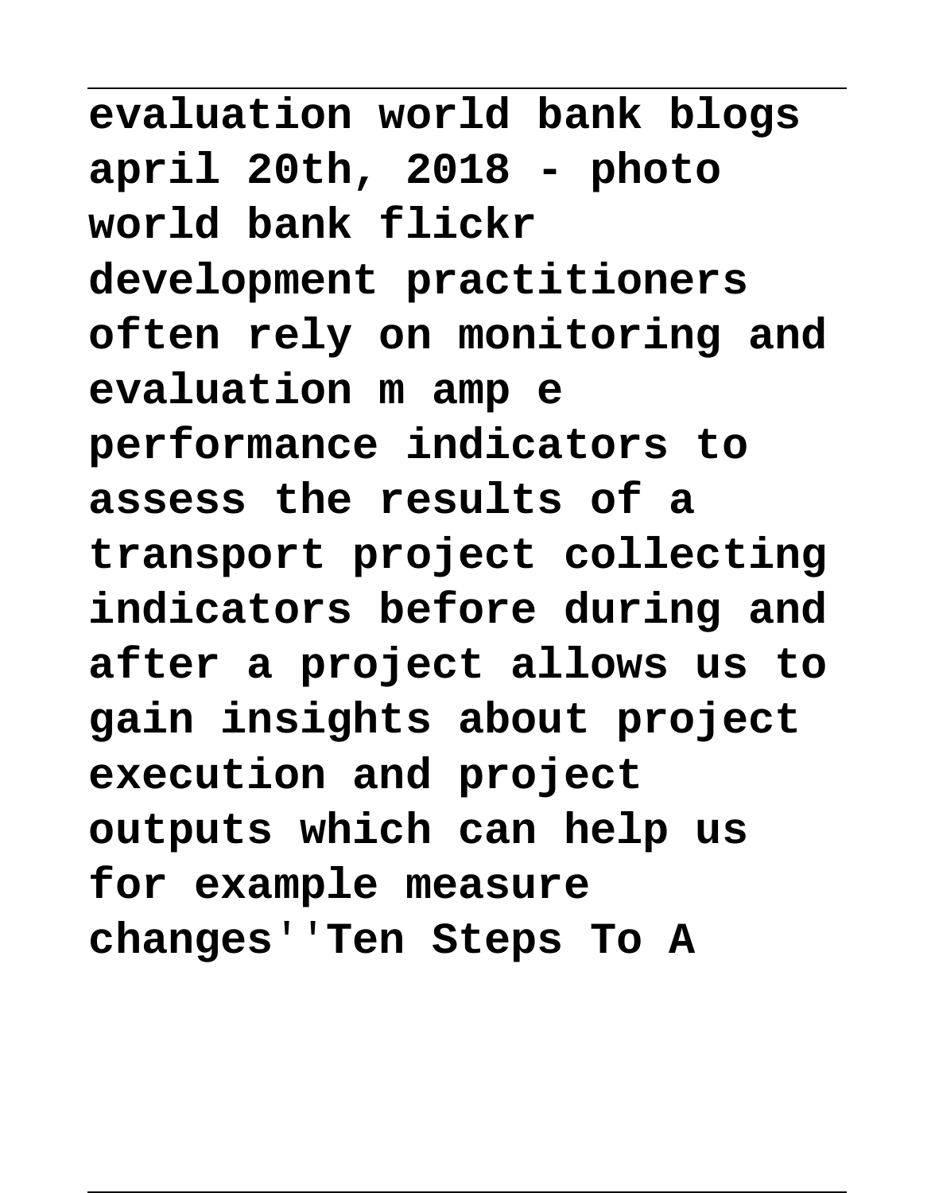**evaluation world bank blogs april 20th, 2018 - photo world bank flickr development practitioners often rely on monitoring and evaluation m amp e performance indicators to assess the results of a transport project collecting indicators before during and after a project allows us to gain insights about project execution and project outputs which can help us for example measure changes''Ten Steps To A**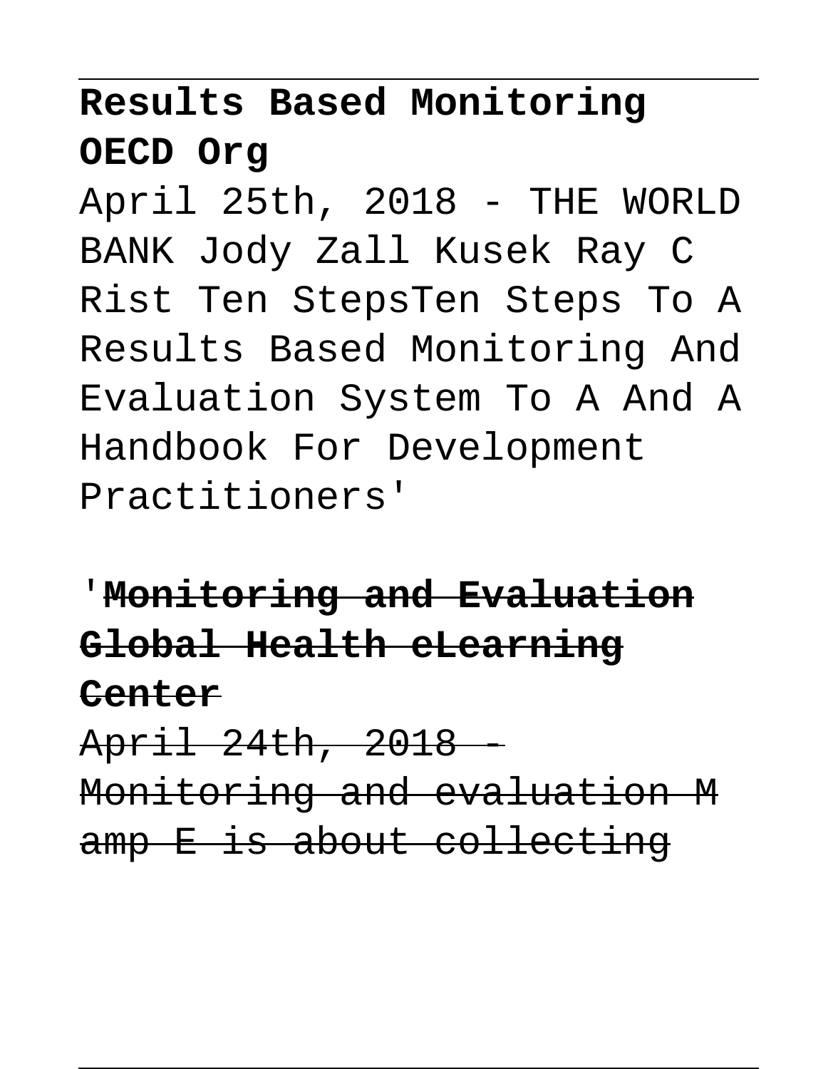**Results Based Monitoring OECD Org**

April 25th, 2018 - THE WORLD BANK Jody Zall Kusek Ray C Rist Ten StepsTen Steps To A Results Based Monitoring And Evaluation System To A And A Handbook For Development Practitioners'

'~~**Monitoring and Evaluation Global Health eLearning Center**~~

~~April 24th, 2018 - Monitoring and evaluation M amp E is about collecting~~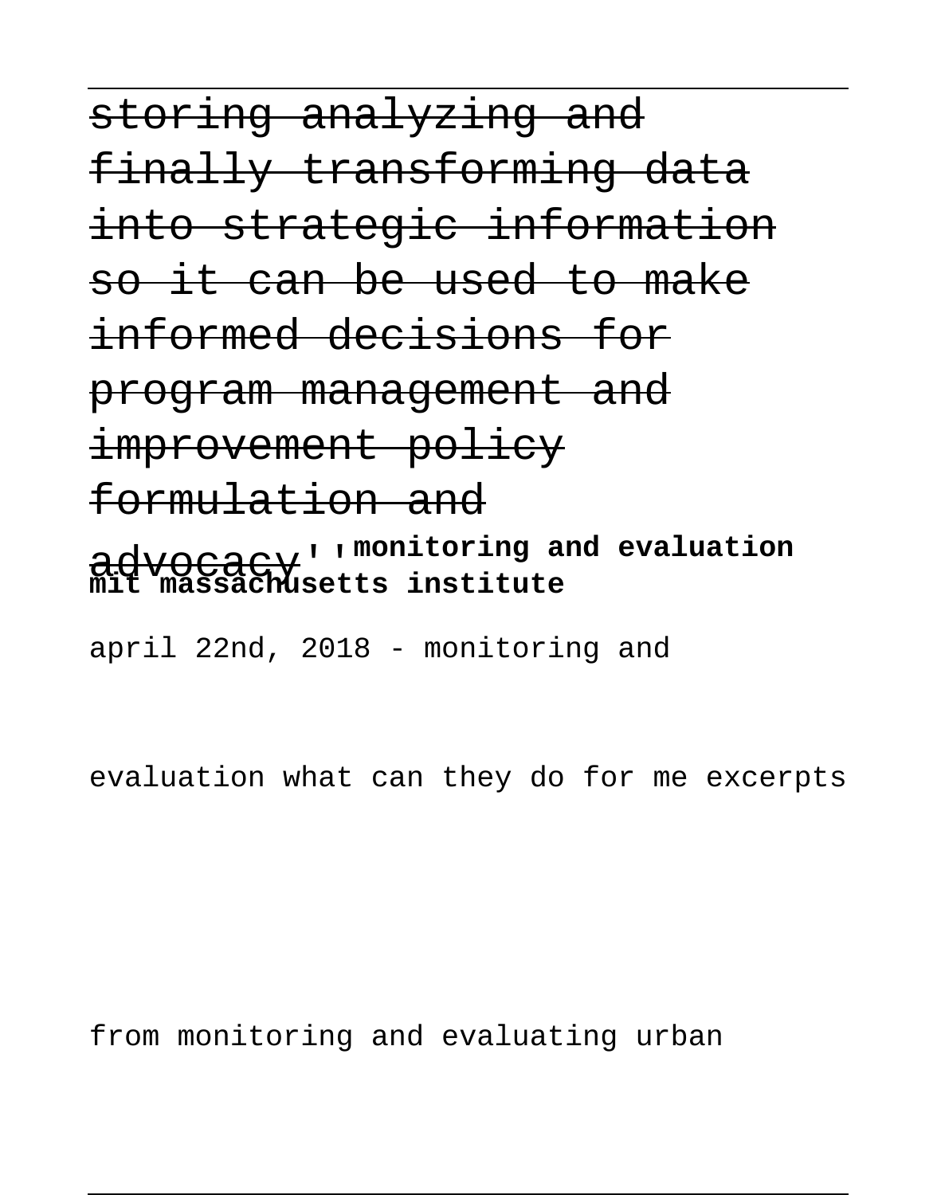storing analyzing and finally transforming data into strategic information so it can be used to make informed decisions for program management and improvement policy formulation and advocacy''**monitoring and evaluation mit massachusetts institute**

april 22nd, 2018 - monitoring and

evaluation what can they do for me excerpts

from monitoring and evaluating urban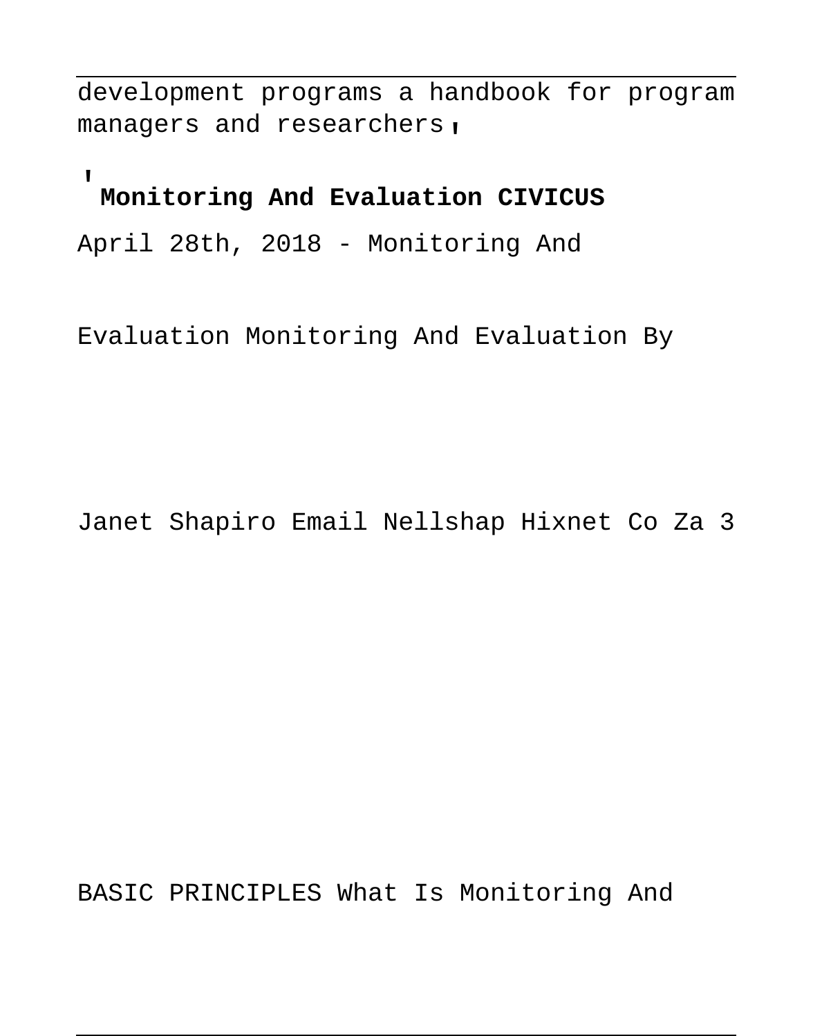development programs a handbook for program managers and researchers'

'**Monitoring And Evaluation CIVICUS**

April 28th, 2018 - Monitoring And

Evaluation Monitoring And Evaluation By

Janet Shapiro Email Nellshap Hixnet Co Za 3

BASIC PRINCIPLES What Is Monitoring And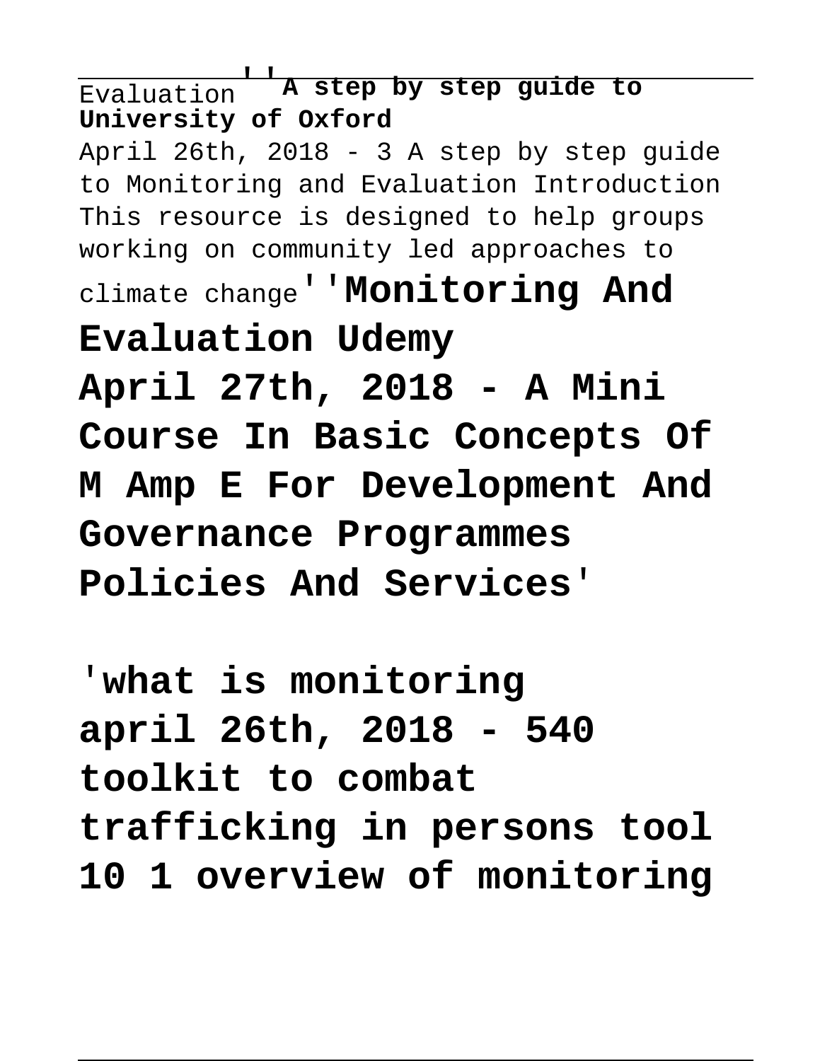Evaluation''**A step by step guide to University of Oxford**

April 26th, 2018 - 3 A step by step guide to Monitoring and Evaluation Introduction This resource is designed to help groups working on community led approaches to climate change''**Monitoring And Evaluation Udemy**

**April 27th, 2018 - A Mini Course In Basic Concepts Of M Amp E For Development And Governance Programmes Policies And Services**'

'**what is monitoring**

**april 26th, 2018 - 540 toolkit to combat trafficking in persons tool 10 1 overview of monitoring**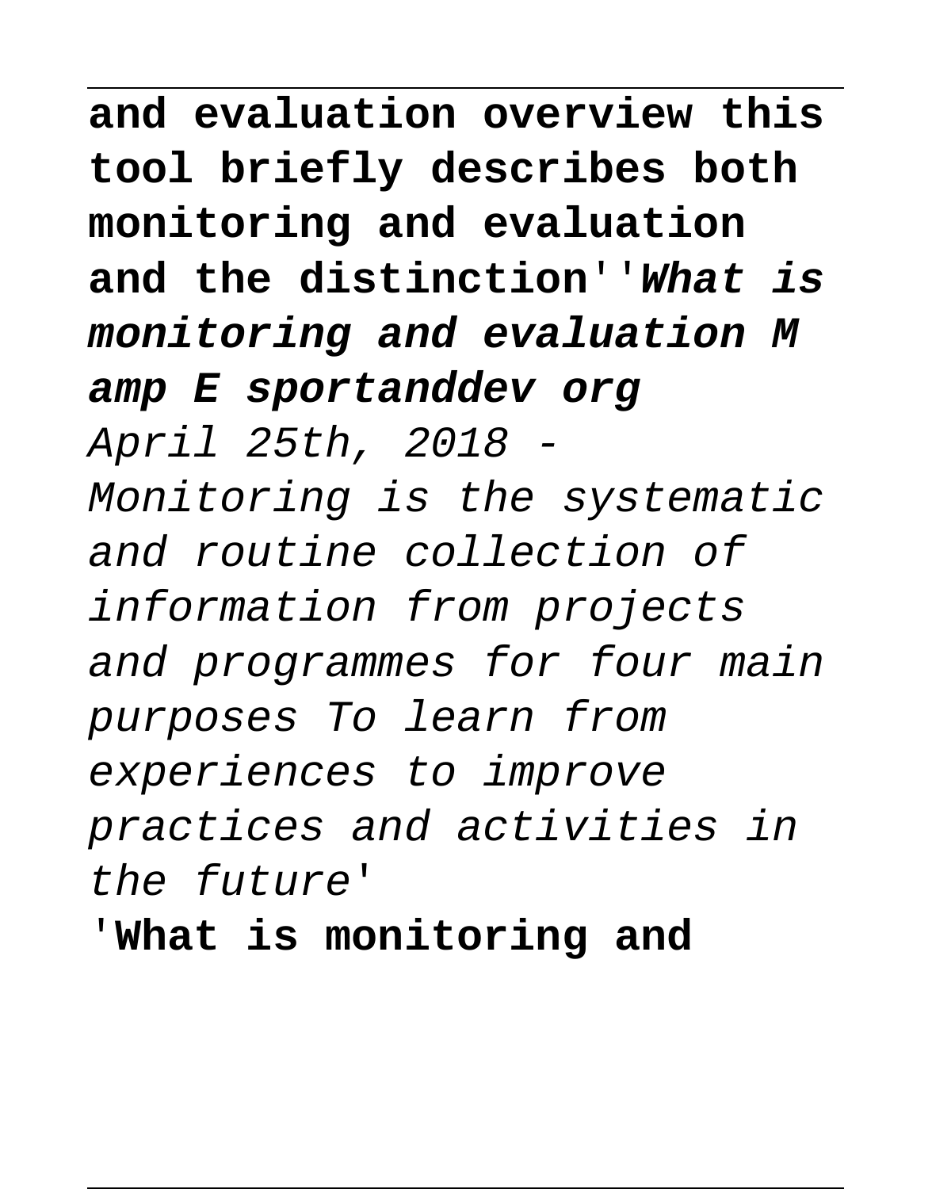**and evaluation overview this tool briefly describes both monitoring and evaluation and the distinction''*What is monitoring and evaluation M amp E sportanddev org***

*April 25th, 2018 - Monitoring is the systematic and routine collection of information from projects and programmes for four main purposes To learn from experiences to improve practices and activities in the future'*

'**What is monitoring and**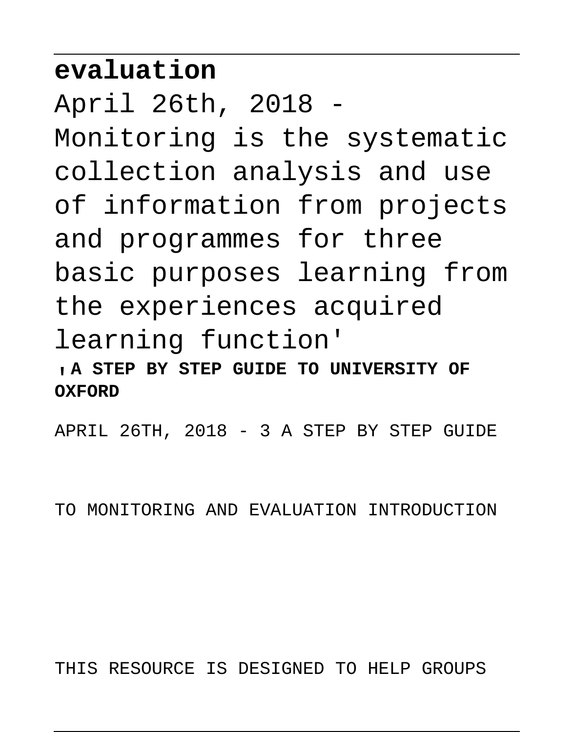**evaluation**

April 26th, 2018 - Monitoring is the systematic collection analysis and use of information from projects and programmes for three basic purposes learning from the experiences acquired learning function'

'**A STEP BY STEP GUIDE TO UNIVERSITY OF OXFORD**

APRIL 26TH, 2018 - 3 A STEP BY STEP GUIDE

TO MONITORING AND EVALUATION INTRODUCTION

THIS RESOURCE IS DESIGNED TO HELP GROUPS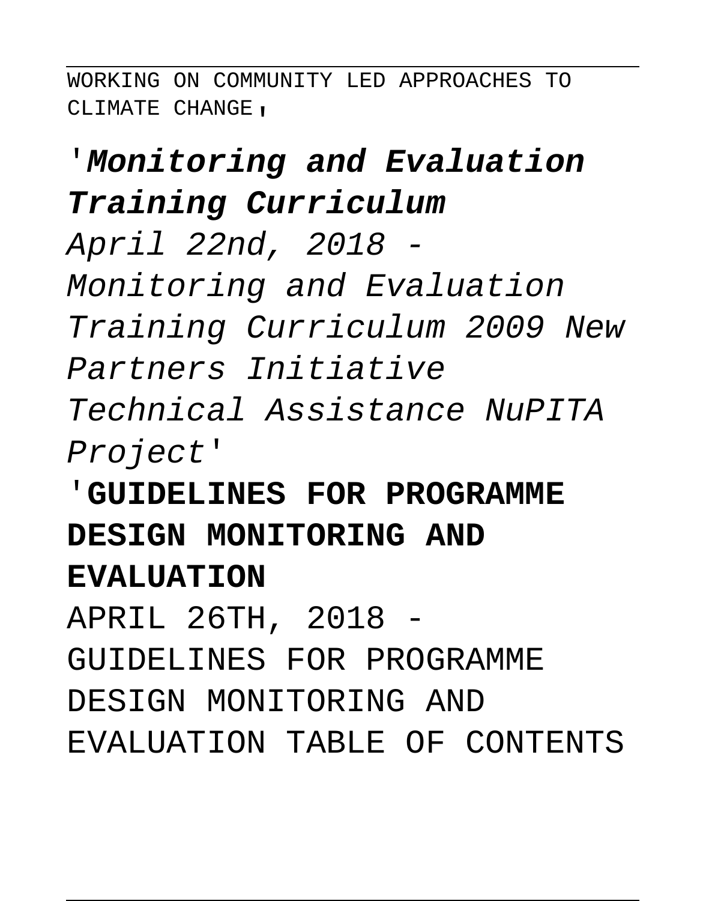WORKING ON COMMUNITY LED APPROACHES TO CLIMATE CHANGE'

'**Monitoring and Evaluation Training Curriculum**

*April 22nd, 2018 - Monitoring and Evaluation Training Curriculum 2009 New Partners Initiative Technical Assistance NuPITA Project'*

'**GUIDELINES FOR PROGRAMME DESIGN MONITORING AND EVALUATION**

APRIL 26TH, 2018 - GUIDELINES FOR PROGRAMME DESIGN MONITORING AND EVALUATION TABLE OF CONTENTS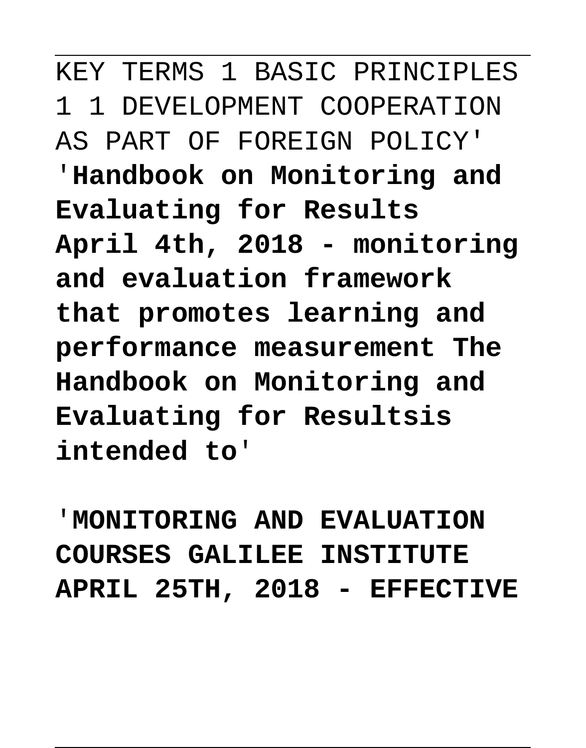KEY TERMS 1 BASIC PRINCIPLES 1 1 DEVELOPMENT COOPERATION AS PART OF FOREIGN POLICY'

'**Handbook on Monitoring and Evaluating for Results April 4th, 2018 - monitoring and evaluation framework that promotes learning and performance measurement The Handbook on Monitoring and Evaluating for Resultsis intended to**'

'**MONITORING AND EVALUATION COURSES GALILEE INSTITUTE APRIL 25TH, 2018 - EFFECTIVE**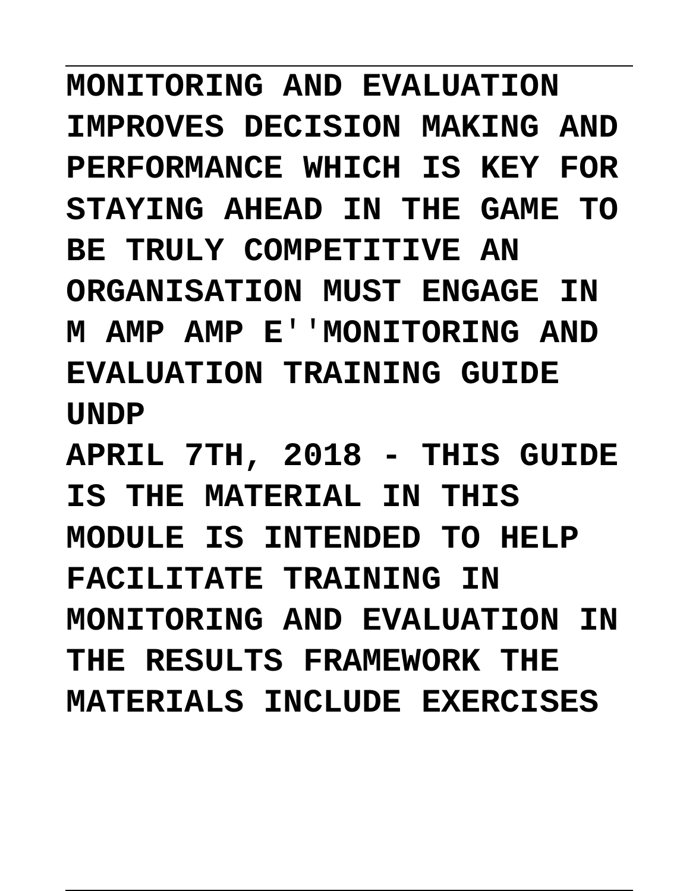**MONITORING AND EVALUATION IMPROVES DECISION MAKING AND PERFORMANCE WHICH IS KEY FOR STAYING AHEAD IN THE GAME TO BE TRULY COMPETITIVE AN ORGANISATION MUST ENGAGE IN M AMP AMP E''MONITORING AND EVALUATION TRAINING GUIDE UNDP**

**APRIL 7TH, 2018 - THIS GUIDE IS THE MATERIAL IN THIS MODULE IS INTENDED TO HELP FACILITATE TRAINING IN MONITORING AND EVALUATION IN THE RESULTS FRAMEWORK THE MATERIALS INCLUDE EXERCISES**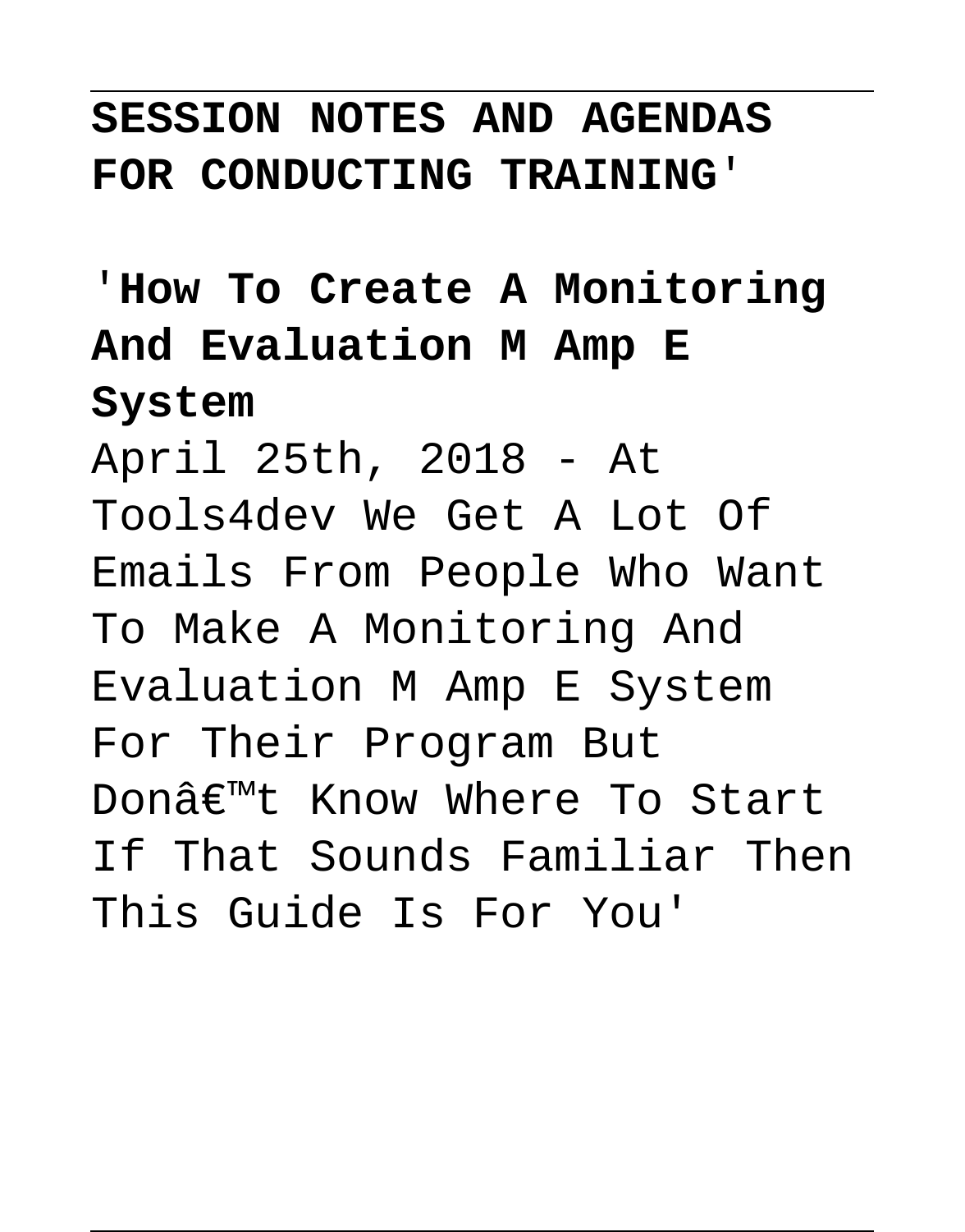**SESSION NOTES AND AGENDAS FOR CONDUCTING TRAINING**'

'**How To Create A Monitoring And Evaluation M Amp E System**

April 25th, 2018 - At Tools4dev We Get A Lot Of Emails From People Who Want To Make A Monitoring And Evaluation M Amp E System For Their Program But Donâ€™t Know Where To Start If That Sounds Familiar Then This Guide Is For You'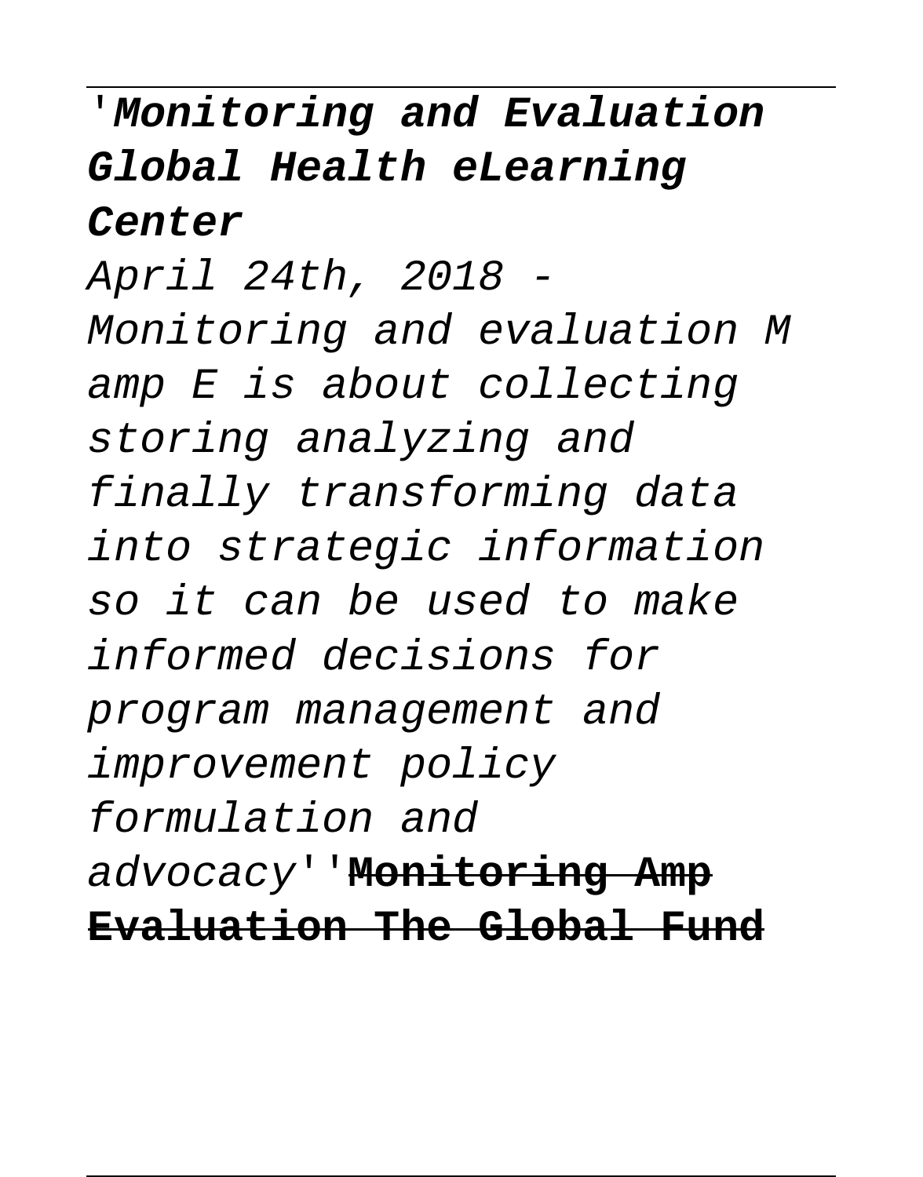'**Monitoring and Evaluation Global Health eLearning Center**

*April 24th, 2018 - Monitoring and evaluation M amp E is about collecting storing analyzing and finally transforming data into strategic information so it can be used to make informed decisions for program management and improvement policy formulation and advocacy*''**Monitoring Amp Evaluation The Global Fund**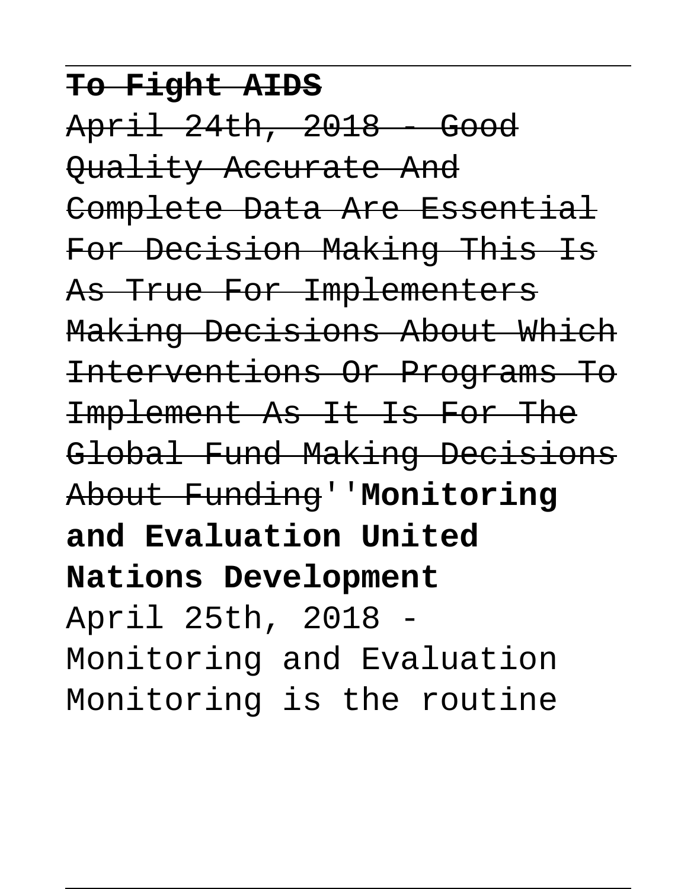~~**To Fight AIDS**~~

~~April 24th, 2018 - Good Quality Accurate And Complete Data Are Essential For Decision Making This Is As True For Implementers Making Decisions About Which Interventions Or Programs To Implement As It Is For The Global Fund Making Decisions About Funding~~''**Monitoring and Evaluation United Nations Development**

April 25th, 2018 - Monitoring and Evaluation Monitoring is the routine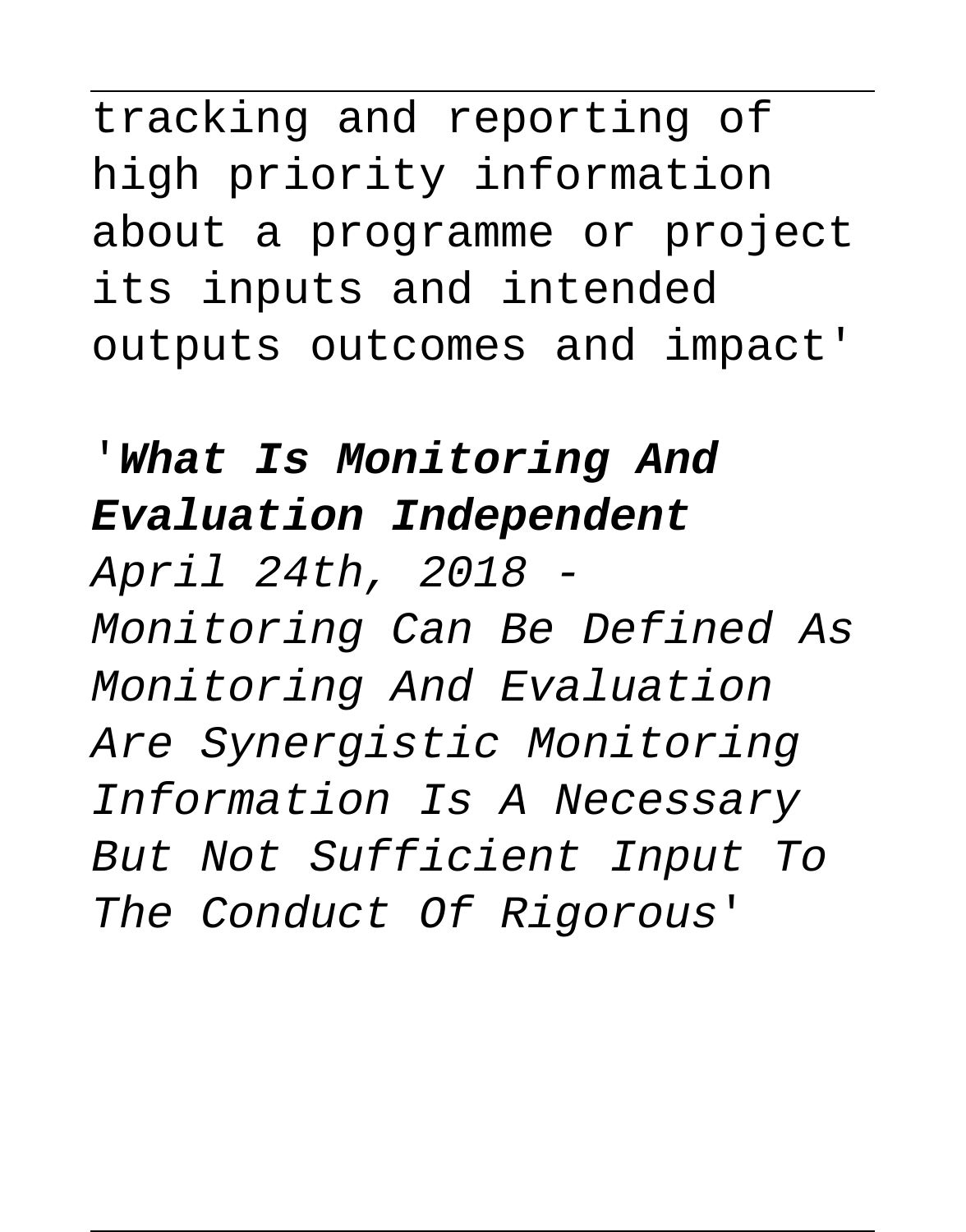tracking and reporting of high priority information about a programme or project its inputs and intended outputs outcomes and impact'

'**What Is Monitoring And Evaluation Independent**

*April 24th, 2018 - Monitoring Can Be Defined As Monitoring And Evaluation Are Synergistic Monitoring Information Is A Necessary But Not Sufficient Input To The Conduct Of Rigorous'*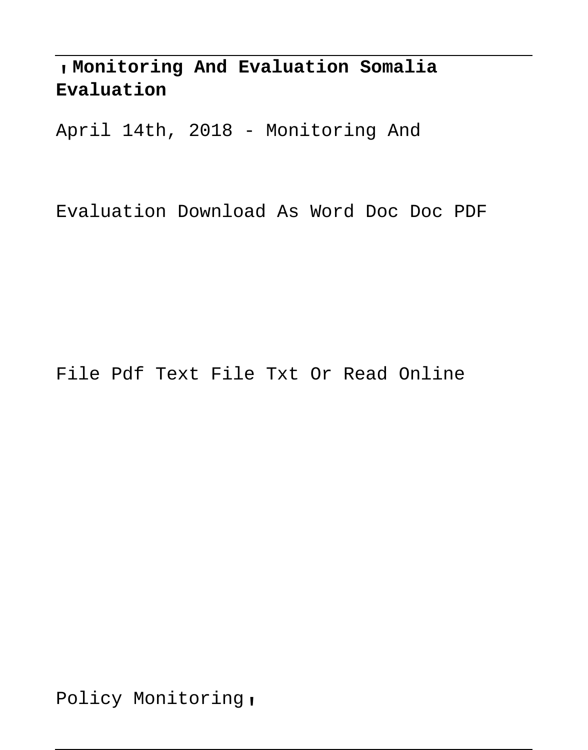'**Monitoring And Evaluation Somalia Evaluation**

April 14th, 2018 - Monitoring And

Evaluation Download As Word Doc Doc PDF

File Pdf Text File Txt Or Read Online

Policy Monitoring'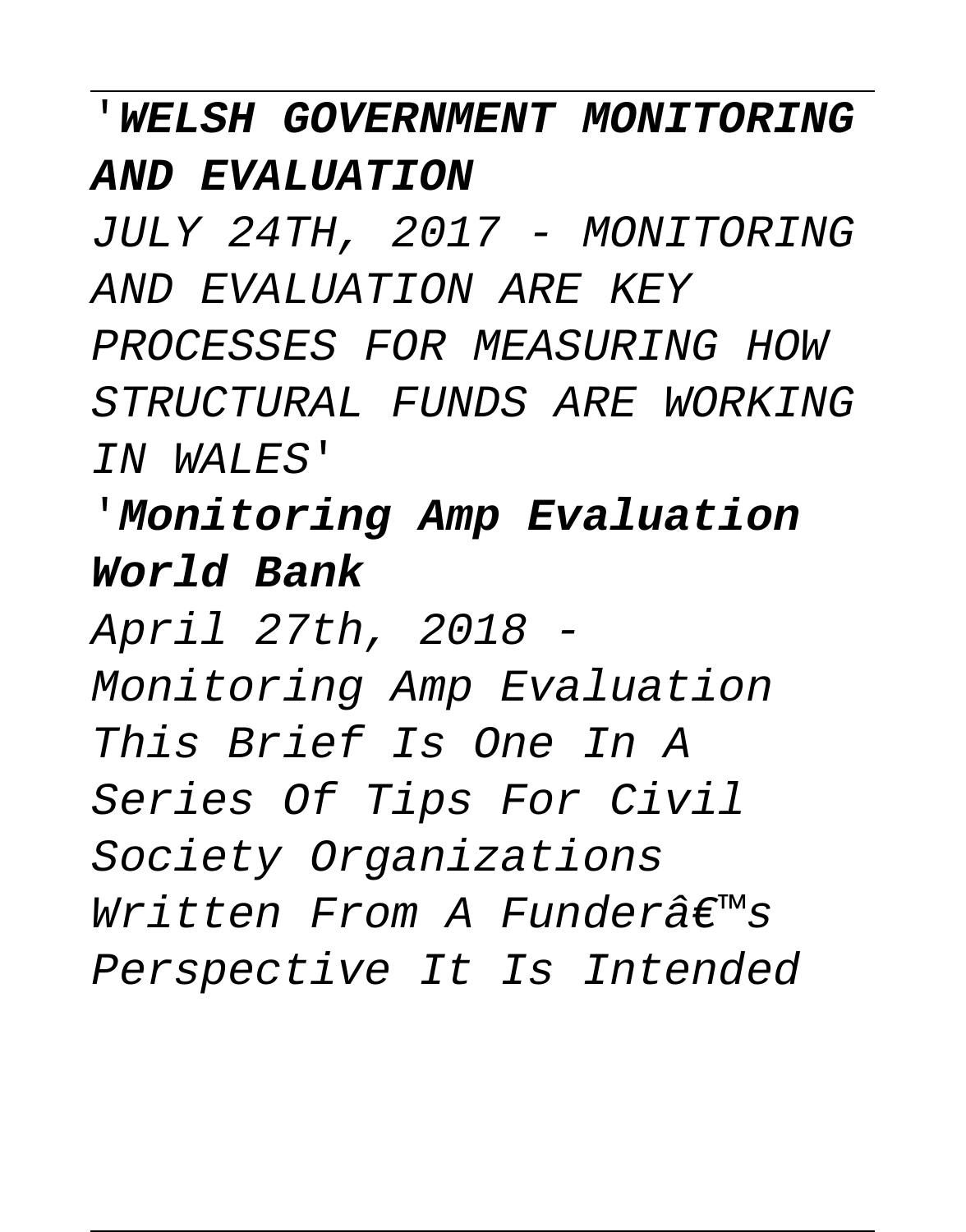'**WELSH GOVERNMENT MONITORING AND EVALUATION**

*JULY 24TH, 2017 - MONITORING AND EVALUATION ARE KEY PROCESSES FOR MEASURING HOW STRUCTURAL FUNDS ARE WORKING IN WALES*'

'**Monitoring Amp Evaluation World Bank**

*April 27th, 2018 - Monitoring Amp Evaluation This Brief Is One In A Series Of Tips For Civil Society Organizations Written From A Funderâ€™s Perspective It Is Intended*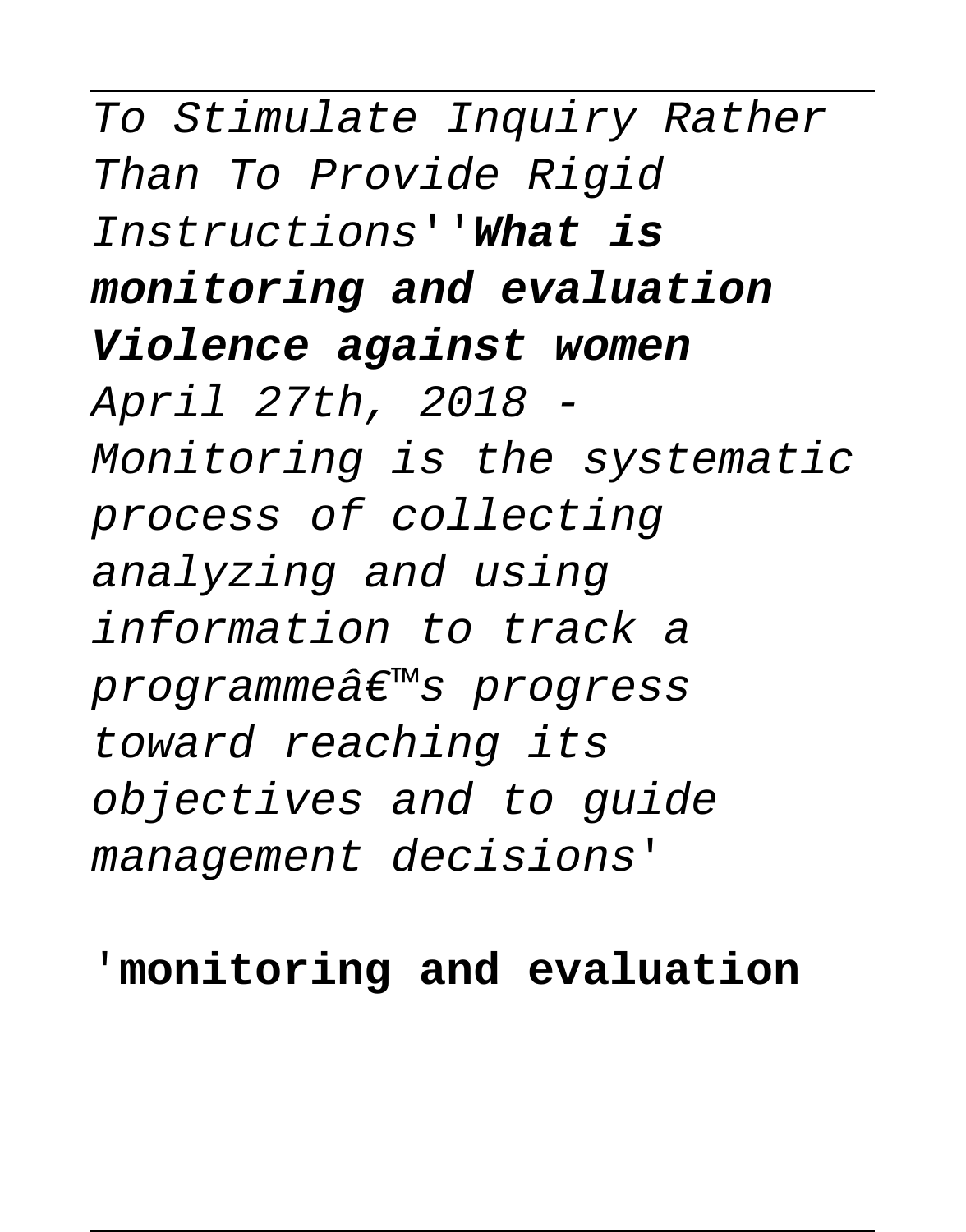*To Stimulate Inquiry Rather Than To Provide Rigid Instructions*''**What is monitoring and evaluation Violence against women**

*April 27th, 2018 - Monitoring is the systematic process of collecting analyzing and using information to track a programmeâ€™s progress toward reaching its objectives and to guide management decisions*'

'**monitoring and evaluation**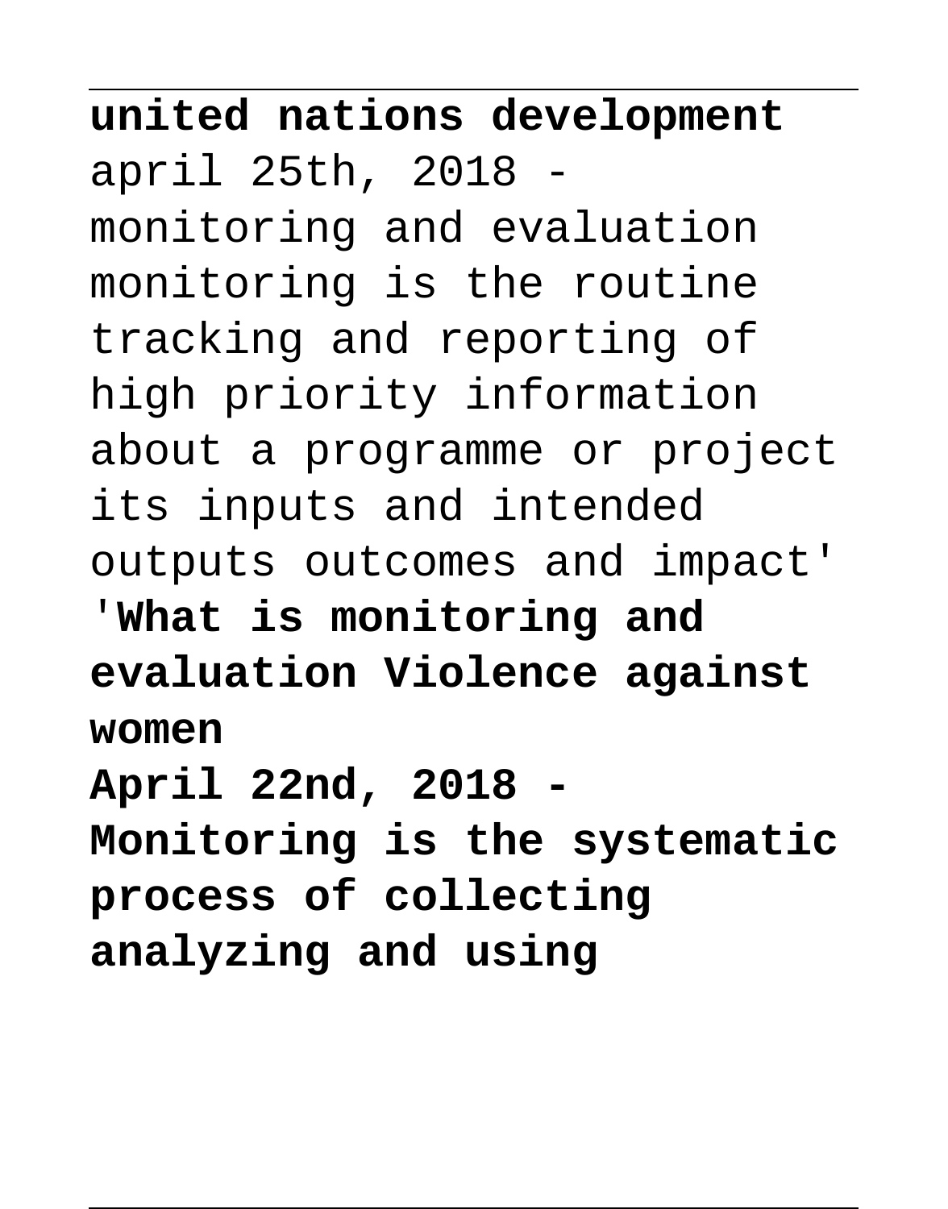**united nations development**
april 25th, 2018 - monitoring and evaluation monitoring is the routine tracking and reporting of high priority information about a programme or project its inputs and intended outputs outcomes and impact'

'**What is monitoring and evaluation Violence against women**

**April 22nd, 2018 - Monitoring is the systematic process of collecting analyzing and using**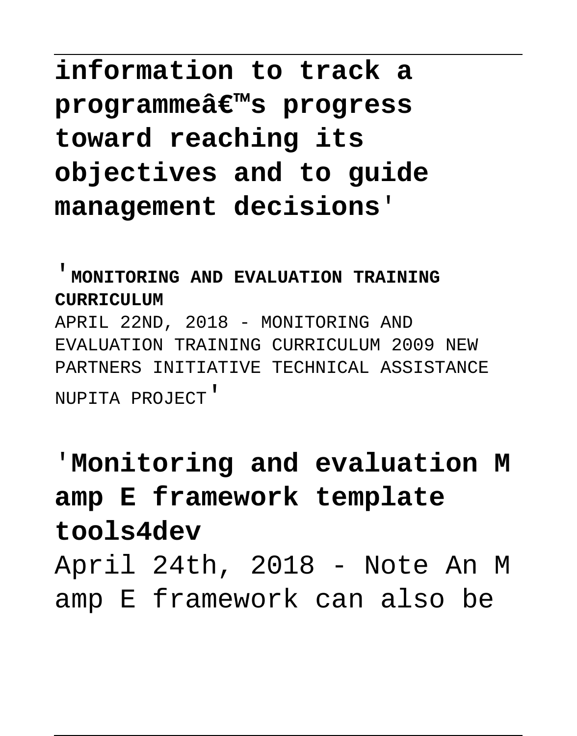**information to track a programmeâ€™s progress toward reaching its objectives and to guide management decisions'**

'**MONITORING AND EVALUATION TRAINING CURRICULUM**

APRIL 22ND, 2018 - MONITORING AND EVALUATION TRAINING CURRICULUM 2009 NEW PARTNERS INITIATIVE TECHNICAL ASSISTANCE NUPITA PROJECT'

## 'Monitoring and evaluation M amp E framework template tools4dev

April 24th, 2018 - Note An M amp E framework can also be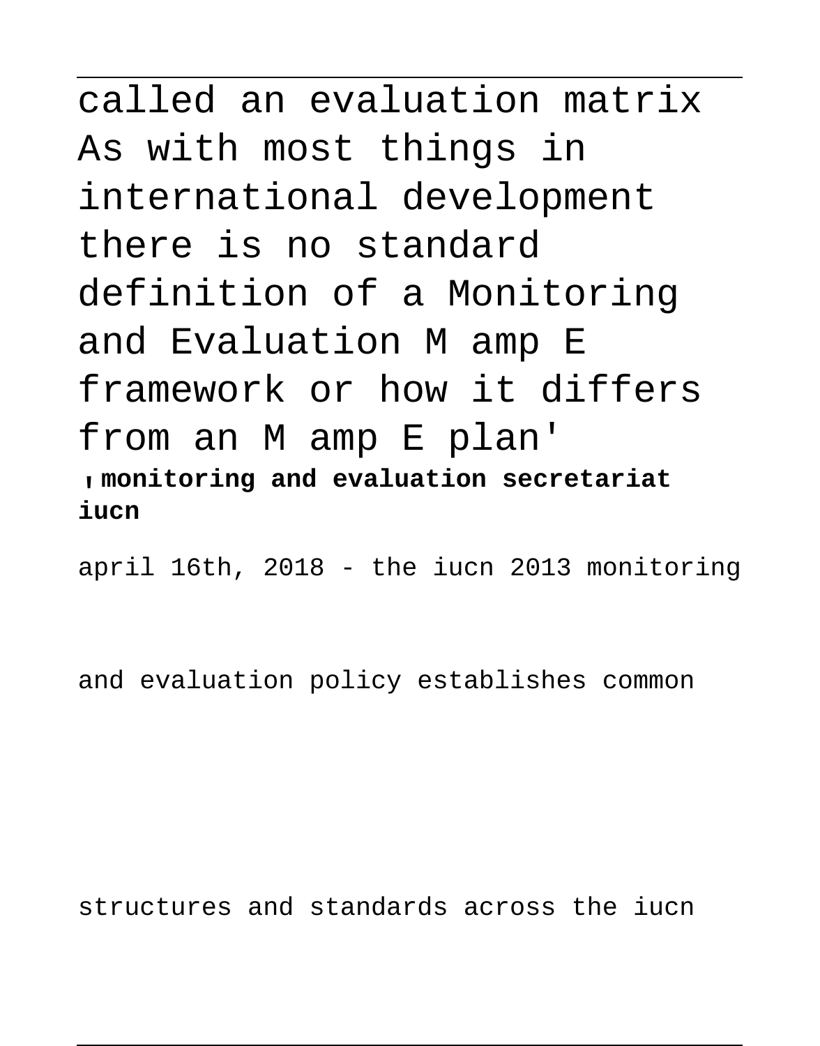called an evaluation matrix As with most things in international development there is no standard definition of a Monitoring and Evaluation M amp E framework or how it differs from an M amp E plan'

'**monitoring and evaluation secretariat iucn**

april 16th, 2018 - the iucn 2013 monitoring and evaluation policy establishes common structures and standards across the iucn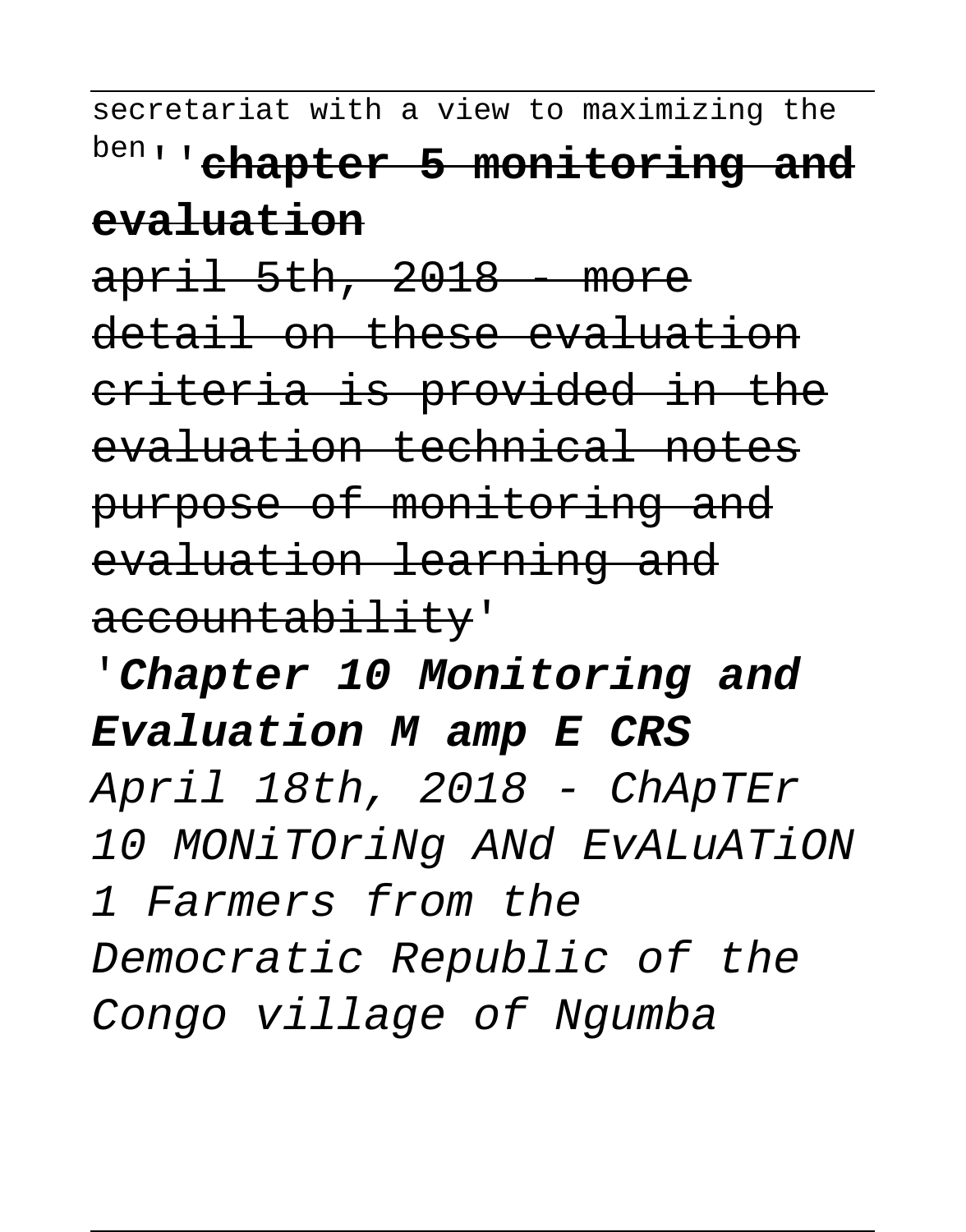secretariat with a view to maximizing the ben''**~~chapter 5 monitoring and evaluation~~**

~~april 5th, 2018 - more detail on these evaluation criteria is provided in the evaluation technical notes purpose of monitoring and evaluation learning and accountability~~'

'***Chapter 10 Monitoring and Evaluation M amp E CRS***

*April 18th, 2018 - ChApTEr 10 MONiTOriNg ANd EvALuATiON 1 Farmers from the Democratic Republic of the Congo village of Ngumba*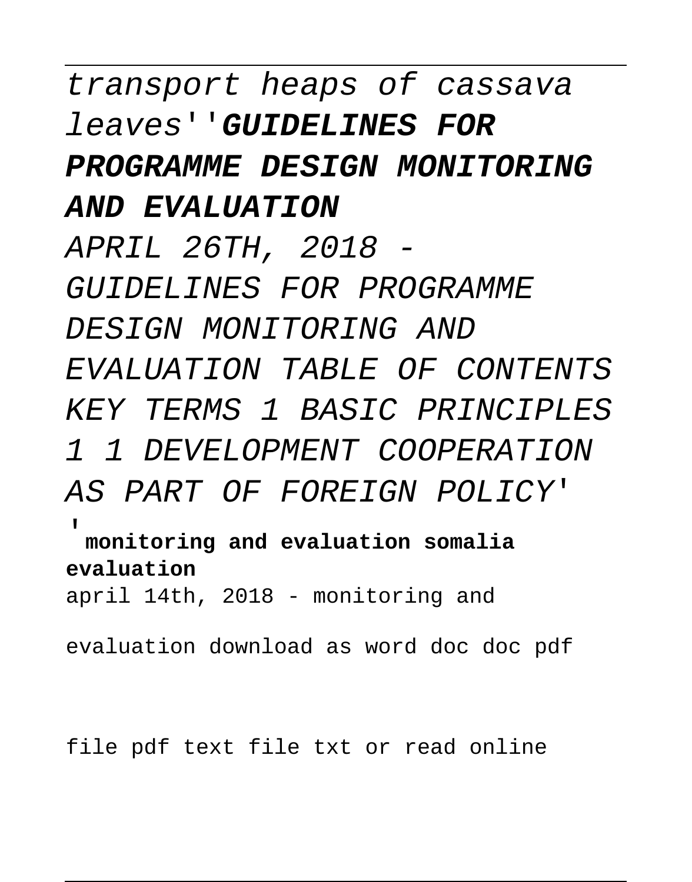*transport heaps of cassava leaves''***GUIDELINES FOR PROGRAMME DESIGN MONITORING AND EVALUATION**

*APRIL 26TH, 2018 - GUIDELINES FOR PROGRAMME DESIGN MONITORING AND EVALUATION TABLE OF CONTENTS KEY TERMS 1 BASIC PRINCIPLES 1 1 DEVELOPMENT COOPERATION AS PART OF FOREIGN POLICY'*

'**monitoring and evaluation somalia evaluation**

april 14th, 2018 - monitoring and evaluation download as word doc doc pdf file pdf text file txt or read online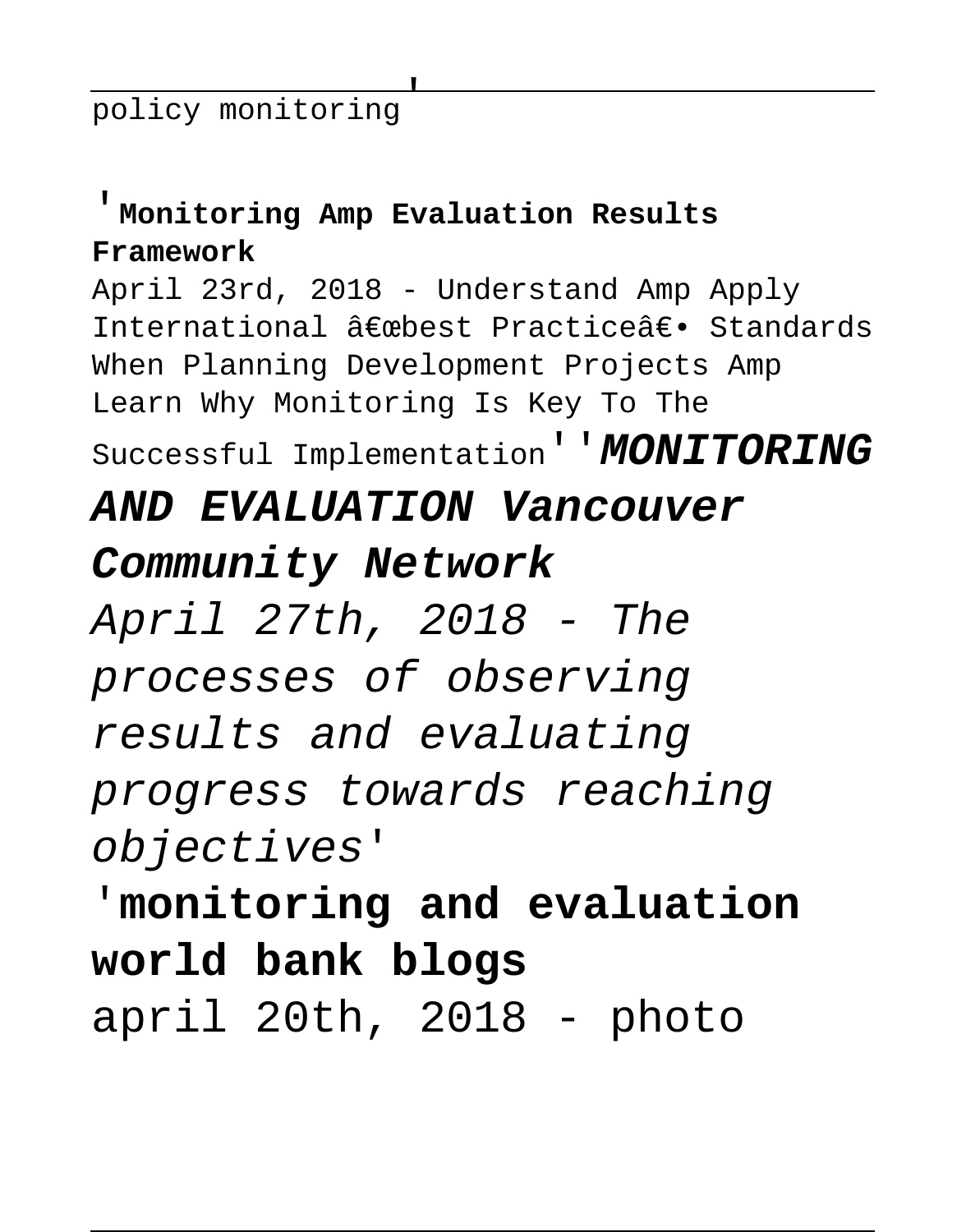policy monitoring'

'**Monitoring Amp Evaluation Results Framework**

April 23rd, 2018 - Understand Amp Apply International â€œbest Practiceâ€• Standards When Planning Development Projects Amp Learn Why Monitoring Is Key To The Successful Implementation''***MONITORING AND EVALUATION Vancouver Community Network***

*April 27th, 2018 - The processes of observing results and evaluating progress towards reaching objectives*'

'**monitoring and evaluation world bank blogs**

april 20th, 2018 - photo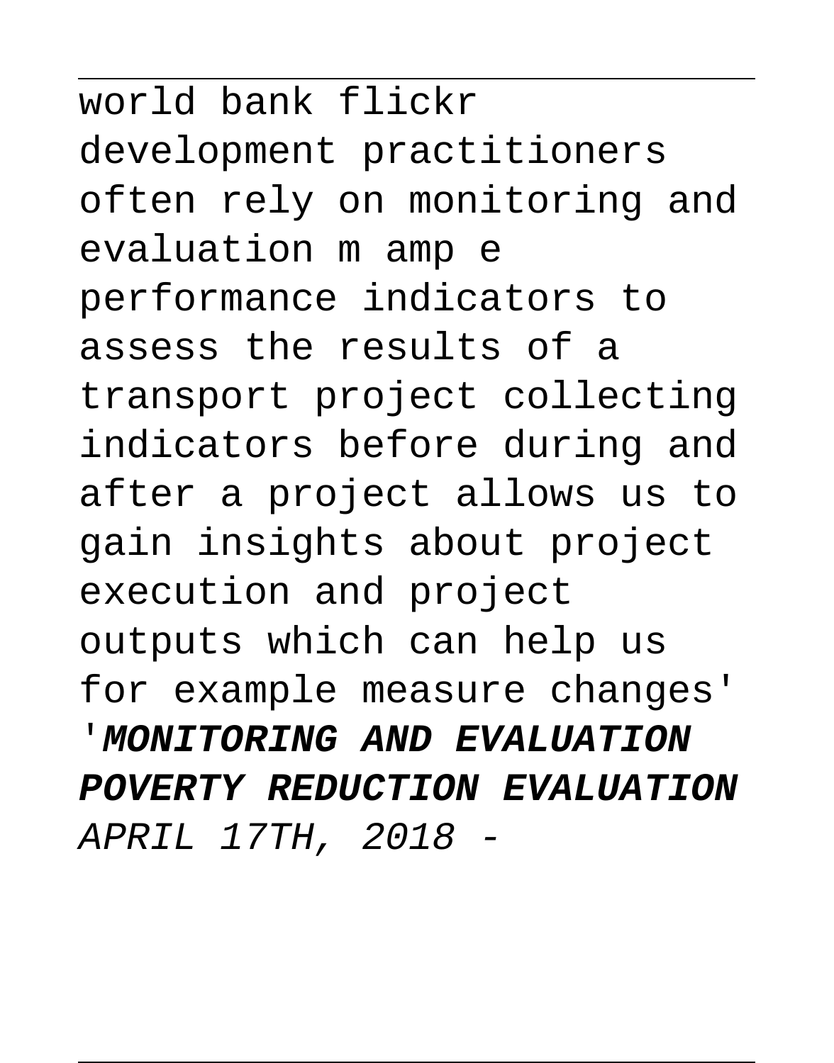world bank flickr development practitioners often rely on monitoring and evaluation m amp e performance indicators to assess the results of a transport project collecting indicators before during and after a project allows us to gain insights about project execution and project outputs which can help us for example measure changes' '***MONITORING AND EVALUATION POVERTY REDUCTION EVALUATION*** *APRIL 17TH, 2018 -*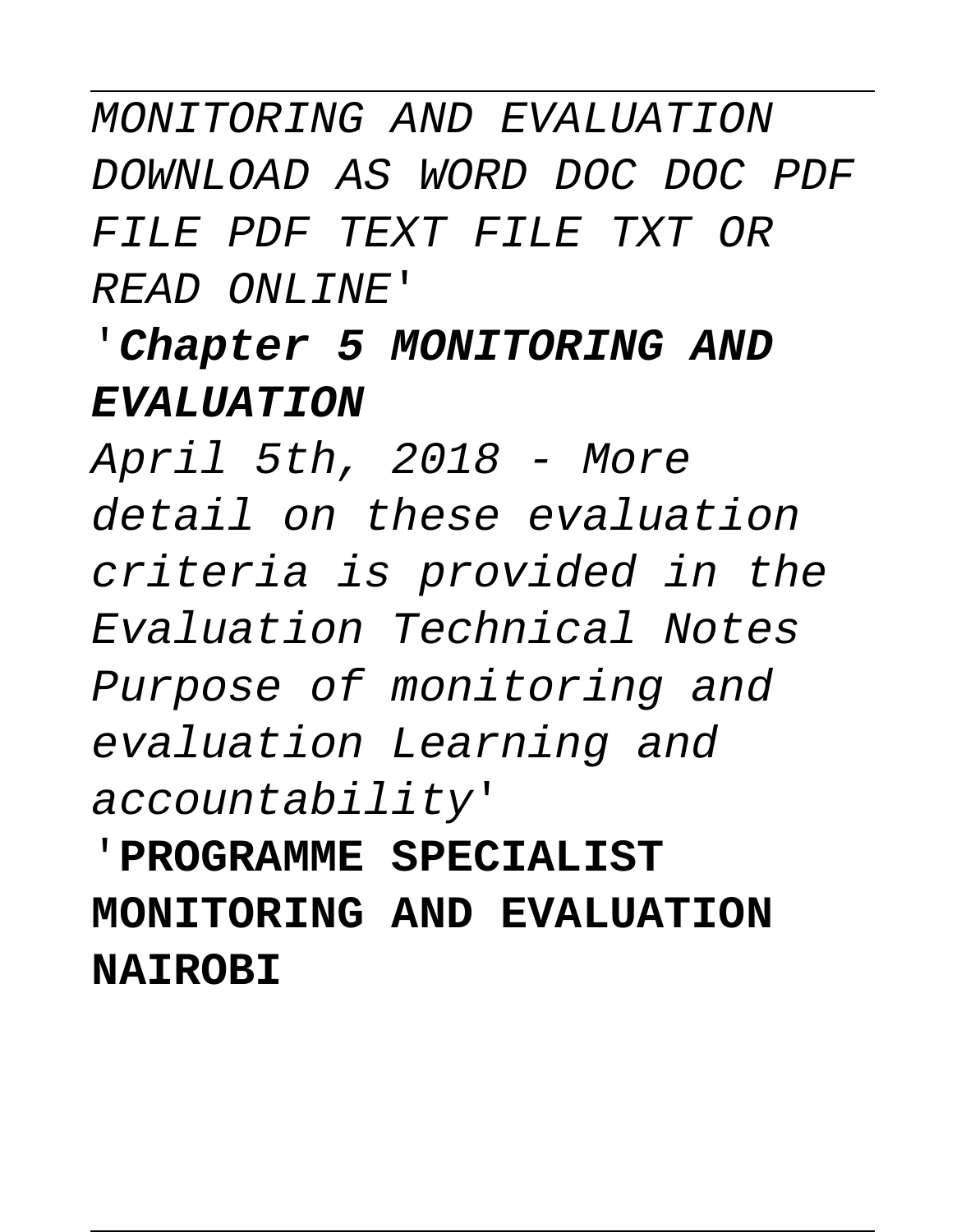*MONITORING AND EVALUATION DOWNLOAD AS WORD DOC DOC PDF FILE PDF TEXT FILE TXT OR READ ONLINE'*

'***Chapter 5 MONITORING AND EVALUATION***

*April 5th, 2018 - More detail on these evaluation criteria is provided in the Evaluation Technical Notes Purpose of monitoring and evaluation Learning and accountability'*

'**PROGRAMME SPECIALIST MONITORING AND EVALUATION NAIROBI**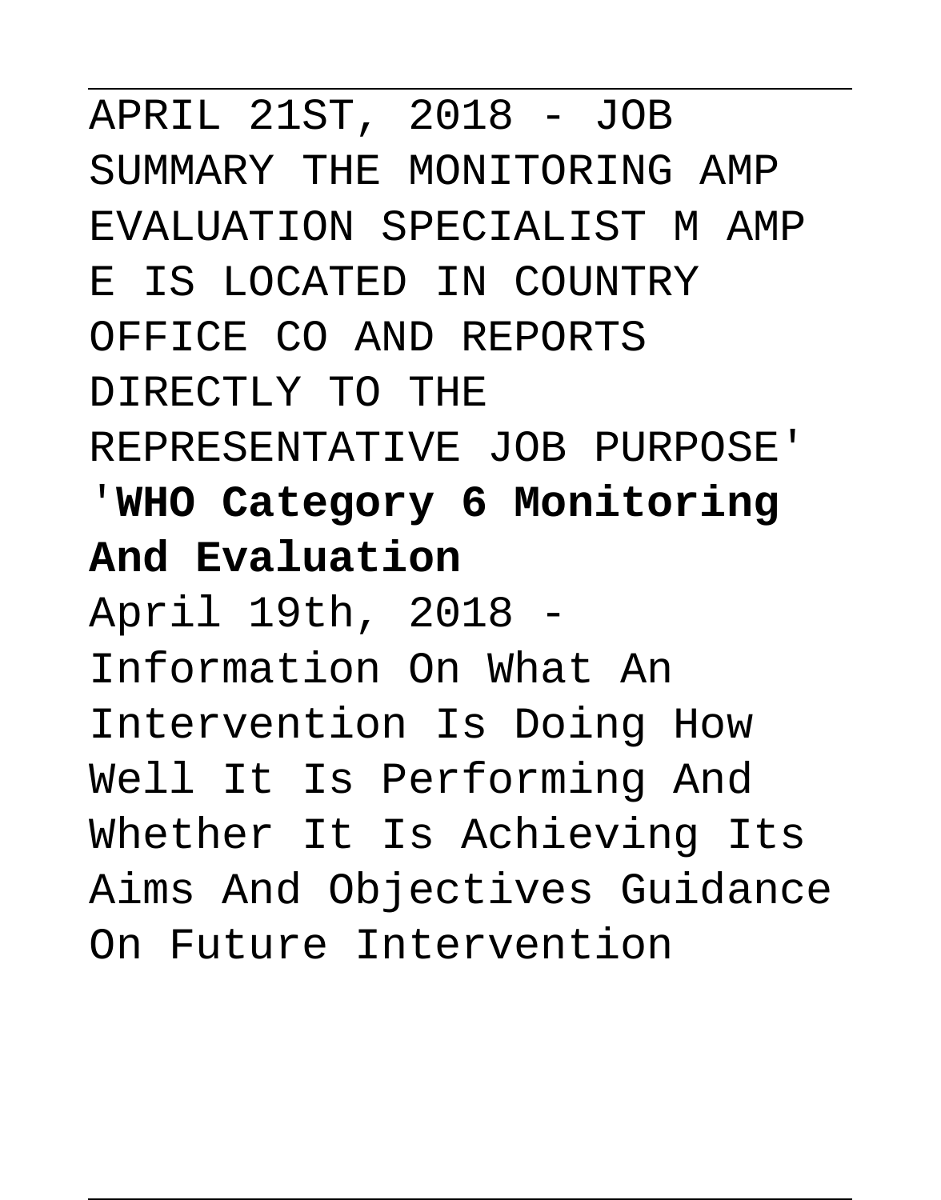APRIL 21ST, 2018 - JOB SUMMARY THE MONITORING AMP EVALUATION SPECIALIST M AMP E IS LOCATED IN COUNTRY OFFICE CO AND REPORTS DIRECTLY TO THE REPRESENTATIVE JOB PURPOSE'

'**WHO Category 6 Monitoring And Evaluation**

April 19th, 2018 - Information On What An Intervention Is Doing How Well It Is Performing And Whether It Is Achieving Its Aims And Objectives Guidance On Future Intervention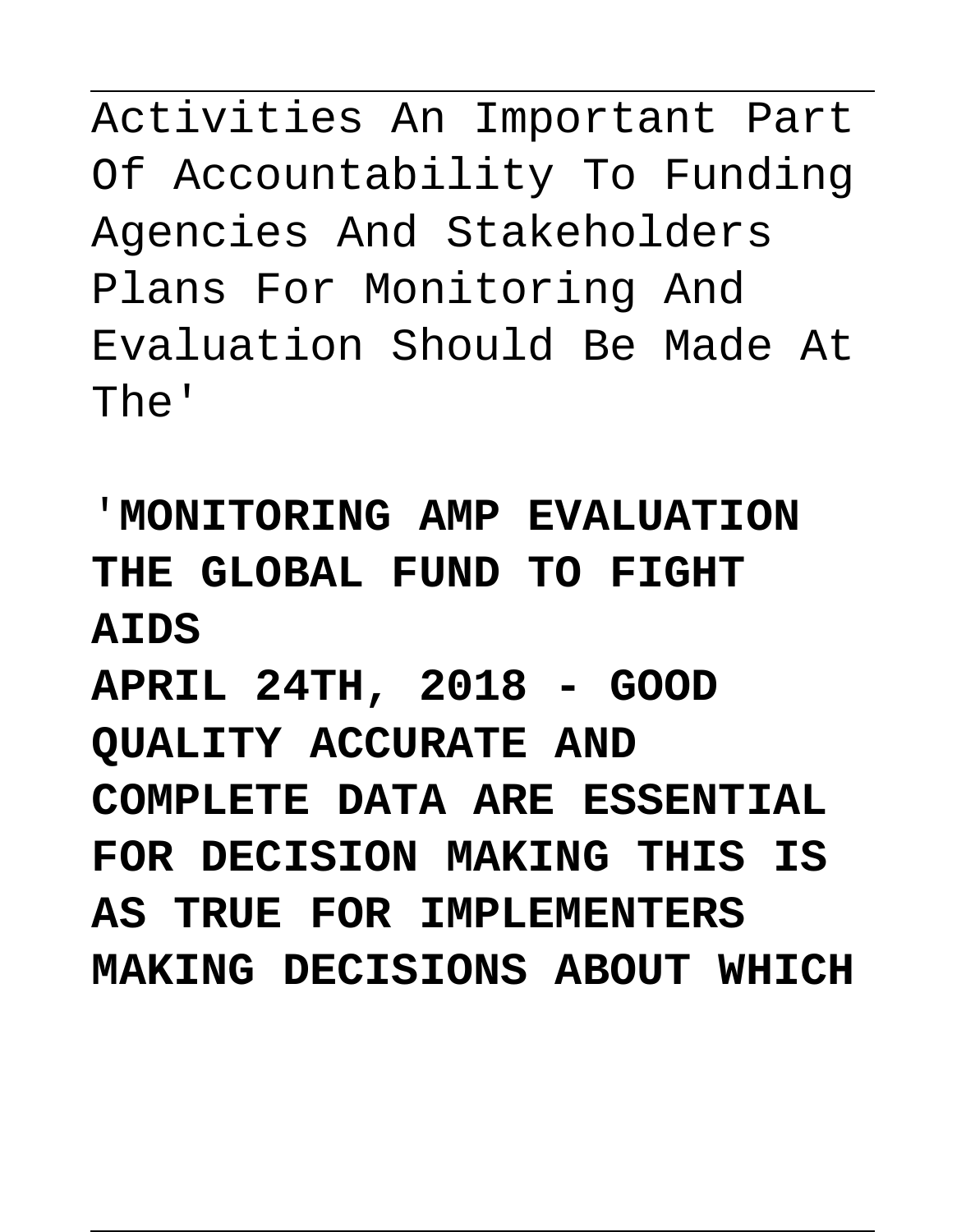Activities An Important Part Of Accountability To Funding Agencies And Stakeholders Plans For Monitoring And Evaluation Should Be Made At The'

**'MONITORING AMP EVALUATION THE GLOBAL FUND TO FIGHT AIDS**

**APRIL 24TH, 2018 - GOOD QUALITY ACCURATE AND COMPLETE DATA ARE ESSENTIAL FOR DECISION MAKING THIS IS AS TRUE FOR IMPLEMENTERS MAKING DECISIONS ABOUT WHICH**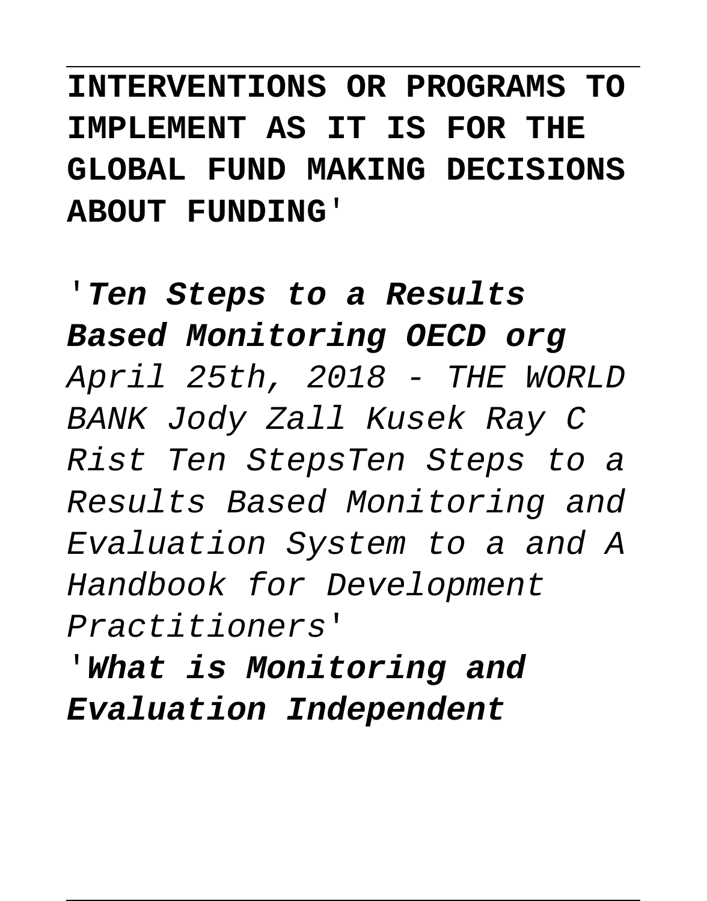**INTERVENTIONS OR PROGRAMS TO IMPLEMENT AS IT IS FOR THE GLOBAL FUND MAKING DECISIONS ABOUT FUNDING'**

'***Ten Steps to a Results Based Monitoring OECD org***
*April 25th, 2018 - THE WORLD BANK Jody Zall Kusek Ray C Rist Ten StepsTen Steps to a Results Based Monitoring and Evaluation System to a and A Handbook for Development Practitioners'*

'***What is Monitoring and Evaluation Independent***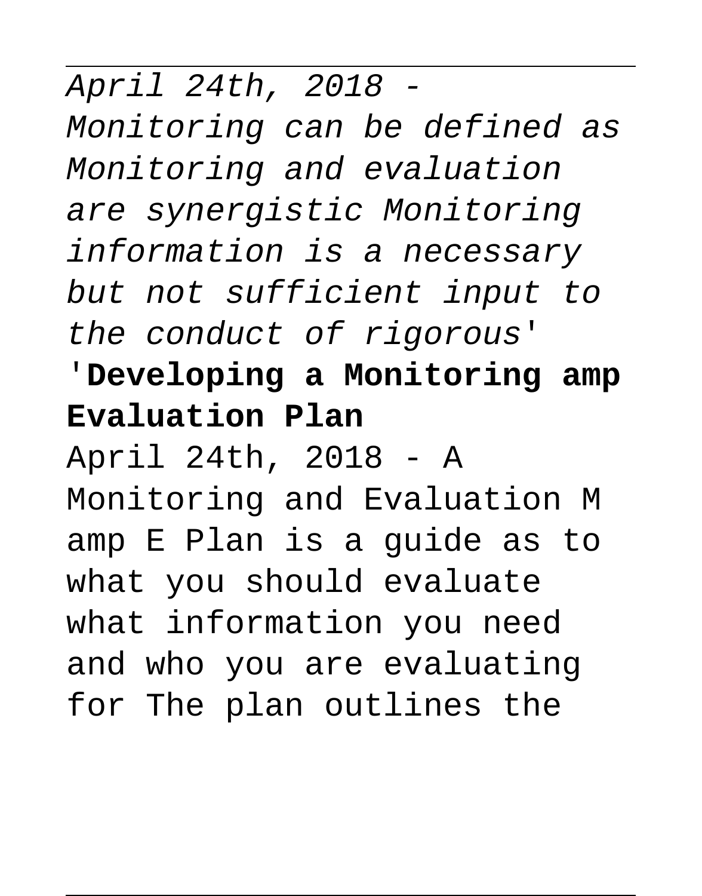*April 24th, 2018 - Monitoring can be defined as Monitoring and evaluation are synergistic Monitoring information is a necessary but not sufficient input to the conduct of rigorous'*

'**Developing a Monitoring amp Evaluation Plan**

April 24th, 2018 - A Monitoring and Evaluation M amp E Plan is a guide as to what you should evaluate what information you need and who you are evaluating for The plan outlines the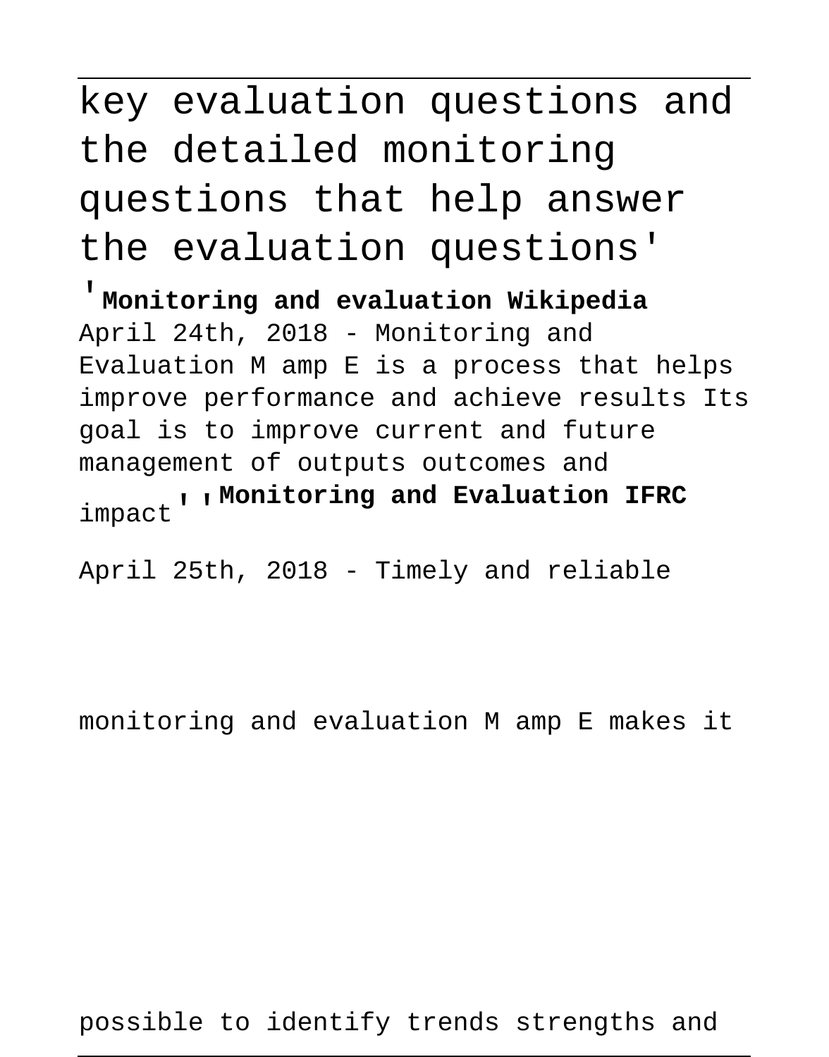key evaluation questions and the detailed monitoring questions that help answer the evaluation questions'

'**Monitoring and evaluation Wikipedia**
April 24th, 2018 - Monitoring and Evaluation M amp E is a process that helps improve performance and achieve results Its goal is to improve current and future management of outputs outcomes and impact'' '**Monitoring and Evaluation IFRC**

April 25th, 2018 - Timely and reliable

monitoring and evaluation M amp E makes it

possible to identify trends strengths and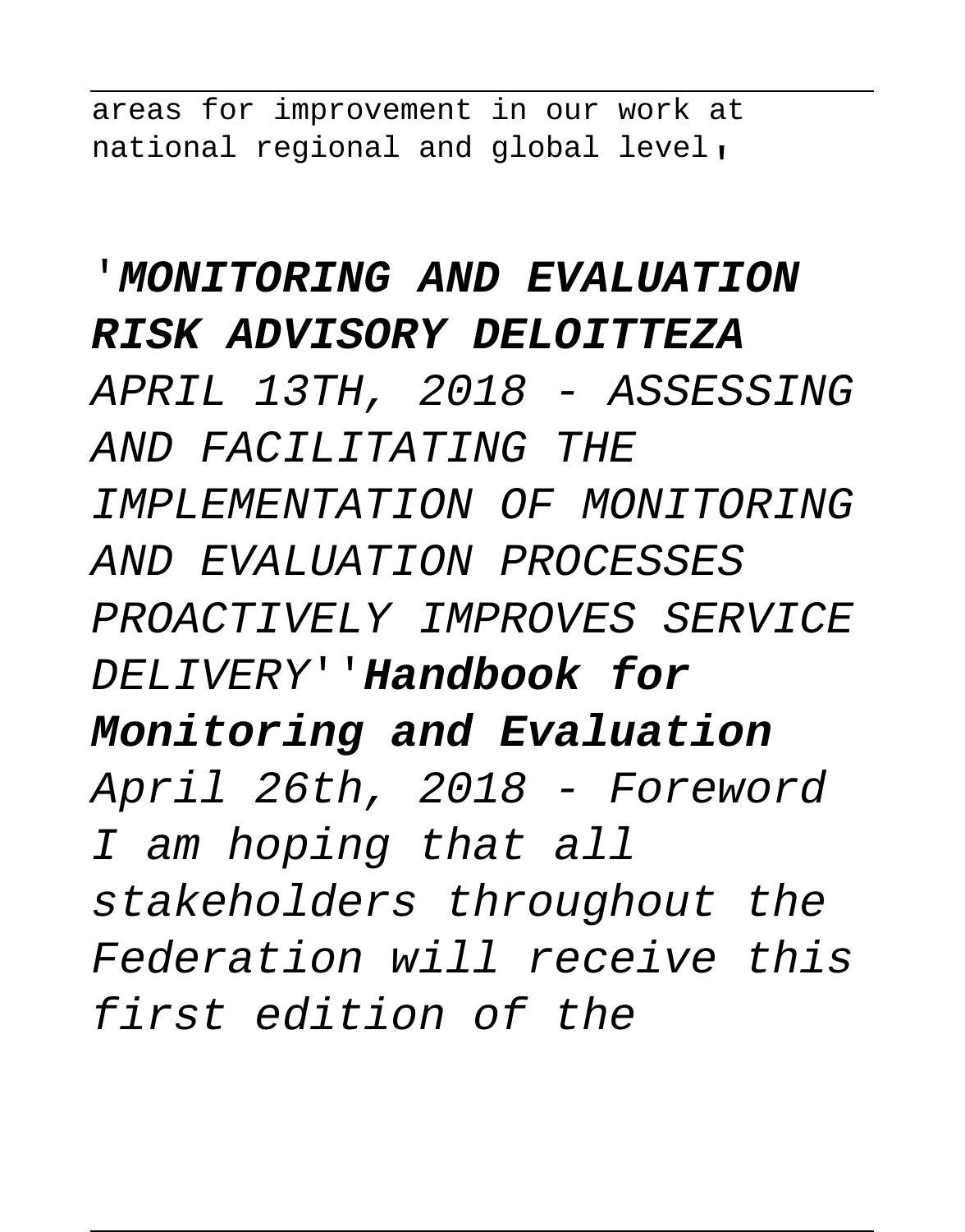areas for improvement in our work at national regional and global level'

'***MONITORING AND EVALUATION RISK ADVISORY DELOITTEZA***

*APRIL 13TH, 2018 - ASSESSING AND FACILITATING THE IMPLEMENTATION OF MONITORING AND EVALUATION PROCESSES PROACTIVELY IMPROVES SERVICE DELIVERY*''***Handbook for Monitoring and Evaluation***

*April 26th, 2018 - Foreword I am hoping that all stakeholders throughout the Federation will receive this first edition of the*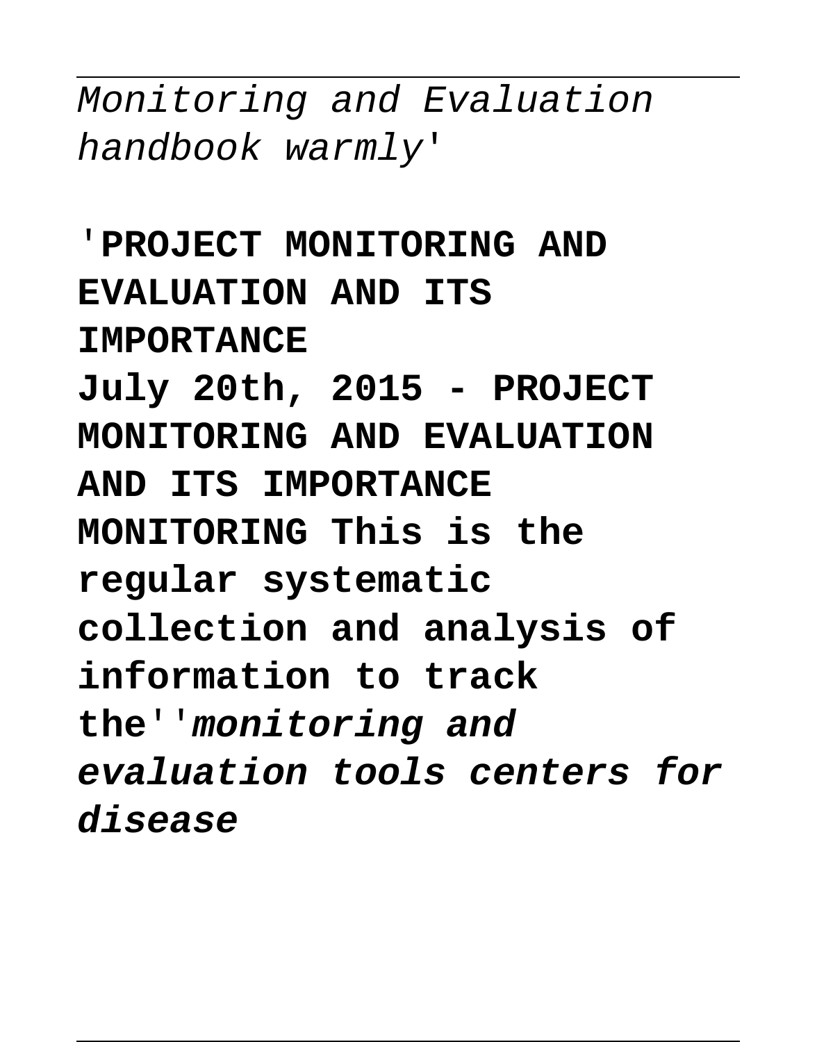*Monitoring and Evaluation handbook warmly'*

'**PROJECT MONITORING AND EVALUATION AND ITS IMPORTANCE**
**July 20th, 2015 - PROJECT MONITORING AND EVALUATION AND ITS IMPORTANCE MONITORING This is the regular systematic collection and analysis of information to track the**''***monitoring and evaluation tools centers for disease***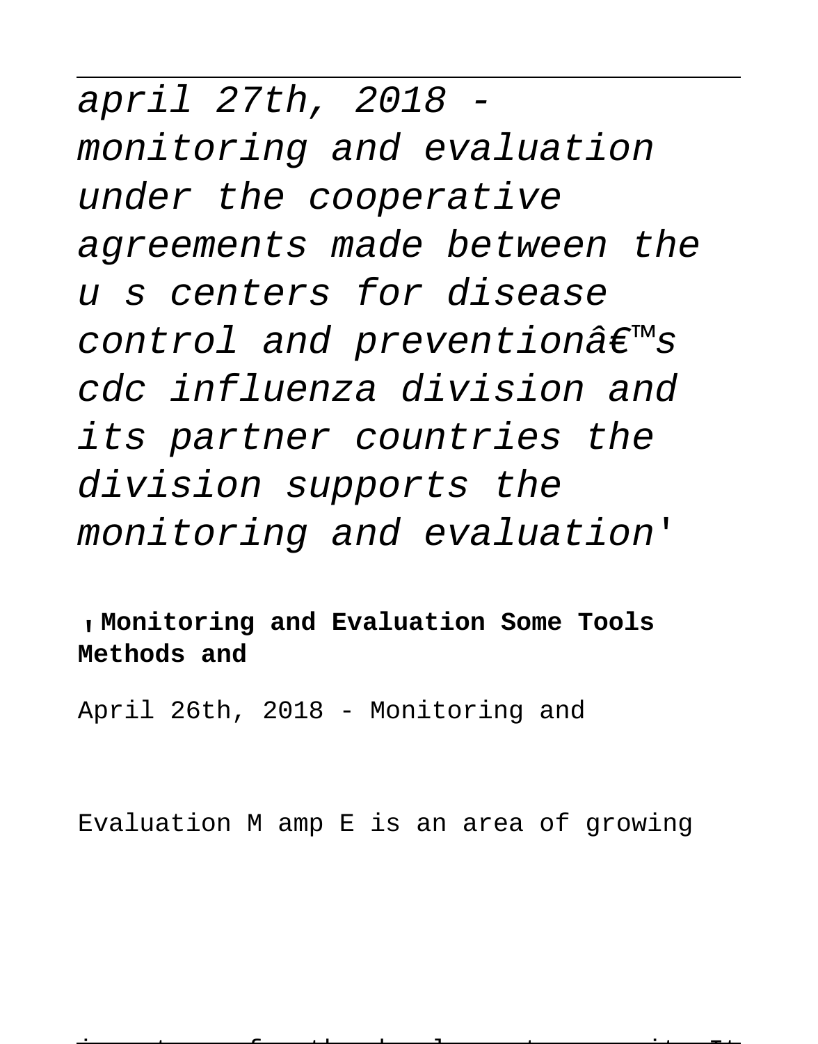*april 27th, 2018 - monitoring and evaluation under the cooperative agreements made between the u s centers for disease control and preventionâ€™s cdc influenza division and its partner countries the division supports the monitoring and evaluation'*

'**Monitoring and Evaluation Some Tools Methods and**

April 26th, 2018 - Monitoring and

Evaluation M amp E is an area of growing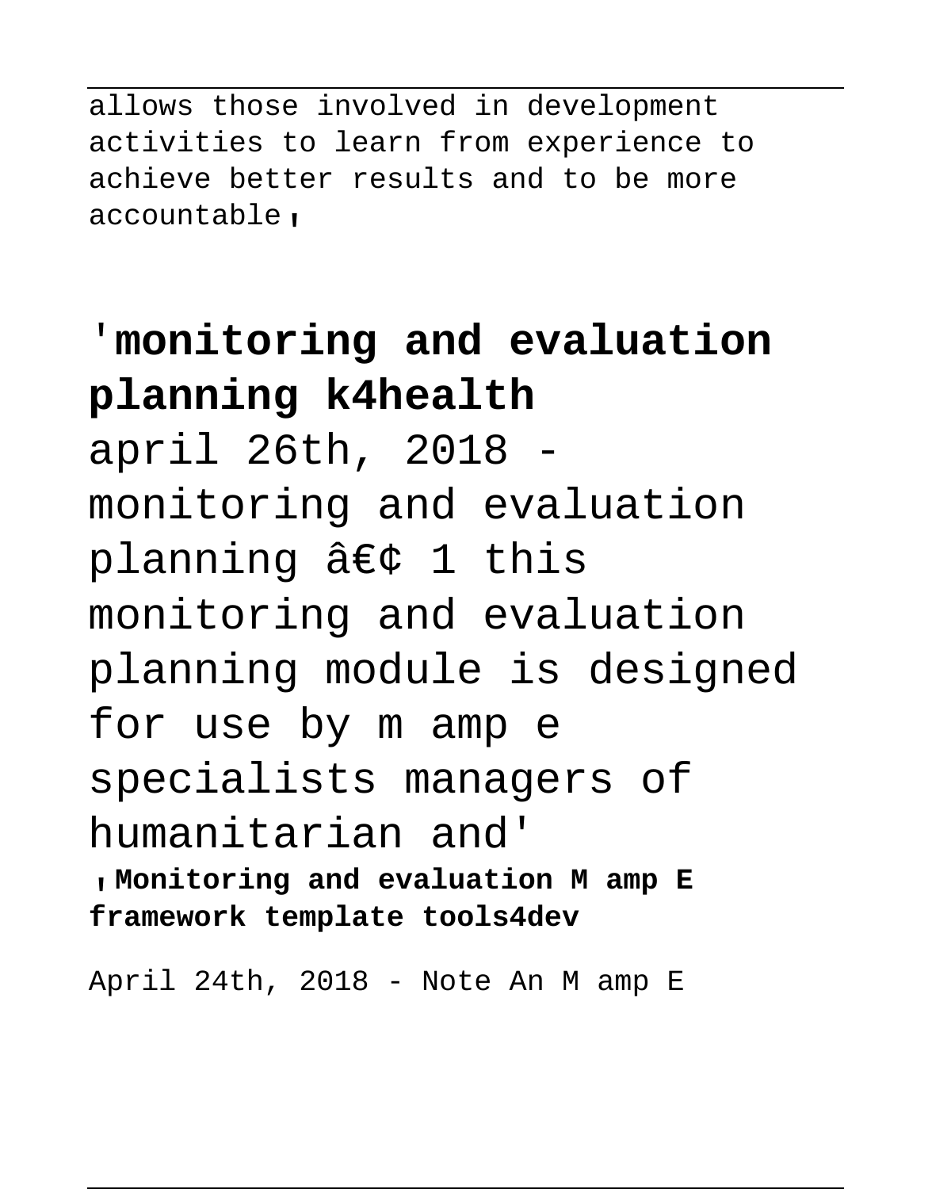allows those involved in development activities to learn from experience to achieve better results and to be more accountable'

## 'monitoring and evaluation planning k4health

april 26th, 2018 - monitoring and evaluation planning â€¢ 1 this monitoring and evaluation planning module is designed for use by m amp e specialists managers of humanitarian and'

'**Monitoring and evaluation M amp E framework template tools4dev**

April 24th, 2018 - Note An M amp E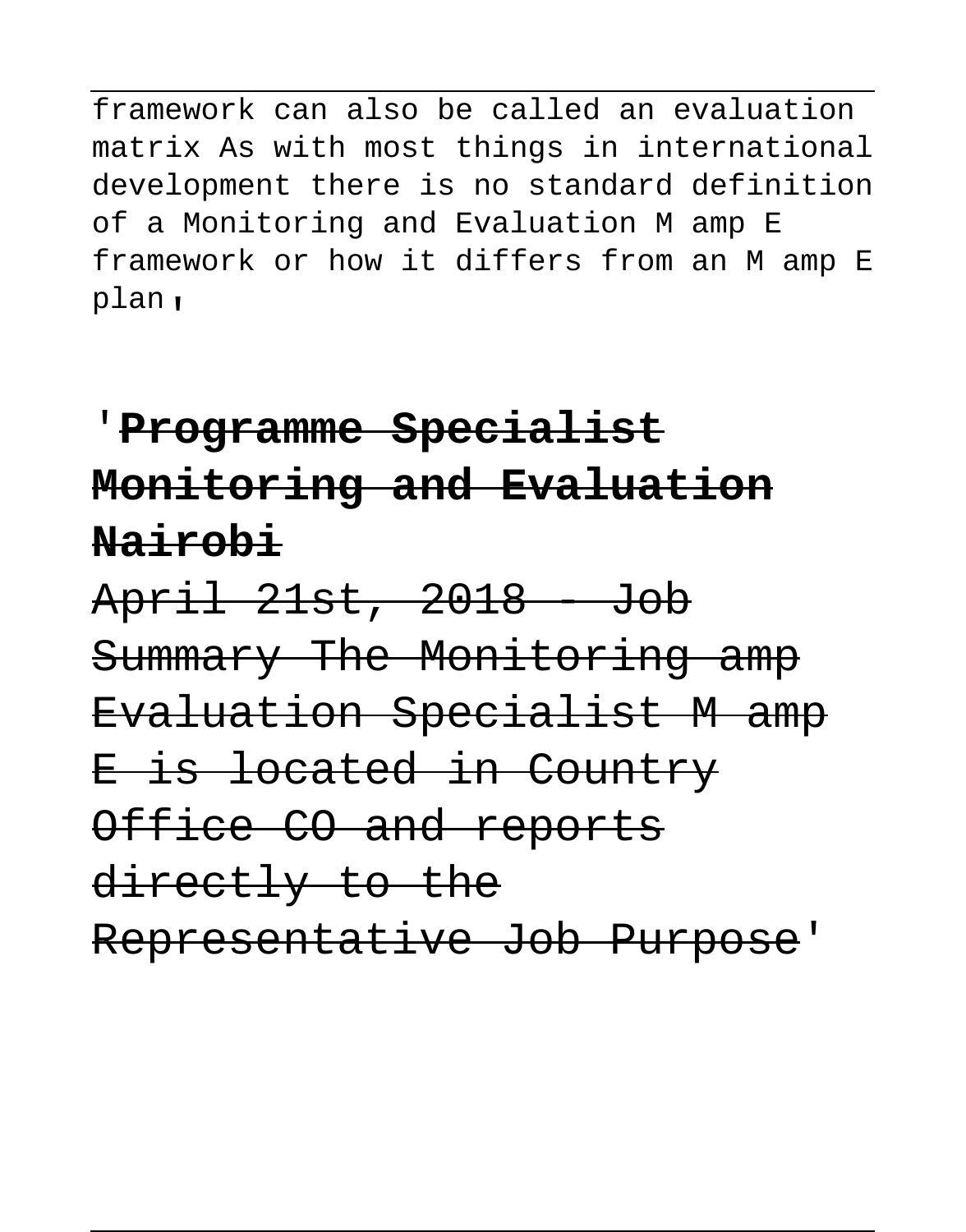framework can also be called an evaluation matrix As with most things in international development there is no standard definition of a Monitoring and Evaluation M amp E framework or how it differs from an M amp E plan'

'**Programme Specialist Monitoring and Evaluation Nairobi**

April 21st, 2018 - Job Summary The Monitoring amp Evaluation Specialist M amp E is located in Country Office CO and reports directly to the Representative Job Purpose'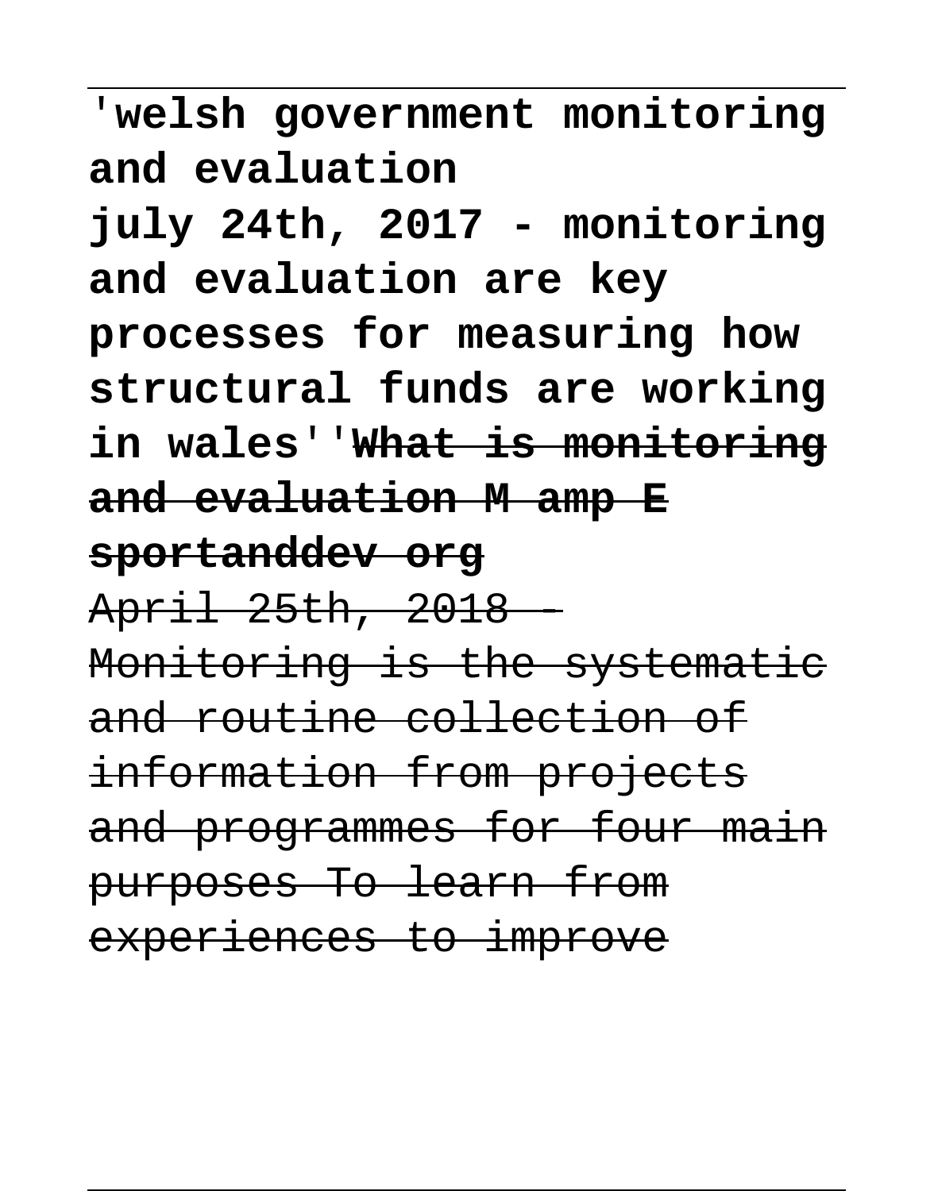**'welsh government monitoring and evaluation july 24th, 2017 - monitoring and evaluation are key processes for measuring how structural funds are working in wales''~~What is monitoring and evaluation M amp E sportanddev org~~**

~~April 25th, 2018 - Monitoring is the systematic and routine collection of information from projects and programmes for four main purposes To learn from experiences to improve~~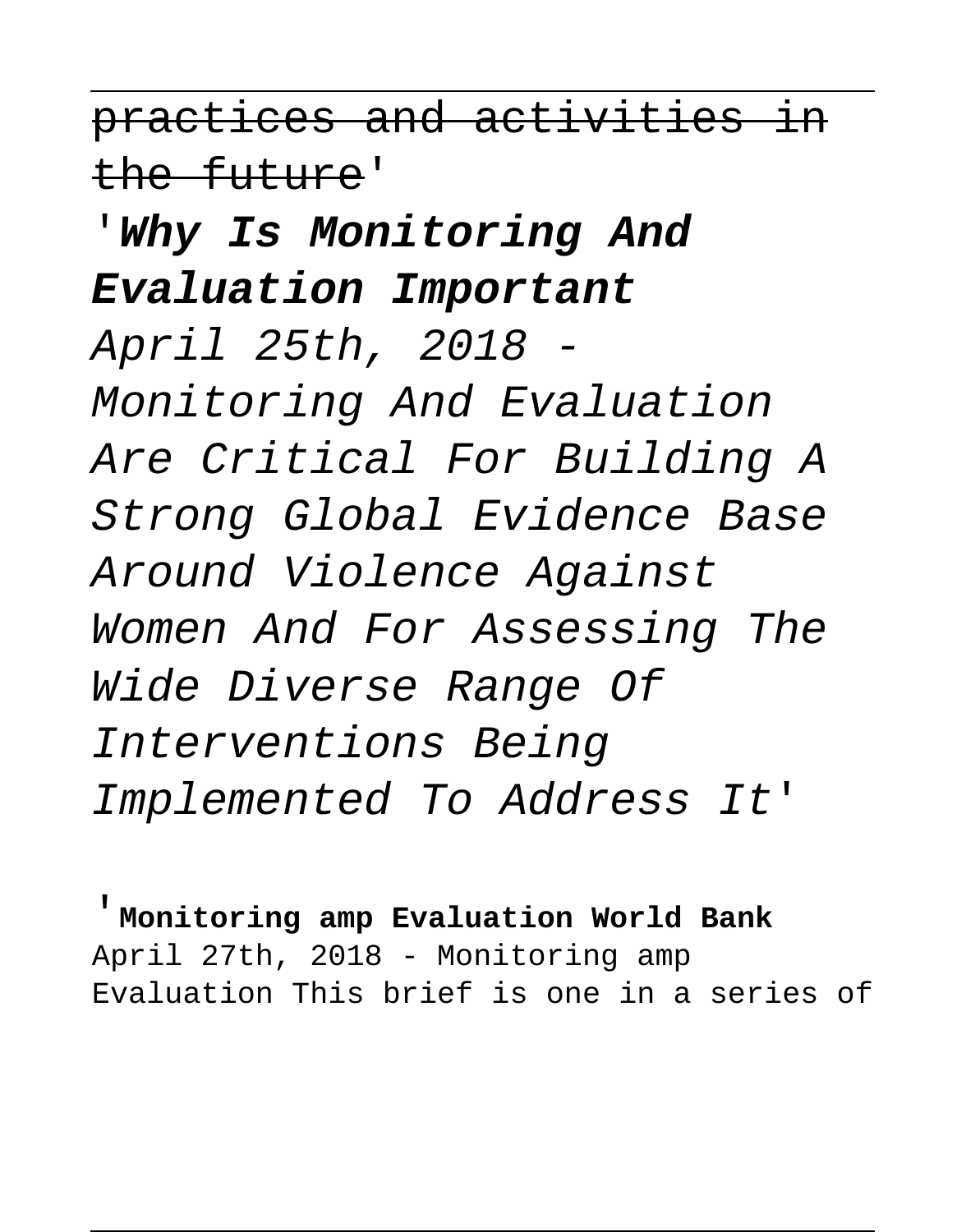practices and activities in the future'

'**Why Is Monitoring And Evaluation Important**

*April 25th, 2018 - Monitoring And Evaluation Are Critical For Building A Strong Global Evidence Base Around Violence Against Women And For Assessing The Wide Diverse Range Of Interventions Being Implemented To Address It*'

'**Monitoring amp Evaluation World Bank**
April 27th, 2018 - Monitoring amp Evaluation This brief is one in a series of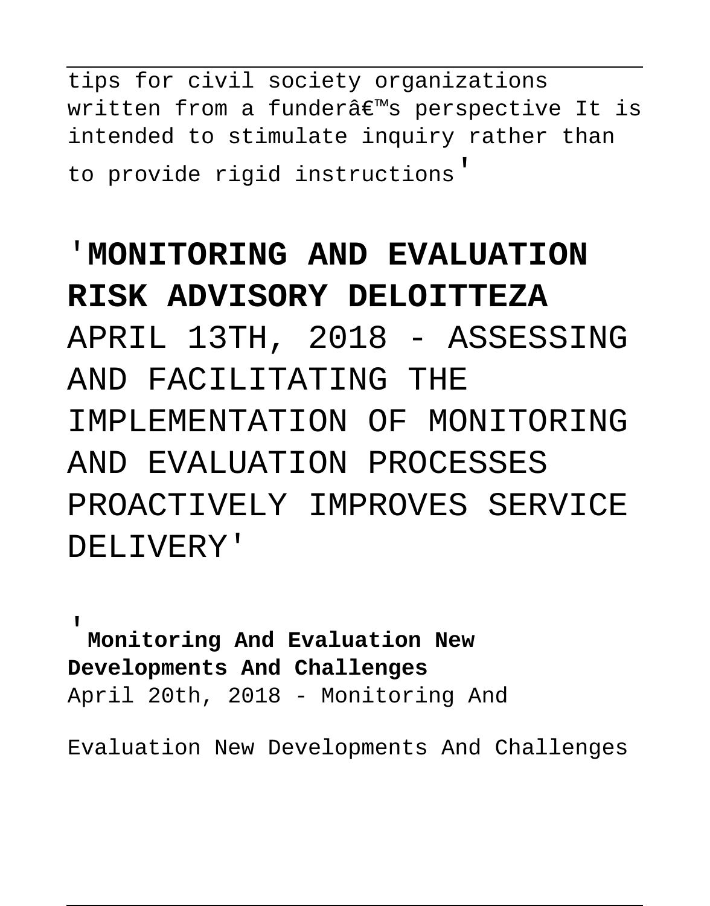tips for civil society organizations written from a funderâ€™s perspective It is intended to stimulate inquiry rather than to provide rigid instructions'

'**MONITORING AND EVALUATION RISK ADVISORY DELOITTEZA**
APRIL 13TH, 2018 - ASSESSING AND FACILITATING THE IMPLEMENTATION OF MONITORING AND EVALUATION PROCESSES PROACTIVELY IMPROVES SERVICE DELIVERY'

'**Monitoring And Evaluation New Developments And Challenges**
April 20th, 2018 - Monitoring And Evaluation New Developments And Challenges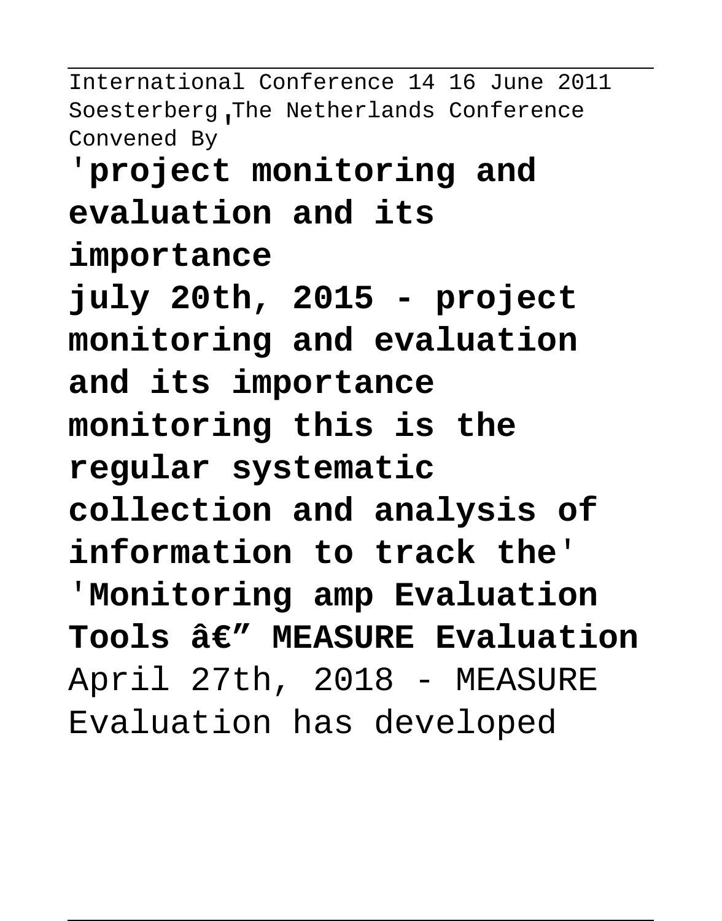International Conference 14 16 June 2011 Soesterberg, The Netherlands Conference Convened By

'**project monitoring and evaluation and its importance**

**july 20th, 2015 - project monitoring and evaluation and its importance monitoring this is the regular systematic collection and analysis of information to track the**'

'**Monitoring amp Evaluation Tools â€" MEASURE Evaluation**

April 27th, 2018 - MEASURE Evaluation has developed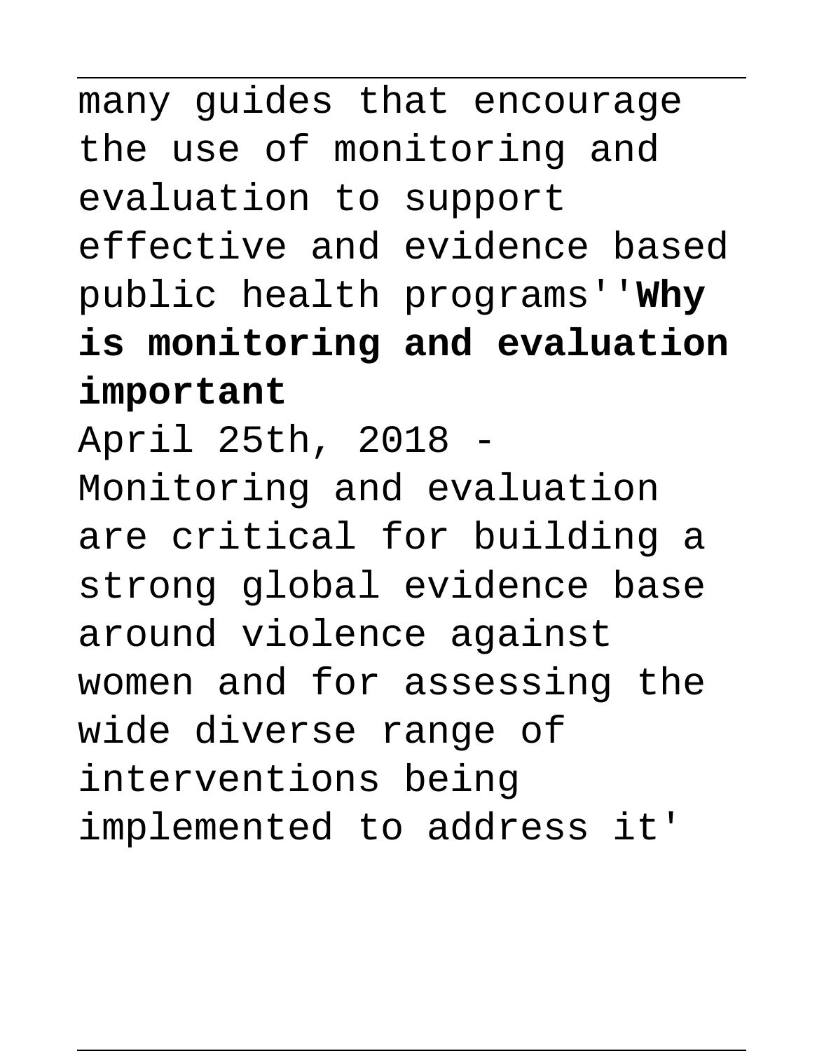many guides that encourage the use of monitoring and evaluation to support effective and evidence based public health programs''**Why is monitoring and evaluation important**

April 25th, 2018 - Monitoring and evaluation are critical for building a strong global evidence base around violence against women and for assessing the wide diverse range of interventions being implemented to address it'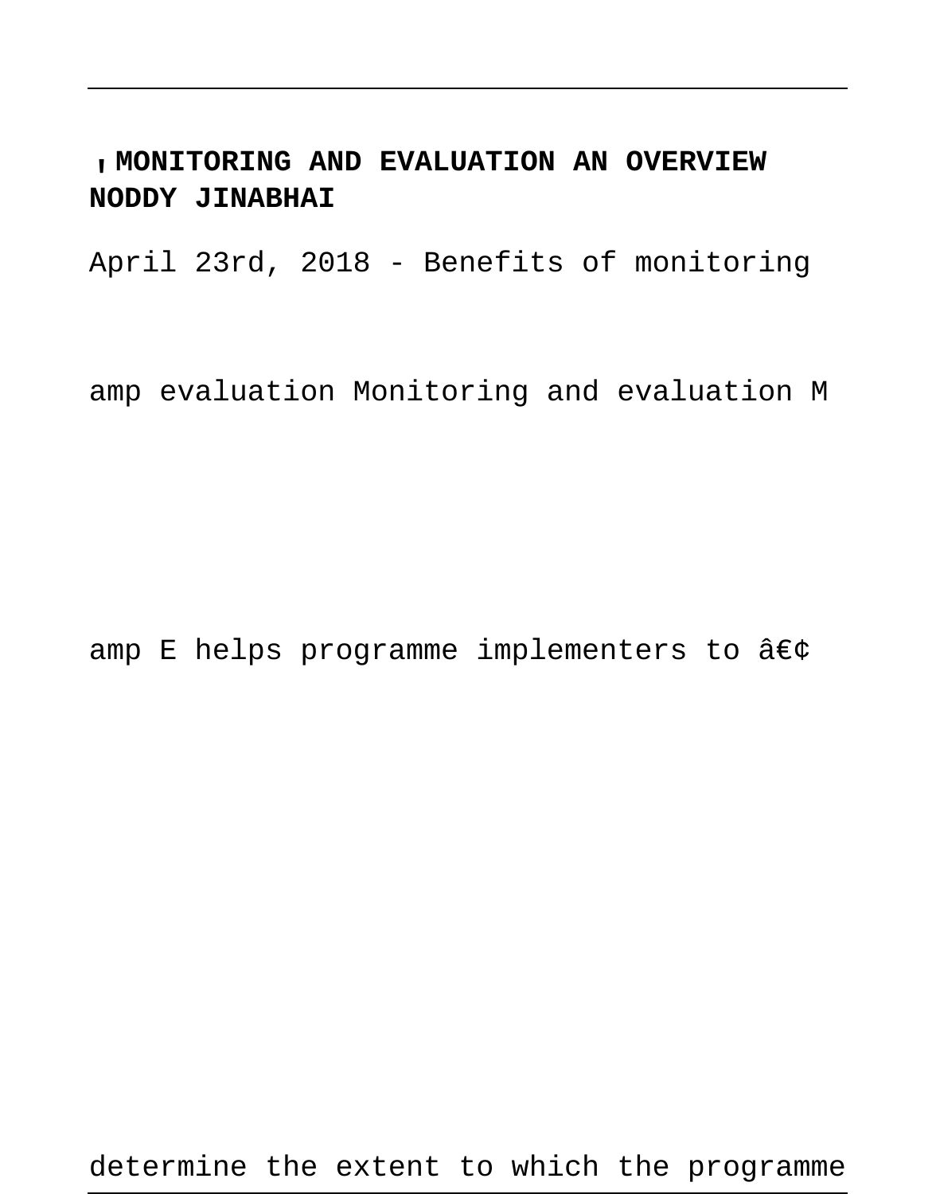'**MONITORING AND EVALUATION AN OVERVIEW NODDY JINABHAI**

April 23rd, 2018 - Benefits of monitoring

amp evaluation Monitoring and evaluation M

amp E helps programme implementers to â€¢

determine the extent to which the programme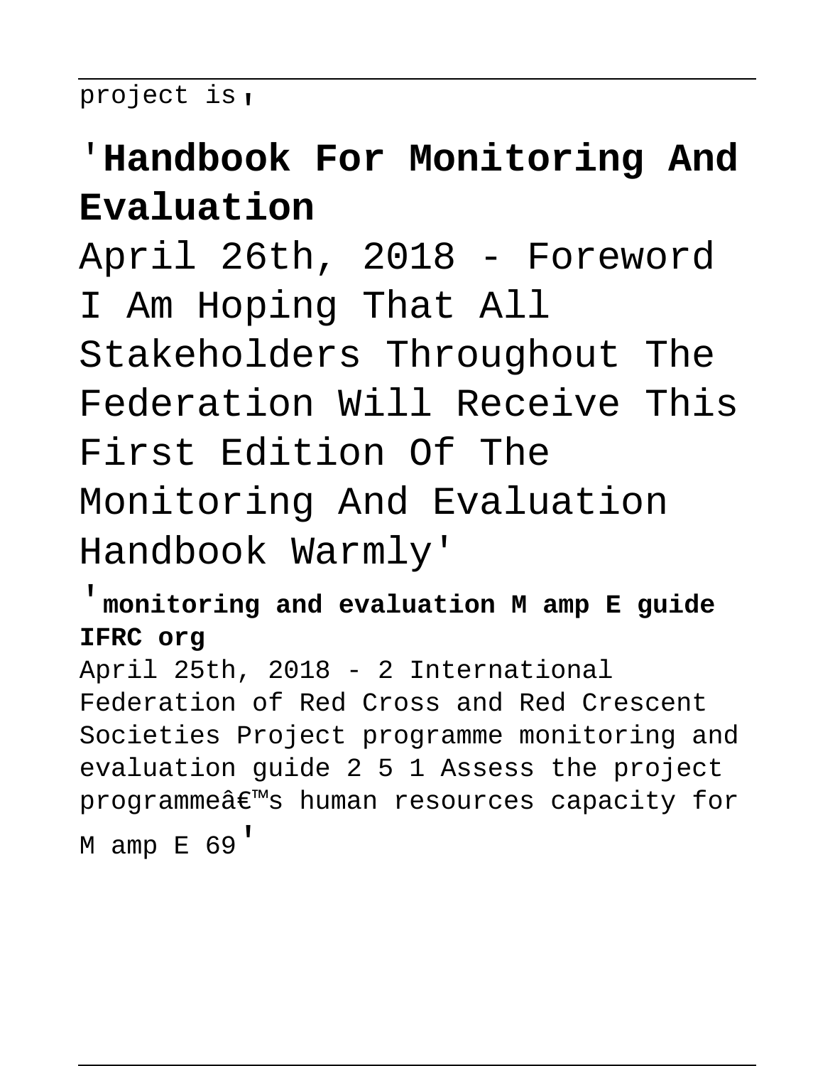project is'

'**Handbook For Monitoring And Evaluation**

April 26th, 2018 - Foreword I Am Hoping That All Stakeholders Throughout The Federation Will Receive This First Edition Of The Monitoring And Evaluation Handbook Warmly'

'**monitoring and evaluation M amp E guide IFRC org**

April 25th, 2018 - 2 International Federation of Red Cross and Red Crescent Societies Project programme monitoring and evaluation guide 2 5 1 Assess the project programmeâ€™s human resources capacity for M amp E 69'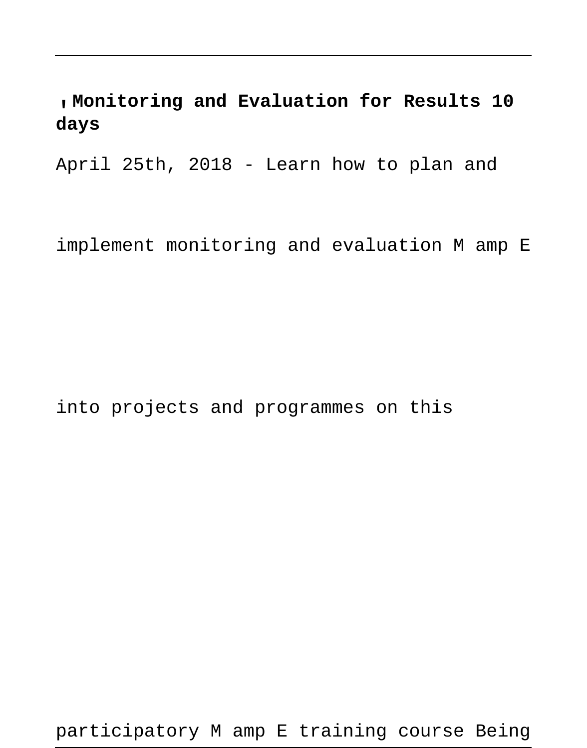**Monitoring and Evaluation for Results 10 days**

April 25th, 2018 - Learn how to plan and implement monitoring and evaluation M amp E into projects and programmes on this participatory M amp E training course Being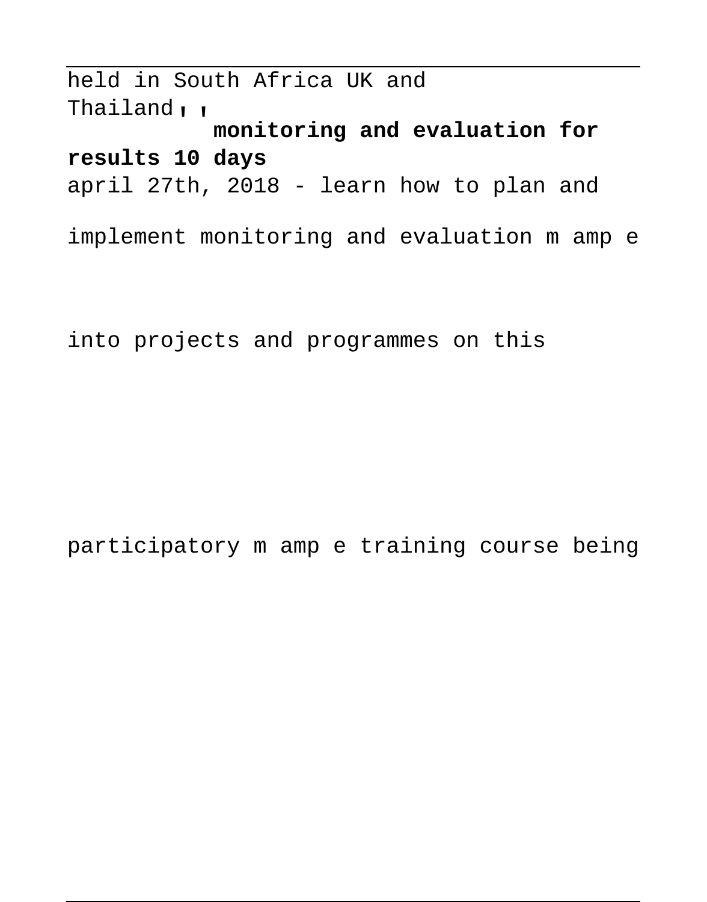held in South Africa UK and Thailand, ,

**monitoring and evaluation for results 10 days**

april 27th, 2018 - learn how to plan and implement monitoring and evaluation m amp e into projects and programmes on this participatory m amp e training course being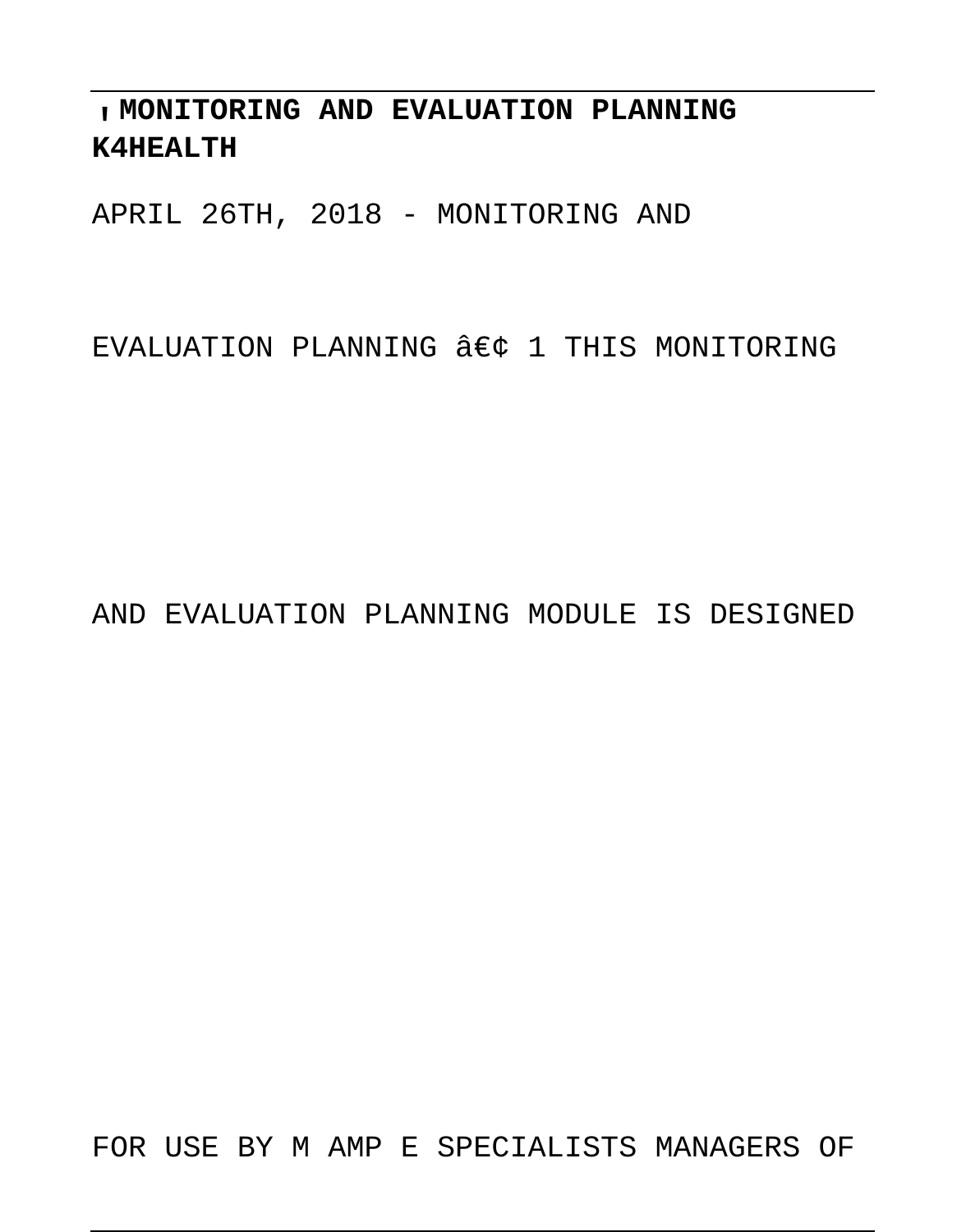**'MONITORING AND EVALUATION PLANNING K4HEALTH**

APRIL 26TH, 2018 - MONITORING AND

EVALUATION PLANNING â€¢ 1 THIS MONITORING

AND EVALUATION PLANNING MODULE IS DESIGNED

FOR USE BY M AMP E SPECIALISTS MANAGERS OF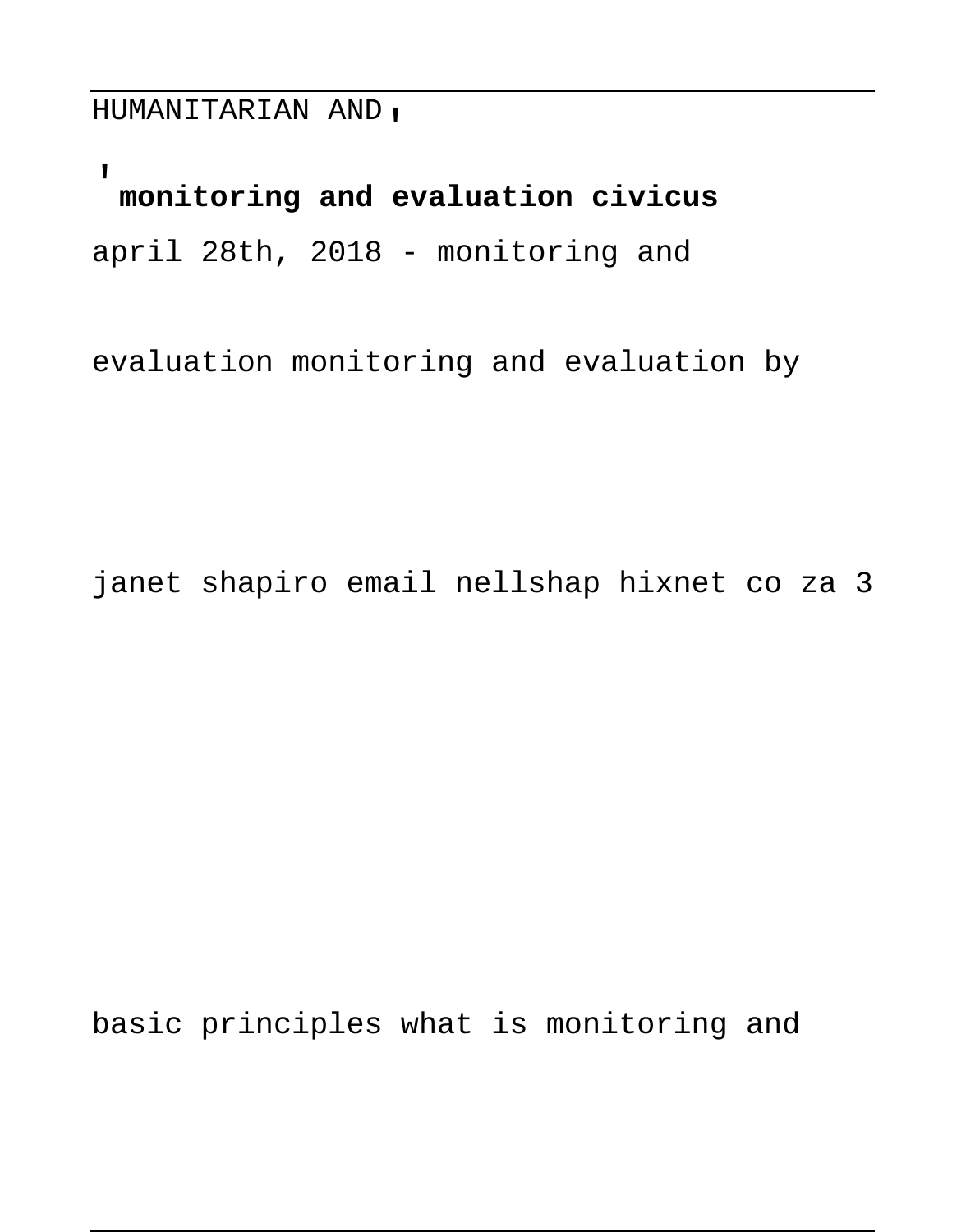HUMANITARIAN AND'

'**monitoring and evaluation civicus**

april 28th, 2018 - monitoring and

evaluation monitoring and evaluation by

janet shapiro email nellshap hixnet co za 3

basic principles what is monitoring and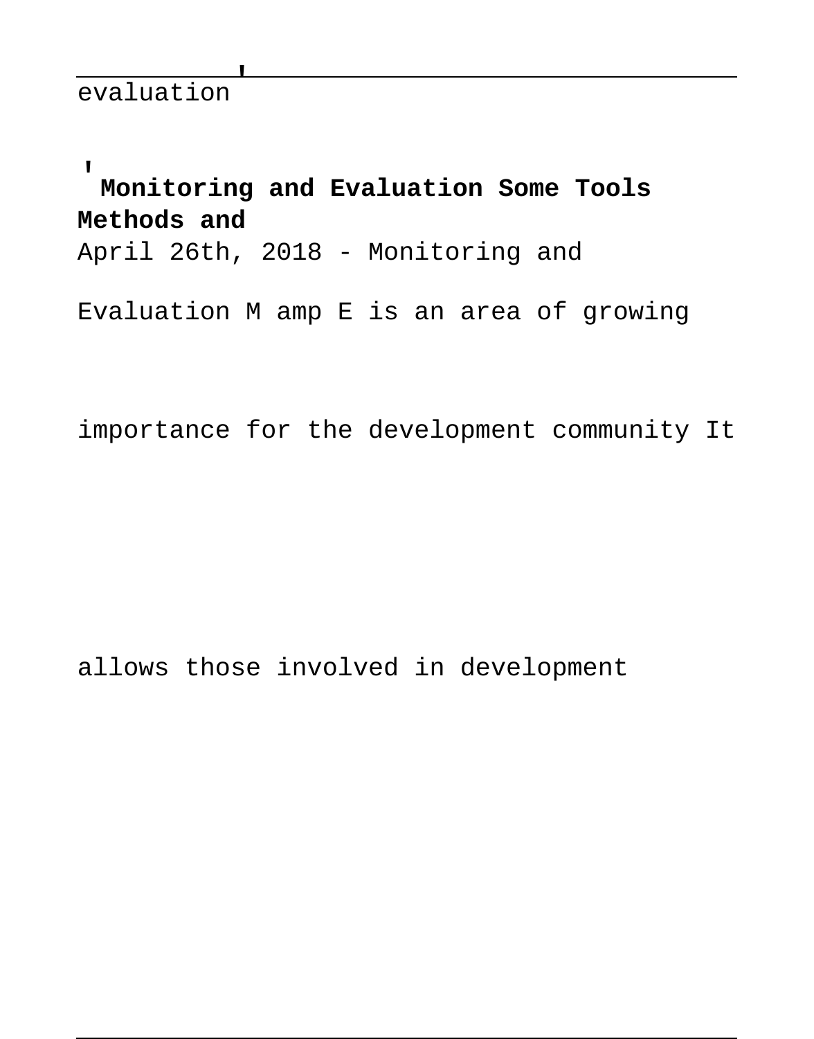evaluation'

'**Monitoring and Evaluation Some Tools Methods and**

April 26th, 2018 - Monitoring and

Evaluation M amp E is an area of growing

importance for the development community It

allows those involved in development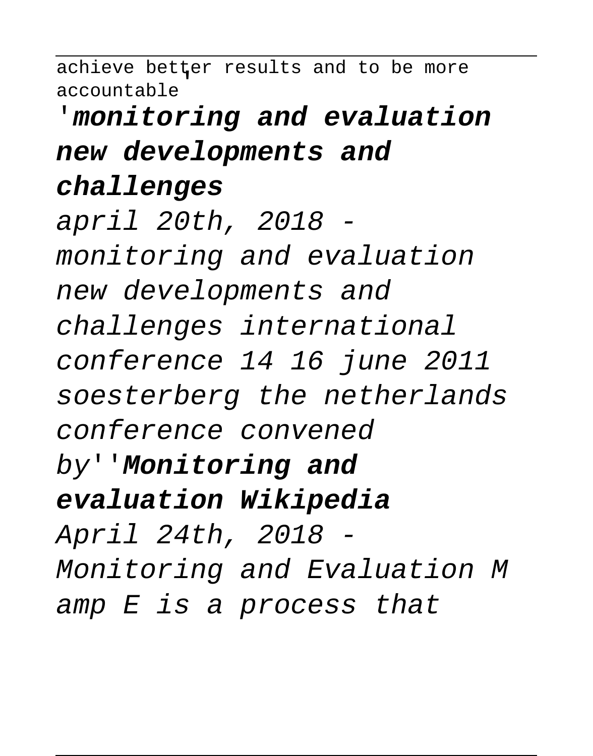achieve better results and to be more accountable'

'**monitoring and evaluation new developments and challenges**

*april 20th, 2018 - monitoring and evaluation new developments and challenges international conference 14 16 june 2011 soesterberg the netherlands conference convened by*''**Monitoring and evaluation Wikipedia**

*April 24th, 2018 - Monitoring and Evaluation M amp E is a process that*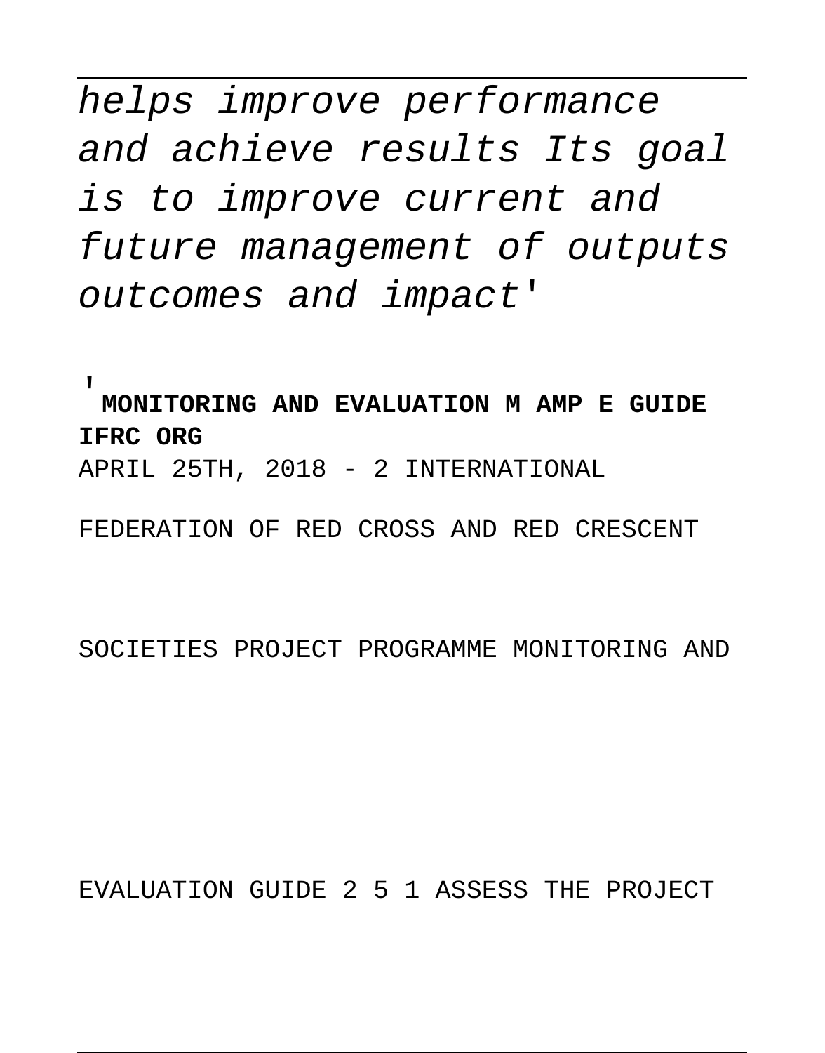*helps improve performance and achieve results Its goal is to improve current and future management of outputs outcomes and impact'*

'**MONITORING AND EVALUATION M AMP E GUIDE IFRC ORG**

APRIL 25TH, 2018 - 2 INTERNATIONAL FEDERATION OF RED CROSS AND RED CRESCENT SOCIETIES PROJECT PROGRAMME MONITORING AND EVALUATION GUIDE 2 5 1 ASSESS THE PROJECT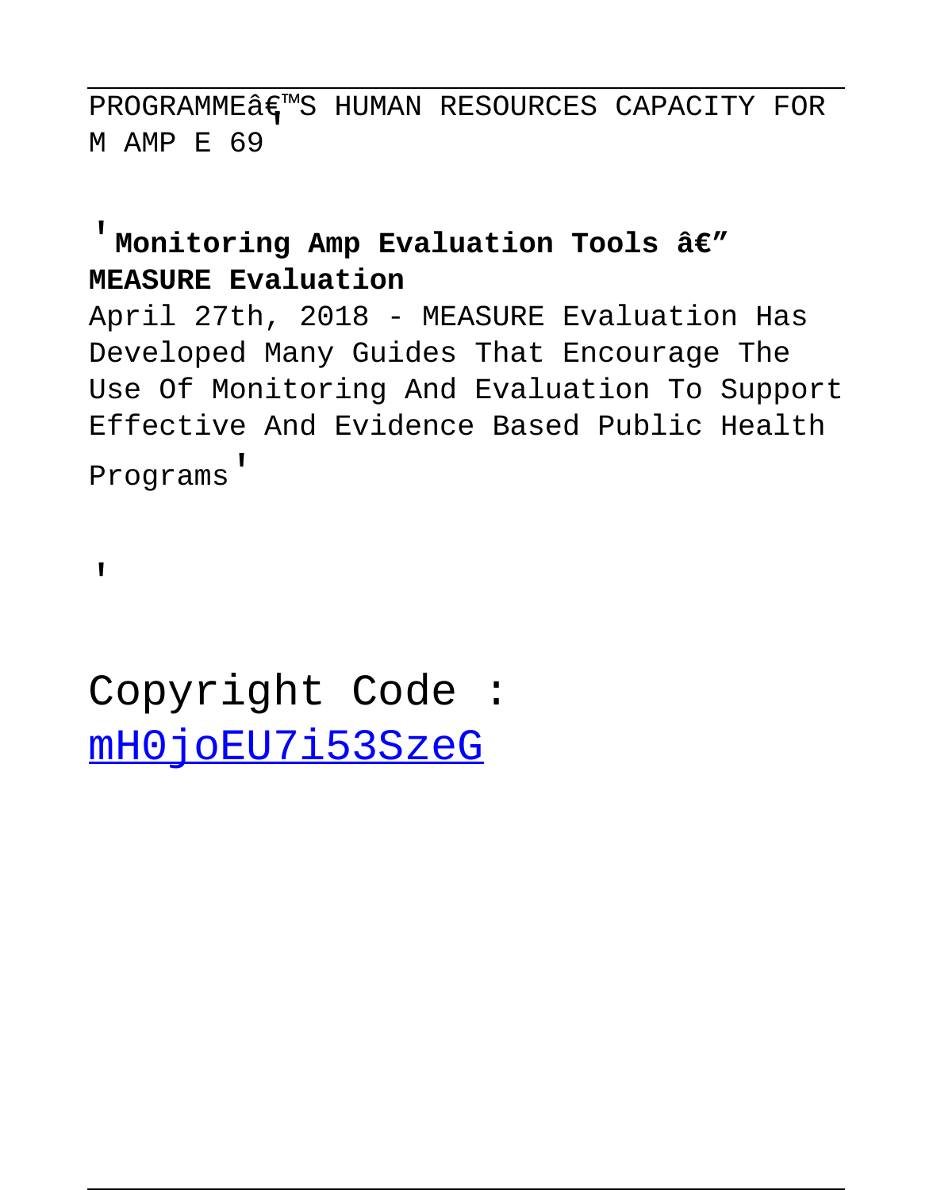PROGRAMMEâ€™S HUMAN RESOURCES CAPACITY FOR M AMP E 69

'**Monitoring Amp Evaluation Tools â€" MEASURE Evaluation**

April 27th, 2018 - MEASURE Evaluation Has Developed Many Guides That Encourage The Use Of Monitoring And Evaluation To Support Effective And Evidence Based Public Health Programs'

'

Copyright Code : mH0joEU7i53SzeG